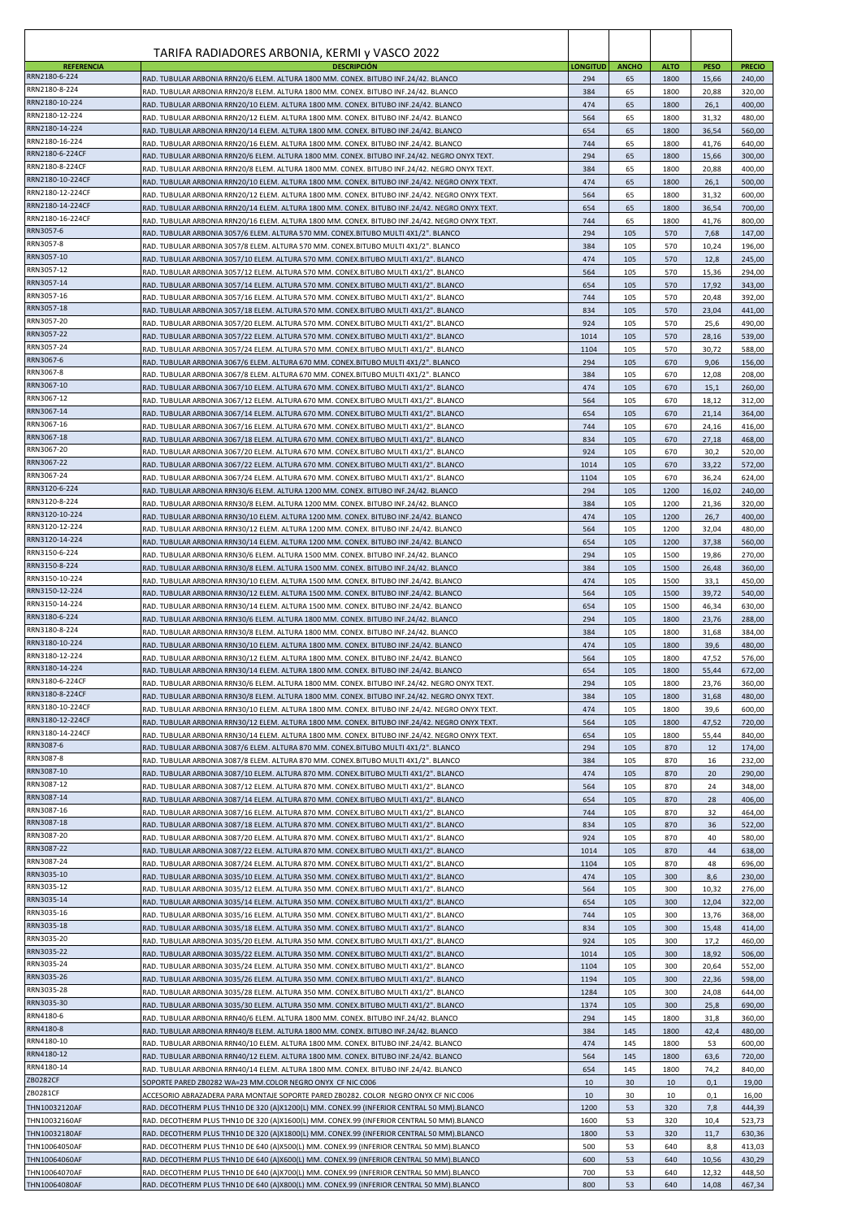# TARIFA RADIADORES ARBONIA, KERMI y VASCO 2022

| REFERENCIA | DESCRIPCIÓN | LONGITUD | ANCHO | ALTO | PESO | PRECIO |
|---|---|---|---|---|---|---|
| RRN2180-6-224 | RAD. TUBULAR ARBONIA RRN20/6 ELEM. ALTURA 1800 MM. CONEX. BITUBO INF.24/42. BLANCO | 294 | 65 | 1800 | 15,66 | 240,00 |
| RRN2180-8-224 | RAD. TUBULAR ARBONIA RRN20/8 ELEM. ALTURA 1800 MM. CONEX. BITUBO INF.24/42. BLANCO | 384 | 65 | 1800 | 20,88 | 320,00 |
| RRN2180-10-224 | RAD. TUBULAR ARBONIA RRN20/10 ELEM. ALTURA 1800 MM. CONEX. BITUBO INF.24/42. BLANCO | 474 | 65 | 1800 | 26,1 | 400,00 |
| RRN2180-12-224 | RAD. TUBULAR ARBONIA RRN20/12 ELEM. ALTURA 1800 MM. CONEX. BITUBO INF.24/42. BLANCO | 564 | 65 | 1800 | 31,32 | 480,00 |
| RRN2180-14-224 | RAD. TUBULAR ARBONIA RRN20/14 ELEM. ALTURA 1800 MM. CONEX. BITUBO INF.24/42. BLANCO | 654 | 65 | 1800 | 36,54 | 560,00 |
| RRN2180-16-224 | RAD. TUBULAR ARBONIA RRN20/16 ELEM. ALTURA 1800 MM. CONEX. BITUBO INF.24/42. BLANCO | 744 | 65 | 1800 | 41,76 | 640,00 |
| RRN2180-6-224CF | RAD. TUBULAR ARBONIA RRN20/6 ELEM. ALTURA 1800 MM. CONEX. BITUBO INF.24/42. NEGRO ONYX TEXT. | 294 | 65 | 1800 | 15,66 | 300,00 |
| RRN2180-8-224CF | RAD. TUBULAR ARBONIA RRN20/8 ELEM. ALTURA 1800 MM. CONEX. BITUBO INF.24/42. NEGRO ONYX TEXT. | 384 | 65 | 1800 | 20,88 | 400,00 |
| RRN2180-10-224CF | RAD. TUBULAR ARBONIA RRN20/10 ELEM. ALTURA 1800 MM. CONEX. BITUBO INF.24/42. NEGRO ONYX TEXT. | 474 | 65 | 1800 | 26,1 | 500,00 |
| RRN2180-12-224CF | RAD. TUBULAR ARBONIA RRN20/12 ELEM. ALTURA 1800 MM. CONEX. BITUBO INF.24/42. NEGRO ONYX TEXT. | 564 | 65 | 1800 | 31,32 | 600,00 |
| RRN2180-14-224CF | RAD. TUBULAR ARBONIA RRN20/14 ELEM. ALTURA 1800 MM. CONEX. BITUBO INF.24/42. NEGRO ONYX TEXT. | 654 | 65 | 1800 | 36,54 | 700,00 |
| RRN2180-16-224CF | RAD. TUBULAR ARBONIA RRN20/16 ELEM. ALTURA 1800 MM. CONEX. BITUBO INF.24/42. NEGRO ONYX TEXT. | 744 | 65 | 1800 | 41,76 | 800,00 |
| RRN3057-6 | RAD. TUBULAR ARBONIA 3057/6 ELEM. ALTURA 570 MM. CONEX.BITUBO MULTI 4X1/2". BLANCO | 294 | 105 | 570 | 7,68 | 147,00 |
| RRN3057-8 | RAD. TUBULAR ARBONIA 3057/8 ELEM. ALTURA 570 MM. CONEX.BITUBO MULTI 4X1/2". BLANCO | 384 | 105 | 570 | 10,24 | 196,00 |
| RRN3057-10 | RAD. TUBULAR ARBONIA 3057/10 ELEM. ALTURA 570 MM. CONEX.BITUBO MULTI 4X1/2". BLANCO | 474 | 105 | 570 | 12,8 | 245,00 |
| RRN3057-12 | RAD. TUBULAR ARBONIA 3057/12 ELEM. ALTURA 570 MM. CONEX.BITUBO MULTI 4X1/2". BLANCO | 564 | 105 | 570 | 15,36 | 294,00 |
| RRN3057-14 | RAD. TUBULAR ARBONIA 3057/14 ELEM. ALTURA 570 MM. CONEX.BITUBO MULTI 4X1/2". BLANCO | 654 | 105 | 570 | 17,92 | 343,00 |
| RRN3057-16 | RAD. TUBULAR ARBONIA 3057/16 ELEM. ALTURA 570 MM. CONEX.BITUBO MULTI 4X1/2". BLANCO | 744 | 105 | 570 | 20,48 | 392,00 |
| RRN3057-18 | RAD. TUBULAR ARBONIA 3057/18 ELEM. ALTURA 570 MM. CONEX.BITUBO MULTI 4X1/2". BLANCO | 834 | 105 | 570 | 23,04 | 441,00 |
| RRN3057-20 | RAD. TUBULAR ARBONIA 3057/20 ELEM. ALTURA 570 MM. CONEX.BITUBO MULTI 4X1/2". BLANCO | 924 | 105 | 570 | 25,6 | 490,00 |
| RRN3057-22 | RAD. TUBULAR ARBONIA 3057/22 ELEM. ALTURA 570 MM. CONEX.BITUBO MULTI 4X1/2". BLANCO | 1014 | 105 | 570 | 28,16 | 539,00 |
| RRN3057-24 | RAD. TUBULAR ARBONIA 3057/24 ELEM. ALTURA 570 MM. CONEX.BITUBO MULTI 4X1/2". BLANCO | 1104 | 105 | 570 | 30,72 | 588,00 |
| RRN3067-6 | RAD. TUBULAR ARBONIA 3067/6 ELEM. ALTURA 670 MM. CONEX.BITUBO MULTI 4X1/2". BLANCO | 294 | 105 | 670 | 9,06 | 156,00 |
| RRN3067-8 | RAD. TUBULAR ARBONIA 3067/8 ELEM. ALTURA 670 MM. CONEX.BITUBO MULTI 4X1/2". BLANCO | 384 | 105 | 670 | 12,08 | 208,00 |
| RRN3067-10 | RAD. TUBULAR ARBONIA 3067/10 ELEM. ALTURA 670 MM. CONEX.BITUBO MULTI 4X1/2". BLANCO | 474 | 105 | 670 | 15,1 | 260,00 |
| RRN3067-12 | RAD. TUBULAR ARBONIA 3067/12 ELEM. ALTURA 670 MM. CONEX.BITUBO MULTI 4X1/2". BLANCO | 564 | 105 | 670 | 18,12 | 312,00 |
| RRN3067-14 | RAD. TUBULAR ARBONIA 3067/14 ELEM. ALTURA 670 MM. CONEX.BITUBO MULTI 4X1/2". BLANCO | 654 | 105 | 670 | 21,14 | 364,00 |
| RRN3067-16 | RAD. TUBULAR ARBONIA 3067/16 ELEM. ALTURA 670 MM. CONEX.BITUBO MULTI 4X1/2". BLANCO | 744 | 105 | 670 | 24,16 | 416,00 |
| RRN3067-18 | RAD. TUBULAR ARBONIA 3067/18 ELEM. ALTURA 670 MM. CONEX.BITUBO MULTI 4X1/2". BLANCO | 834 | 105 | 670 | 27,18 | 468,00 |
| RRN3067-20 | RAD. TUBULAR ARBONIA 3067/20 ELEM. ALTURA 670 MM. CONEX.BITUBO MULTI 4X1/2". BLANCO | 924 | 105 | 670 | 30,2 | 520,00 |
| RRN3067-22 | RAD. TUBULAR ARBONIA 3067/22 ELEM. ALTURA 670 MM. CONEX.BITUBO MULTI 4X1/2". BLANCO | 1014 | 105 | 670 | 33,22 | 572,00 |
| RRN3067-24 | RAD. TUBULAR ARBONIA 3067/24 ELEM. ALTURA 670 MM. CONEX.BITUBO MULTI 4X1/2". BLANCO | 1104 | 105 | 670 | 36,24 | 624,00 |
| RRN3120-6-224 | RAD. TUBULAR ARBONIA RRN30/6 ELEM. ALTURA 1200 MM. CONEX. BITUBO INF.24/42. BLANCO | 294 | 105 | 1200 | 16,02 | 240,00 |
| RRN3120-8-224 | RAD. TUBULAR ARBONIA RRN30/8 ELEM. ALTURA 1200 MM. CONEX. BITUBO INF.24/42. BLANCO | 384 | 105 | 1200 | 21,36 | 320,00 |
| RRN3120-10-224 | RAD. TUBULAR ARBONIA RRN30/10 ELEM. ALTURA 1200 MM. CONEX. BITUBO INF.24/42. BLANCO | 474 | 105 | 1200 | 26,7 | 400,00 |
| RRN3120-12-224 | RAD. TUBULAR ARBONIA RRN30/12 ELEM. ALTURA 1200 MM. CONEX. BITUBO INF.24/42. BLANCO | 564 | 105 | 1200 | 32,04 | 480,00 |
| RRN3120-14-224 | RAD. TUBULAR ARBONIA RRN30/14 ELEM. ALTURA 1200 MM. CONEX. BITUBO INF.24/42. BLANCO | 654 | 105 | 1200 | 37,38 | 560,00 |
| RRN3150-6-224 | RAD. TUBULAR ARBONIA RRN30/6 ELEM. ALTURA 1500 MM. CONEX. BITUBO INF.24/42. BLANCO | 294 | 105 | 1500 | 19,86 | 270,00 |
| RRN3150-8-224 | RAD. TUBULAR ARBONIA RRN30/8 ELEM. ALTURA 1500 MM. CONEX. BITUBO INF.24/42. BLANCO | 384 | 105 | 1500 | 26,48 | 360,00 |
| RRN3150-10-224 | RAD. TUBULAR ARBONIA RRN30/10 ELEM. ALTURA 1500 MM. CONEX. BITUBO INF.24/42. BLANCO | 474 | 105 | 1500 | 33,1 | 450,00 |
| RRN3150-12-224 | RAD. TUBULAR ARBONIA RRN30/12 ELEM. ALTURA 1500 MM. CONEX. BITUBO INF.24/42. BLANCO | 564 | 105 | 1500 | 39,72 | 540,00 |
| RRN3150-14-224 | RAD. TUBULAR ARBONIA RRN30/14 ELEM. ALTURA 1500 MM. CONEX. BITUBO INF.24/42. BLANCO | 654 | 105 | 1500 | 46,34 | 630,00 |
| RRN3180-6-224 | RAD. TUBULAR ARBONIA RRN30/6 ELEM. ALTURA 1800 MM. CONEX. BITUBO INF.24/42. BLANCO | 294 | 105 | 1800 | 23,76 | 288,00 |
| RRN3180-8-224 | RAD. TUBULAR ARBONIA RRN30/8 ELEM. ALTURA 1800 MM. CONEX. BITUBO INF.24/42. BLANCO | 384 | 105 | 1800 | 31,68 | 384,00 |
| RRN3180-10-224 | RAD. TUBULAR ARBONIA RRN30/10 ELEM. ALTURA 1800 MM. CONEX. BITUBO INF.24/42. BLANCO | 474 | 105 | 1800 | 39,6 | 480,00 |
| RRN3180-12-224 | RAD. TUBULAR ARBONIA RRN30/12 ELEM. ALTURA 1800 MM. CONEX. BITUBO INF.24/42. BLANCO | 564 | 105 | 1800 | 47,52 | 576,00 |
| RRN3180-14-224 | RAD. TUBULAR ARBONIA RRN30/14 ELEM. ALTURA 1800 MM. CONEX. BITUBO INF.24/42. BLANCO | 654 | 105 | 1800 | 55,44 | 672,00 |
| RRN3180-6-224CF | RAD. TUBULAR ARBONIA RRN30/6 ELEM. ALTURA 1800 MM. CONEX. BITUBO INF.24/42. NEGRO ONYX TEXT. | 294 | 105 | 1800 | 23,76 | 360,00 |
| RRN3180-8-224CF | RAD. TUBULAR ARBONIA RRN30/8 ELEM. ALTURA 1800 MM. CONEX. BITUBO INF.24/42. NEGRO ONYX TEXT. | 384 | 105 | 1800 | 31,68 | 480,00 |
| RRN3180-10-224CF | RAD. TUBULAR ARBONIA RRN30/10 ELEM. ALTURA 1800 MM. CONEX. BITUBO INF.24/42. NEGRO ONYX TEXT. | 474 | 105 | 1800 | 39,6 | 600,00 |
| RRN3180-12-224CF | RAD. TUBULAR ARBONIA RRN30/12 ELEM. ALTURA 1800 MM. CONEX. BITUBO INF.24/42. NEGRO ONYX TEXT. | 564 | 105 | 1800 | 47,52 | 720,00 |
| RRN3180-14-224CF | RAD. TUBULAR ARBONIA RRN30/14 ELEM. ALTURA 1800 MM. CONEX. BITUBO INF.24/42. NEGRO ONYX TEXT. | 654 | 105 | 1800 | 55,44 | 840,00 |
| RRN3087-6 | RAD. TUBULAR ARBONIA 3087/6 ELEM. ALTURA 870 MM. CONEX.BITUBO MULTI 4X1/2". BLANCO | 294 | 105 | 870 | 12 | 174,00 |
| RRN3087-8 | RAD. TUBULAR ARBONIA 3087/8 ELEM. ALTURA 870 MM. CONEX.BITUBO MULTI 4X1/2". BLANCO | 384 | 105 | 870 | 16 | 232,00 |
| RRN3087-10 | RAD. TUBULAR ARBONIA 3087/10 ELEM. ALTURA 870 MM. CONEX.BITUBO MULTI 4X1/2". BLANCO | 474 | 105 | 870 | 20 | 290,00 |
| RRN3087-12 | RAD. TUBULAR ARBONIA 3087/12 ELEM. ALTURA 870 MM. CONEX.BITUBO MULTI 4X1/2". BLANCO | 564 | 105 | 870 | 24 | 348,00 |
| RRN3087-14 | RAD. TUBULAR ARBONIA 3087/14 ELEM. ALTURA 870 MM. CONEX.BITUBO MULTI 4X1/2". BLANCO | 654 | 105 | 870 | 28 | 406,00 |
| RRN3087-16 | RAD. TUBULAR ARBONIA 3087/16 ELEM. ALTURA 870 MM. CONEX.BITUBO MULTI 4X1/2". BLANCO | 744 | 105 | 870 | 32 | 464,00 |
| RRN3087-18 | RAD. TUBULAR ARBONIA 3087/18 ELEM. ALTURA 870 MM. CONEX.BITUBO MULTI 4X1/2". BLANCO | 834 | 105 | 870 | 36 | 522,00 |
| RRN3087-20 | RAD. TUBULAR ARBONIA 3087/20 ELEM. ALTURA 870 MM. CONEX.BITUBO MULTI 4X1/2". BLANCO | 924 | 105 | 870 | 40 | 580,00 |
| RRN3087-22 | RAD. TUBULAR ARBONIA 3087/22 ELEM. ALTURA 870 MM. CONEX.BITUBO MULTI 4X1/2". BLANCO | 1014 | 105 | 870 | 44 | 638,00 |
| RRN3087-24 | RAD. TUBULAR ARBONIA 3087/24 ELEM. ALTURA 870 MM. CONEX.BITUBO MULTI 4X1/2". BLANCO | 1104 | 105 | 870 | 48 | 696,00 |
| RRN3035-10 | RAD. TUBULAR ARBONIA 3035/10 ELEM. ALTURA 350 MM. CONEX.BITUBO MULTI 4X1/2". BLANCO | 474 | 105 | 300 | 8,6 | 230,00 |
| RRN3035-12 | RAD. TUBULAR ARBONIA 3035/12 ELEM. ALTURA 350 MM. CONEX.BITUBO MULTI 4X1/2". BLANCO | 564 | 105 | 300 | 10,32 | 276,00 |
| RRN3035-14 | RAD. TUBULAR ARBONIA 3035/14 ELEM. ALTURA 350 MM. CONEX.BITUBO MULTI 4X1/2". BLANCO | 654 | 105 | 300 | 12,04 | 322,00 |
| RRN3035-16 | RAD. TUBULAR ARBONIA 3035/16 ELEM. ALTURA 350 MM. CONEX.BITUBO MULTI 4X1/2". BLANCO | 744 | 105 | 300 | 13,76 | 368,00 |
| RRN3035-18 | RAD. TUBULAR ARBONIA 3035/18 ELEM. ALTURA 350 MM. CONEX.BITUBO MULTI 4X1/2". BLANCO | 834 | 105 | 300 | 15,48 | 414,00 |
| RRN3035-20 | RAD. TUBULAR ARBONIA 3035/20 ELEM. ALTURA 350 MM. CONEX.BITUBO MULTI 4X1/2". BLANCO | 924 | 105 | 300 | 17,2 | 460,00 |
| RRN3035-22 | RAD. TUBULAR ARBONIA 3035/22 ELEM. ALTURA 350 MM. CONEX.BITUBO MULTI 4X1/2". BLANCO | 1014 | 105 | 300 | 18,92 | 506,00 |
| RRN3035-24 | RAD. TUBULAR ARBONIA 3035/24 ELEM. ALTURA 350 MM. CONEX.BITUBO MULTI 4X1/2". BLANCO | 1104 | 105 | 300 | 20,64 | 552,00 |
| RRN3035-26 | RAD. TUBULAR ARBONIA 3035/26 ELEM. ALTURA 350 MM. CONEX.BITUBO MULTI 4X1/2". BLANCO | 1194 | 105 | 300 | 22,36 | 598,00 |
| RRN3035-28 | RAD. TUBULAR ARBONIA 3035/28 ELEM. ALTURA 350 MM. CONEX.BITUBO MULTI 4X1/2". BLANCO | 1284 | 105 | 300 | 24,08 | 644,00 |
| RRN3035-30 | RAD. TUBULAR ARBONIA 3035/30 ELEM. ALTURA 350 MM. CONEX.BITUBO MULTI 4X1/2". BLANCO | 1374 | 105 | 300 | 25,8 | 690,00 |
| RRN4180-6 | RAD. TUBULAR ARBONIA RRN40/6 ELEM. ALTURA 1800 MM. CONEX. BITUBO INF.24/42. BLANCO | 294 | 145 | 1800 | 31,8 | 360,00 |
| RRN4180-8 | RAD. TUBULAR ARBONIA RRN40/8 ELEM. ALTURA 1800 MM. CONEX. BITUBO INF.24/42. BLANCO | 384 | 145 | 1800 | 42,4 | 480,00 |
| RRN4180-10 | RAD. TUBULAR ARBONIA RRN40/10 ELEM. ALTURA 1800 MM. CONEX. BITUBO INF.24/42. BLANCO | 474 | 145 | 1800 | 53 | 600,00 |
| RRN4180-12 | RAD. TUBULAR ARBONIA RRN40/12 ELEM. ALTURA 1800 MM. CONEX. BITUBO INF.24/42. BLANCO | 564 | 145 | 1800 | 63,6 | 720,00 |
| RRN4180-14 | RAD. TUBULAR ARBONIA RRN40/14 ELEM. ALTURA 1800 MM. CONEX. BITUBO INF.24/42. BLANCO | 654 | 145 | 1800 | 74,2 | 840,00 |
| ZB0282CF | SOPORTE PARED ZB0282 WA=23 MM.COLOR NEGRO ONYX CF NIC C006 | 10 | 30 | 10 | 0,1 | 19,00 |
| ZB0281CF | ACCESORIO ABRAZADERA PARA MONTAJE SOPORTE PARED ZB0282. COLOR NEGRO ONYX CF NIC C006 | 10 | 30 | 10 | 0,1 | 16,00 |
| THN10032120AF | RAD. DECOTHERM PLUS THN10 DE 320 (A)X1200(L) MM. CONEX.99 (INFERIOR CENTRAL 50 MM).BLANCO | 1200 | 53 | 320 | 7,8 | 444,39 |
| THN10032160AF | RAD. DECOTHERM PLUS THN10 DE 320 (A)X1600(L) MM. CONEX.99 (INFERIOR CENTRAL 50 MM).BLANCO | 1600 | 53 | 320 | 10,4 | 523,73 |
| THN10032180AF | RAD. DECOTHERM PLUS THN10 DE 320 (A)X1800(L) MM. CONEX.99 (INFERIOR CENTRAL 50 MM).BLANCO | 1800 | 53 | 320 | 11,7 | 630,36 |
| THN10064050AF | RAD. DECOTHERM PLUS THN10 DE 640 (A)X500(L) MM. CONEX.99 (INFERIOR CENTRAL 50 MM).BLANCO | 500 | 53 | 640 | 8,8 | 413,03 |
| THN10064060AF | RAD. DECOTHERM PLUS THN10 DE 640 (A)X600(L) MM. CONEX.99 (INFERIOR CENTRAL 50 MM).BLANCO | 600 | 53 | 640 | 10,56 | 430,29 |
| THN10064070AF | RAD. DECOTHERM PLUS THN10 DE 640 (A)X700(L) MM. CONEX.99 (INFERIOR CENTRAL 50 MM).BLANCO | 700 | 53 | 640 | 12,32 | 448,50 |
| THN10064080AF | RAD. DECOTHERM PLUS THN10 DE 640 (A)X800(L) MM. CONEX.99 (INFERIOR CENTRAL 50 MM).BLANCO | 800 | 53 | 640 | 14,08 | 467,34 |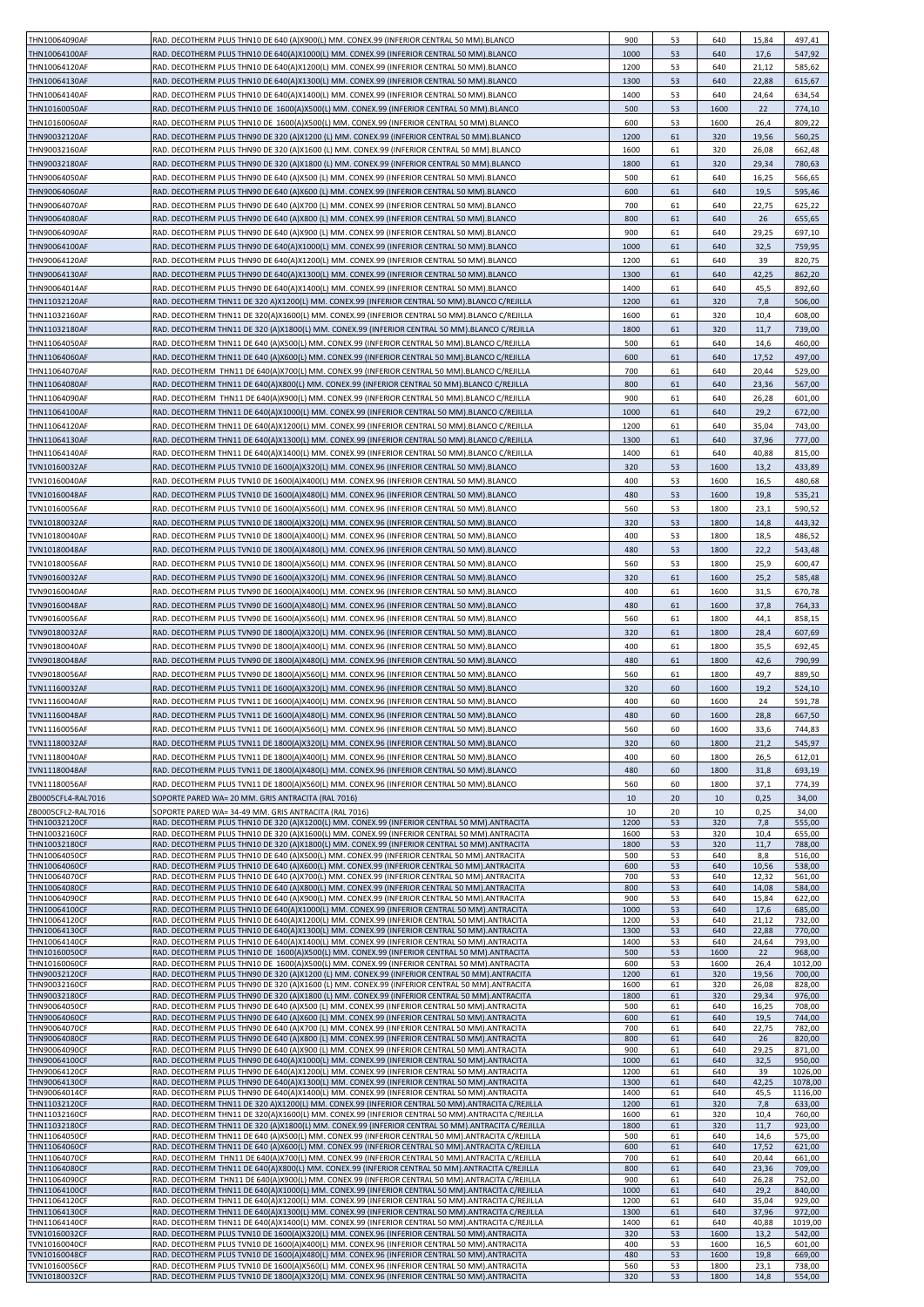| | | | | | | |
|---|---|---|---|---|---|---|
| THN10064090AF | RAD. DECOTHERM PLUS THN10 DE 640 (A)X900(L) MM. CONEX.99 (INFERIOR CENTRAL 50 MM).BLANCO | 900 | 53 | 640 | 15,84 | 497,41 |
| THN10064100AF | RAD. DECOTHERM PLUS THN10 DE 640(A)X1000(L) MM. CONEX.99 (INFERIOR CENTRAL 50 MM).BLANCO | 1000 | 53 | 640 | 17,6 | 547,92 |
| THN10064120AF | RAD. DECOTHERM PLUS THN10 DE 640(A)X1200(L) MM. CONEX.99 (INFERIOR CENTRAL 50 MM).BLANCO | 1200 | 53 | 640 | 21,12 | 585,62 |
| THN10064130AF | RAD. DECOTHERM PLUS THN10 DE 640(A)X1300(L) MM. CONEX.99 (INFERIOR CENTRAL 50 MM).BLANCO | 1300 | 53 | 640 | 22,88 | 615,67 |
| THN10064140AF | RAD. DECOTHERM PLUS THN10 DE 640(A)X1400(L) MM. CONEX.99 (INFERIOR CENTRAL 50 MM).BLANCO | 1400 | 53 | 640 | 24,64 | 634,54 |
| THN10160050AF | RAD. DECOTHERM PLUS THN10 DE 1600(A)X500(L) MM. CONEX.99 (INFERIOR CENTRAL 50 MM).BLANCO | 500 | 53 | 1600 | 22 | 774,10 |
| THN10160060AF | RAD. DECOTHERM PLUS THN10 DE 1600(A)X500(L) MM. CONEX.99 (INFERIOR CENTRAL 50 MM).BLANCO | 600 | 53 | 1600 | 26,4 | 809,22 |
| THN90032120AF | RAD. DECOTHERM PLUS THN90 DE 320 (A)X1200 (L) MM. CONEX.99 (INFERIOR CENTRAL 50 MM).BLANCO | 1200 | 61 | 320 | 19,56 | 560,25 |
| THN90032160AF | RAD. DECOTHERM PLUS THN90 DE 320 (A)X1600 (L) MM. CONEX.99 (INFERIOR CENTRAL 50 MM).BLANCO | 1600 | 61 | 320 | 26,08 | 662,48 |
| THN90032180AF | RAD. DECOTHERM PLUS THN90 DE 320 (A)X1800 (L) MM. CONEX.99 (INFERIOR CENTRAL 50 MM).BLANCO | 1800 | 61 | 320 | 29,34 | 780,63 |
| THN90064050AF | RAD. DECOTHERM PLUS THN90 DE 640 (A)X500 (L) MM. CONEX.99 (INFERIOR CENTRAL 50 MM).BLANCO | 500 | 61 | 640 | 16,25 | 566,65 |
| THN90064060AF | RAD. DECOTHERM PLUS THN90 DE 640 (A)X600 (L) MM. CONEX.99 (INFERIOR CENTRAL 50 MM).BLANCO | 600 | 61 | 640 | 19,5 | 595,46 |
| THN90064070AF | RAD. DECOTHERM PLUS THN90 DE 640 (A)X700 (L) MM. CONEX.99 (INFERIOR CENTRAL 50 MM).BLANCO | 700 | 61 | 640 | 22,75 | 625,22 |
| THN90064080AF | RAD. DECOTHERM PLUS THN90 DE 640 (A)X800 (L) MM. CONEX.99 (INFERIOR CENTRAL 50 MM).BLANCO | 800 | 61 | 640 | 26 | 655,65 |
| THN90064090AF | RAD. DECOTHERM PLUS THN90 DE 640 (A)X900 (L) MM. CONEX.99 (INFERIOR CENTRAL 50 MM).BLANCO | 900 | 61 | 640 | 29,25 | 697,10 |
| THN90064100AF | RAD. DECOTHERM PLUS THN90 DE 640(A)X1000(L) MM. CONEX.99 (INFERIOR CENTRAL 50 MM).BLANCO | 1000 | 61 | 640 | 32,5 | 759,95 |
| THN90064120AF | RAD. DECOTHERM PLUS THN90 DE 640(A)X1200(L) MM. CONEX.99 (INFERIOR CENTRAL 50 MM).BLANCO | 1200 | 61 | 640 | 39 | 820,75 |
| THN90064130AF | RAD. DECOTHERM PLUS THN90 DE 640(A)X1300(L) MM. CONEX.99 (INFERIOR CENTRAL 50 MM).BLANCO | 1300 | 61 | 640 | 42,25 | 862,20 |
| THN90064014AF | RAD. DECOTHERM PLUS THN90 DE 640(A)X1400(L) MM. CONEX.99 (INFERIOR CENTRAL 50 MM).BLANCO | 1400 | 61 | 640 | 45,5 | 892,60 |
| THN11032120AF | RAD. DECOTHERM THN11 DE 320 A)X1200(L) MM. CONEX.99 (INFERIOR CENTRAL 50 MM).BLANCO C/REJILLA | 1200 | 61 | 320 | 7,8 | 506,00 |
| THN11032160AF | RAD. DECOTHERM THN11 DE 320(A)X1600(L) MM. CONEX.99 (INFERIOR CENTRAL 50 MM).BLANCO C/REJILLA | 1600 | 61 | 320 | 10,4 | 608,00 |
| THN11032180AF | RAD. DECOTHERM THN11 DE 320 (A)X1800(L) MM. CONEX.99 (INFERIOR CENTRAL 50 MM).BLANCO C/REJILLA | 1800 | 61 | 320 | 11,7 | 739,00 |
| THN11064050AF | RAD. DECOTHERM THN11 DE 640 (A)X500(L) MM. CONEX.99 (INFERIOR CENTRAL 50 MM).BLANCO C/REJILLA | 500 | 61 | 640 | 14,6 | 460,00 |
| THN11064060AF | RAD. DECOTHERM THN11 DE 640 (A)X600(L) MM. CONEX.99 (INFERIOR CENTRAL 50 MM).BLANCO C/REJILLA | 600 | 61 | 640 | 17,52 | 497,00 |
| THN11064070AF | RAD. DECOTHERM THN11 DE 640(A)X700(L) MM. CONEX.99 (INFERIOR CENTRAL 50 MM).BLANCO C/REJILLA | 700 | 61 | 640 | 20,44 | 529,00 |
| THN11064080AF | RAD. DECOTHERM THN11 DE 640(A)X800(L) MM. CONEX.99 (INFERIOR CENTRAL 50 MM).BLANCO C/REJILLA | 800 | 61 | 640 | 23,36 | 567,00 |
| THN11064090AF | RAD. DECOTHERM THN11 DE 640(A)X900(L) MM. CONEX.99 (INFERIOR CENTRAL 50 MM).BLANCO C/REJILLA | 900 | 61 | 640 | 26,28 | 601,00 |
| THN11064100AF | RAD. DECOTHERM THN11 DE 640(A)X1000(L) MM. CONEX.99 (INFERIOR CENTRAL 50 MM).BLANCO C/REJILLA | 1000 | 61 | 640 | 29,2 | 672,00 |
| THN11064120AF | RAD. DECOTHERM THN11 DE 640(A)X1200(L) MM. CONEX.99 (INFERIOR CENTRAL 50 MM).BLANCO C/REJILLA | 1200 | 61 | 640 | 35,04 | 743,00 |
| THN11064130AF | RAD. DECOTHERM THN11 DE 640(A)X1300(L) MM. CONEX.99 (INFERIOR CENTRAL 50 MM).BLANCO C/REJILLA | 1300 | 61 | 640 | 37,96 | 777,00 |
| THN11064140AF | RAD. DECOTHERM THN11 DE 640(A)X1400(L) MM. CONEX.99 (INFERIOR CENTRAL 50 MM).BLANCO C/REJILLA | 1400 | 61 | 640 | 40,88 | 815,00 |
| TVN10160032AF | RAD. DECOTHERM PLUS TVN10 DE 1600(A)X320(L) MM. CONEX.96 (INFERIOR CENTRAL 50 MM).BLANCO | 320 | 53 | 1600 | 13,2 | 433,89 |
| TVN10160040AF | RAD. DECOTHERM PLUS TVN10 DE 1600(A)X400(L) MM. CONEX.96 (INFERIOR CENTRAL 50 MM).BLANCO | 400 | 53 | 1600 | 16,5 | 480,68 |
| TVN10160048AF | RAD. DECOTHERM PLUS TVN10 DE 1600(A)X480(L) MM. CONEX.96 (INFERIOR CENTRAL 50 MM).BLANCO | 480 | 53 | 1600 | 19,8 | 535,21 |
| TVN10160056AF | RAD. DECOTHERM PLUS TVN10 DE 1600(A)X560(L) MM. CONEX.96 (INFERIOR CENTRAL 50 MM).BLANCO | 560 | 53 | 1800 | 23,1 | 590,52 |
| TVN10180032AF | RAD. DECOTHERM PLUS TVN10 DE 1800(A)X320(L) MM. CONEX.96 (INFERIOR CENTRAL 50 MM).BLANCO | 320 | 53 | 1800 | 14,8 | 443,32 |
| TVN10180040AF | RAD. DECOTHERM PLUS TVN10 DE 1800(A)X400(L) MM. CONEX.96 (INFERIOR CENTRAL 50 MM).BLANCO | 400 | 53 | 1800 | 18,5 | 486,52 |
| TVN10180048AF | RAD. DECOTHERM PLUS TVN10 DE 1800(A)X480(L) MM. CONEX.96 (INFERIOR CENTRAL 50 MM).BLANCO | 480 | 53 | 1800 | 22,2 | 543,48 |
| TVN10180056AF | RAD. DECOTHERM PLUS TVN10 DE 1800(A)X560(L) MM. CONEX.96 (INFERIOR CENTRAL 50 MM).BLANCO | 560 | 53 | 1800 | 25,9 | 600,47 |
| TVN90160032AF | RAD. DECOTHERM PLUS TVN90 DE 1600(A)X320(L) MM. CONEX.96 (INFERIOR CENTRAL 50 MM).BLANCO | 320 | 61 | 1600 | 25,2 | 585,48 |
| TVN90160040AF | RAD. DECOTHERM PLUS TVN90 DE 1600(A)X400(L) MM. CONEX.96 (INFERIOR CENTRAL 50 MM).BLANCO | 400 | 61 | 1600 | 31,5 | 670,78 |
| TVN90160048AF | RAD. DECOTHERM PLUS TVN90 DE 1600(A)X480(L) MM. CONEX.96 (INFERIOR CENTRAL 50 MM).BLANCO | 480 | 61 | 1600 | 37,8 | 764,33 |
| TVN90160056AF | RAD. DECOTHERM PLUS TVN90 DE 1600(A)X560(L) MM. CONEX.96 (INFERIOR CENTRAL 50 MM).BLANCO | 560 | 61 | 1800 | 44,1 | 858,15 |
| TVN90180032AF | RAD. DECOTHERM PLUS TVN90 DE 1800(A)X320(L) MM. CONEX.96 (INFERIOR CENTRAL 50 MM).BLANCO | 320 | 61 | 1800 | 28,4 | 607,69 |
| TVN90180040AF | RAD. DECOTHERM PLUS TVN90 DE 1800(A)X400(L) MM. CONEX.96 (INFERIOR CENTRAL 50 MM).BLANCO | 400 | 61 | 1800 | 35,5 | 692,45 |
| TVN90180048AF | RAD. DECOTHERM PLUS TVN90 DE 1800(A)X480(L) MM. CONEX.96 (INFERIOR CENTRAL 50 MM).BLANCO | 480 | 61 | 1800 | 42,6 | 790,99 |
| TVN90180056AF | RAD. DECOTHERM PLUS TVN90 DE 1800(A)X560(L) MM. CONEX.96 (INFERIOR CENTRAL 50 MM).BLANCO | 560 | 61 | 1800 | 49,7 | 889,50 |
| TVN11160032AF | RAD. DECOTHERM PLUS TVN11 DE 1600(A)X320(L) MM. CONEX.96 (INFERIOR CENTRAL 50 MM).BLANCO | 320 | 60 | 1600 | 19,2 | 524,10 |
| TVN11160040AF | RAD. DECOTHERM PLUS TVN11 DE 1600(A)X400(L) MM. CONEX.96 (INFERIOR CENTRAL 50 MM).BLANCO | 400 | 60 | 1600 | 24 | 591,78 |
| TVN11160048AF | RAD. DECOTHERM PLUS TVN11 DE 1600(A)X480(L) MM. CONEX.96 (INFERIOR CENTRAL 50 MM).BLANCO | 480 | 60 | 1600 | 28,8 | 667,50 |
| TVN11160056AF | RAD. DECOTHERM PLUS TVN11 DE 1600(A)X560(L) MM. CONEX.96 (INFERIOR CENTRAL 50 MM).BLANCO | 560 | 60 | 1600 | 33,6 | 744,83 |
| TVN11180032AF | RAD. DECOTHERM PLUS TVN11 DE 1800(A)X320(L) MM. CONEX.96 (INFERIOR CENTRAL 50 MM).BLANCO | 320 | 60 | 1800 | 21,2 | 545,97 |
| TVN11180040AF | RAD. DECOTHERM PLUS TVN11 DE 1800(A)X400(L) MM. CONEX.96 (INFERIOR CENTRAL 50 MM).BLANCO | 400 | 60 | 1800 | 26,5 | 612,01 |
| TVN11180048AF | RAD. DECOTHERM PLUS TVN11 DE 1800(A)X480(L) MM. CONEX.96 (INFERIOR CENTRAL 50 MM).BLANCO | 480 | 60 | 1800 | 31,8 | 693,19 |
| TVN11180056AF | RAD. DECOTHERM PLUS TVN11 DE 1800(A)X560(L) MM. CONEX.96 (INFERIOR CENTRAL 50 MM).BLANCO | 560 | 60 | 1800 | 37,1 | 774,39 |
| ZB0005CFL4-RAL7016 | SOPORTE PARED WA= 20 MM. GRIS ANTRACITA (RAL 7016) | 10 | 20 | 10 | 0,25 | 34,00 |
| ZB0005CFL2-RAL7016 | SOPORTE PARED WA= 34-49 MM. GRIS ANTRACITA (RAL 7016) | 10 | 20 | 10 | 0,25 | 34,00 |
| THN10032120CF | RAD. DECOTHERM PLUS THN10 DE 320 (A)X1200(L) MM. CONEX.99 (INFERIOR CENTRAL 50 MM).ANTRACITA | 1200 | 53 | 320 | 7,8 | 555,00 |
| THN10032160CF | RAD. DECOTHERM PLUS THN10 DE 320 (A)X1600(L) MM. CONEX.99 (INFERIOR CENTRAL 50 MM).ANTRACITA | 1600 | 53 | 320 | 10,4 | 655,00 |
| THN10032180CF | RAD. DECOTHERM PLUS THN10 DE 320 (A)X1800(L) MM. CONEX.99 (INFERIOR CENTRAL 50 MM).ANTRACITA | 1800 | 53 | 320 | 11,7 | 788,00 |
| THN10064050CF | RAD. DECOTHERM PLUS THN10 DE 640 (A)X500(L) MM. CONEX.99 (INFERIOR CENTRAL 50 MM).ANTRACITA | 500 | 53 | 640 | 8,8 | 516,00 |
| THN10064060CF | RAD. DECOTHERM PLUS THN10 DE 640 (A)X600(L) MM. CONEX.99 (INFERIOR CENTRAL 50 MM).ANTRACITA | 600 | 53 | 640 | 10,56 | 538,00 |
| THN10064070CF | RAD. DECOTHERM PLUS THN10 DE 640 (A)X700(L) MM. CONEX.99 (INFERIOR CENTRAL 50 MM).ANTRACITA | 700 | 53 | 640 | 12,32 | 561,00 |
| THN10064080CF | RAD. DECOTHERM PLUS THN10 DE 640 (A)X800(L) MM. CONEX.99 (INFERIOR CENTRAL 50 MM).ANTRACITA | 800 | 53 | 640 | 14,08 | 584,00 |
| THN10064090CF | RAD. DECOTHERM PLUS THN10 DE 640 (A)X900(L) MM. CONEX.99 (INFERIOR CENTRAL 50 MM).ANTRACITA | 900 | 53 | 640 | 15,84 | 622,00 |
| THN10064100CF | RAD. DECOTHERM PLUS THN10 DE 640(A)X1000(L) MM. CONEX.99 (INFERIOR CENTRAL 50 MM).ANTRACITA | 1000 | 53 | 640 | 17,6 | 685,00 |
| THN10064120CF | RAD. DECOTHERM PLUS THN10 DE 640(A)X1200(L) MM. CONEX.99 (INFERIOR CENTRAL 50 MM).ANTRACITA | 1200 | 53 | 640 | 21,12 | 732,00 |
| THN10064130CF | RAD. DECOTHERM PLUS THN10 DE 640(A)X1300(L) MM. CONEX.99 (INFERIOR CENTRAL 50 MM).ANTRACITA | 1300 | 53 | 640 | 22,88 | 770,00 |
| THN10064140CF | RAD. DECOTHERM PLUS THN10 DE 640(A)X1400(L) MM. CONEX.99 (INFERIOR CENTRAL 50 MM).ANTRACITA | 1400 | 53 | 640 | 24,64 | 793,00 |
| THN10160050CF | RAD. DECOTHERM PLUS THN10 DE 1600(A)X500(L) MM. CONEX.99 (INFERIOR CENTRAL 50 MM).ANTRACITA | 500 | 53 | 1600 | 22 | 968,00 |
| THN10160060CF | RAD. DECOTHERM PLUS THN10 DE 1600(A)X500(L) MM. CONEX.99 (INFERIOR CENTRAL 50 MM).ANTRACITA | 600 | 53 | 1600 | 26,4 | 1012,00 |
| THN90032120CF | RAD. DECOTHERM PLUS THN90 DE 320 (A)X1200 (L) MM. CONEX.99 (INFERIOR CENTRAL 50 MM).ANTRACITA | 1200 | 61 | 320 | 19,56 | 700,00 |
| THN90032160CF | RAD. DECOTHERM PLUS THN90 DE 320 (A)X1600 (L) MM. CONEX.99 (INFERIOR CENTRAL 50 MM).ANTRACITA | 1600 | 61 | 320 | 26,08 | 828,00 |
| THN90032180CF | RAD. DECOTHERM PLUS THN90 DE 320 (A)X1800 (L) MM. CONEX.99 (INFERIOR CENTRAL 50 MM).ANTRACITA | 1800 | 61 | 320 | 29,34 | 976,00 |
| THN90064050CF | RAD. DECOTHERM PLUS THN90 DE 640 (A)X500 (L) MM. CONEX.99 (INFERIOR CENTRAL 50 MM).ANTRACITA | 500 | 61 | 640 | 16,25 | 708,00 |
| THN90064060CF | RAD. DECOTHERM PLUS THN90 DE 640 (A)X600 (L) MM. CONEX.99 (INFERIOR CENTRAL 50 MM).ANTRACITA | 600 | 61 | 640 | 19,5 | 744,00 |
| THN90064070CF | RAD. DECOTHERM PLUS THN90 DE 640 (A)X700 (L) MM. CONEX.99 (INFERIOR CENTRAL 50 MM).ANTRACITA | 700 | 61 | 640 | 22,75 | 782,00 |
| THN90064080CF | RAD. DECOTHERM PLUS THN90 DE 640 (A)X800 (L) MM. CONEX.99 (INFERIOR CENTRAL 50 MM).ANTRACITA | 800 | 61 | 640 | 26 | 820,00 |
| THN90064090CF | RAD. DECOTHERM PLUS THN90 DE 640 (A)X900 (L) MM. CONEX.99 (INFERIOR CENTRAL 50 MM).ANTRACITA | 900 | 61 | 640 | 29,25 | 871,00 |
| THN90064100CF | RAD. DECOTHERM PLUS THN90 DE 640(A)X1000(L) MM. CONEX.99 (INFERIOR CENTRAL 50 MM).ANTRACITA | 1000 | 61 | 640 | 32,5 | 950,00 |
| THN90064120CF | RAD. DECOTHERM PLUS THN90 DE 640(A)X1200(L) MM. CONEX.99 (INFERIOR CENTRAL 50 MM).ANTRACITA | 1200 | 61 | 640 | 39 | 1026,00 |
| THN90064130CF | RAD. DECOTHERM PLUS THN90 DE 640(A)X1300(L) MM. CONEX.99 (INFERIOR CENTRAL 50 MM).ANTRACITA | 1300 | 61 | 640 | 42,25 | 1078,00 |
| THN90064014CF | RAD. DECOTHERM PLUS THN90 DE 640(A)X1400(L) MM. CONEX.99 (INFERIOR CENTRAL 50 MM).ANTRACITA | 1400 | 61 | 640 | 45,5 | 1116,00 |
| THN11032120CF | RAD. DECOTHERM THN11 DE 320 A)X1200(L) MM. CONEX.99 (INFERIOR CENTRAL 50 MM).ANTRACITA C/REJILLA | 1200 | 61 | 320 | 7,8 | 633,00 |
| THN11032160CF | RAD. DECOTHERM THN11 DE 320(A)X1600(L) MM. CONEX.99 (INFERIOR CENTRAL 50 MM).ANTRACITA C/REJILLA | 1600 | 61 | 320 | 10,4 | 760,00 |
| THN11032180CF | RAD. DECOTHERM THN11 DE 320 (A)X1800(L) MM. CONEX.99 (INFERIOR CENTRAL 50 MM).ANTRACITA C/REJILLA | 1800 | 61 | 320 | 11,7 | 923,00 |
| THN11064050CF | RAD. DECOTHERM THN11 DE 640 (A)X500(L) MM. CONEX.99 (INFERIOR CENTRAL 50 MM).ANTRACITA C/REJILLA | 500 | 61 | 640 | 14,6 | 575,00 |
| THN11064060CF | RAD. DECOTHERM THN11 DE 640 (A)X600(L) MM. CONEX.99 (INFERIOR CENTRAL 50 MM).ANTRACITA C/REJILLA | 600 | 61 | 640 | 17,52 | 621,00 |
| THN11064070CF | RAD. DECOTHERM THN11 DE 640(A)X700(L) MM. CONEX.99 (INFERIOR CENTRAL 50 MM).ANTRACITA C/REJILLA | 700 | 61 | 640 | 20,44 | 661,00 |
| THN11064080CF | RAD. DECOTHERM THN11 DE 640(A)X800(L) MM. CONEX.99 (INFERIOR CENTRAL 50 MM).ANTRACITA C/REJILLA | 800 | 61 | 640 | 23,36 | 709,00 |
| THN11064090CF | RAD. DECOTHERM THN11 DE 640(A)X900(L) MM. CONEX.99 (INFERIOR CENTRAL 50 MM).ANTRACITA C/REJILLA | 900 | 61 | 640 | 26,28 | 752,00 |
| THN11064100CF | RAD. DECOTHERM THN11 DE 640(A)X1000(L) MM. CONEX.99 (INFERIOR CENTRAL 50 MM).ANTRACITA C/REJILLA | 1000 | 61 | 640 | 29,2 | 840,00 |
| THN11064120CF | RAD. DECOTHERM THN11 DE 640(A)X1200(L) MM. CONEX.99 (INFERIOR CENTRAL 50 MM).ANTRACITA C/REJILLA | 1200 | 61 | 640 | 35,04 | 929,00 |
| THN11064130CF | RAD. DECOTHERM THN11 DE 640(A)X1300(L) MM. CONEX.99 (INFERIOR CENTRAL 50 MM).ANTRACITA C/REJILLA | 1300 | 61 | 640 | 37,96 | 972,00 |
| THN11064140CF | RAD. DECOTHERM THN11 DE 640(A)X1400(L) MM. CONEX.99 (INFERIOR CENTRAL 50 MM).ANTRACITA C/REJILLA | 1400 | 61 | 640 | 40,88 | 1019,00 |
| TVN10160032CF | RAD. DECOTHERM PLUS TVN10 DE 1600(A)X320(L) MM. CONEX.96 (INFERIOR CENTRAL 50 MM).ANTRACITA | 320 | 53 | 1600 | 13,2 | 542,00 |
| TVN10160040CF | RAD. DECOTHERM PLUS TVN10 DE 1600(A)X400(L) MM. CONEX.96 (INFERIOR CENTRAL 50 MM).ANTRACITA | 400 | 53 | 1600 | 16,5 | 601,00 |
| TVN10160048CF | RAD. DECOTHERM PLUS TVN10 DE 1600(A)X480(L) MM. CONEX.96 (INFERIOR CENTRAL 50 MM).ANTRACITA | 480 | 53 | 1600 | 19,8 | 669,00 |
| TVN10160056CF | RAD. DECOTHERM PLUS TVN10 DE 1600(A)X560(L) MM. CONEX.96 (INFERIOR CENTRAL 50 MM).ANTRACITA | 560 | 53 | 1800 | 23,1 | 738,00 |
| TVN10180032CF | RAD. DECOTHERM PLUS TVN10 DE 1800(A)X320(L) MM. CONEX.96 (INFERIOR CENTRAL 50 MM).ANTRACITA | 320 | 53 | 1800 | 14,8 | 554,00 |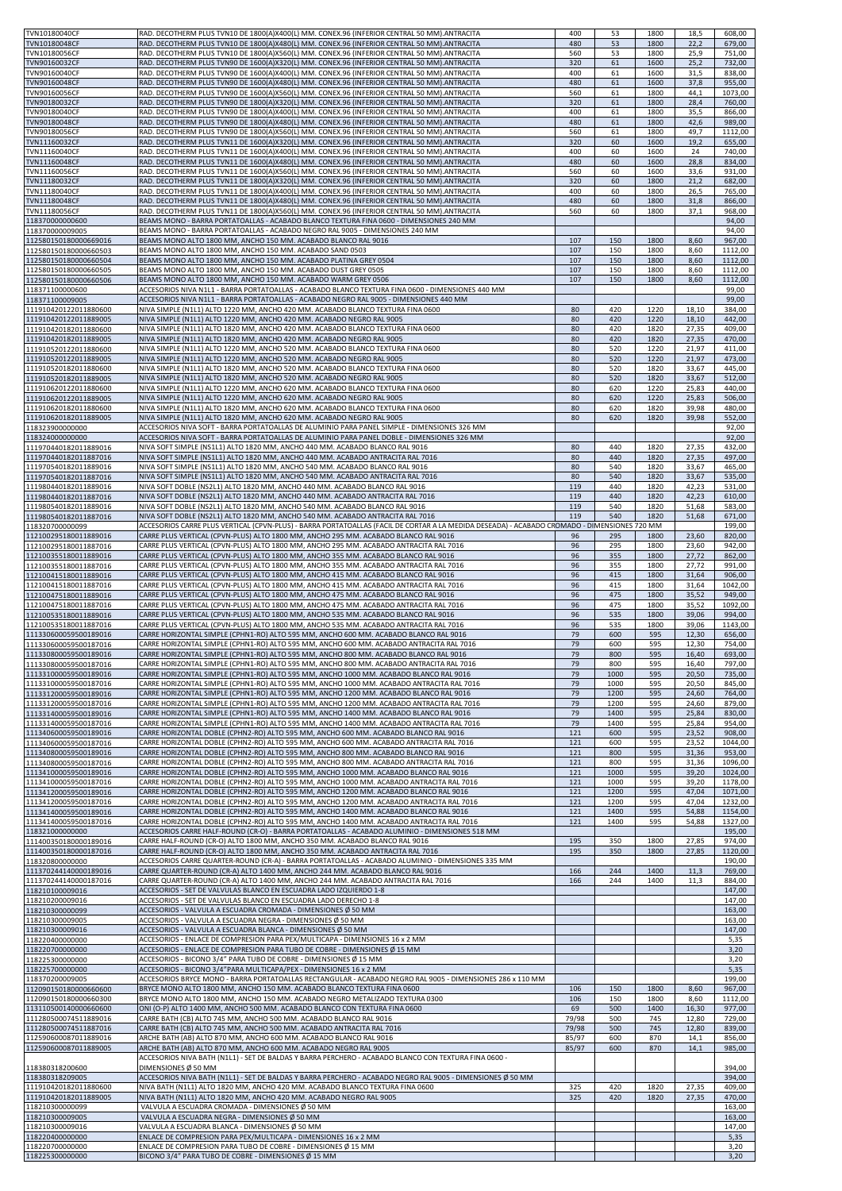| | | | | | | |
|---|---|---|---|---|---|---|
| TVN10180040CF | RAD. DECOTHERM PLUS TVN10 DE 1800(A)X400(L) MM. CONEX.96 (INFERIOR CENTRAL 50 MM).ANTRACITA | 400 | 53 | 1800 | 18,5 | 608,00 |
| TVN10180048CF | RAD. DECOTHERM PLUS TVN10 DE 1800(A)X480(L) MM. CONEX.96 (INFERIOR CENTRAL 50 MM).ANTRACITA | 480 | 53 | 1800 | 22,2 | 679,00 |
| TVN10180056CF | RAD. DECOTHERM PLUS TVN10 DE 1800(A)X560(L) MM. CONEX.96 (INFERIOR CENTRAL 50 MM).ANTRACITA | 560 | 53 | 1800 | 25,9 | 751,00 |
| TVN90160032CF | RAD. DECOTHERM PLUS TVN90 DE 1600(A)X320(L) MM. CONEX.96 (INFERIOR CENTRAL 50 MM).ANTRACITA | 320 | 61 | 1600 | 25,2 | 732,00 |
| TVN90160040CF | RAD. DECOTHERM PLUS TVN90 DE 1600(A)X400(L) MM. CONEX.96 (INFERIOR CENTRAL 50 MM).ANTRACITA | 400 | 61 | 1600 | 31,5 | 838,00 |
| TVN90160048CF | RAD. DECOTHERM PLUS TVN90 DE 1600(A)X480(L) MM. CONEX.96 (INFERIOR CENTRAL 50 MM).ANTRACITA | 480 | 61 | 1600 | 37,8 | 955,00 |
| TVN90160056CF | RAD. DECOTHERM PLUS TVN90 DE 1600(A)X560(L) MM. CONEX.96 (INFERIOR CENTRAL 50 MM).ANTRACITA | 560 | 61 | 1600 | 44,1 | 1073,00 |
| TVN90180032CF | RAD. DECOTHERM PLUS TVN90 DE 1800(A)X320(L) MM. CONEX.96 (INFERIOR CENTRAL 50 MM).ANTRACITA | 320 | 61 | 1800 | 28,4 | 760,00 |
| TVN90180040CF | RAD. DECOTHERM PLUS TVN90 DE 1800(A)X400(L) MM. CONEX.96 (INFERIOR CENTRAL 50 MM).ANTRACITA | 400 | 61 | 1800 | 35,5 | 866,00 |
| TVN90180048CF | RAD. DECOTHERM PLUS TVN90 DE 1800(A)X480(L) MM. CONEX.96 (INFERIOR CENTRAL 50 MM).ANTRACITA | 480 | 61 | 1800 | 42,6 | 989,00 |
| TVN90180056CF | RAD. DECOTHERM PLUS TVN90 DE 1800(A)X560(L) MM. CONEX.96 (INFERIOR CENTRAL 50 MM).ANTRACITA | 560 | 61 | 1800 | 49,7 | 1112,00 |
| TVN11160032CF | RAD. DECOTHERM PLUS TVN11 DE 1600(A)X320(L) MM. CONEX.96 (INFERIOR CENTRAL 50 MM).ANTRACITA | 320 | 60 | 1600 | 19,2 | 655,00 |
| TVN11160040CF | RAD. DECOTHERM PLUS TVN11 DE 1600(A)X400(L) MM. CONEX.96 (INFERIOR CENTRAL 50 MM).ANTRACITA | 400 | 60 | 1600 | 24 | 740,00 |
| TVN11160048CF | RAD. DECOTHERM PLUS TVN11 DE 1600(A)X480(L) MM. CONEX.96 (INFERIOR CENTRAL 50 MM).ANTRACITA | 480 | 60 | 1600 | 28,8 | 834,00 |
| TVN11160056CF | RAD. DECOTHERM PLUS TVN11 DE 1600(A)X560(L) MM. CONEX.96 (INFERIOR CENTRAL 50 MM).ANTRACITA | 560 | 60 | 1600 | 33,6 | 931,00 |
| TVN11180032CF | RAD. DECOTHERM PLUS TVN11 DE 1800(A)X320(L) MM. CONEX.96 (INFERIOR CENTRAL 50 MM).ANTRACITA | 320 | 60 | 1800 | 21,2 | 682,00 |
| TVN11180040CF | RAD. DECOTHERM PLUS TVN11 DE 1800(A)X400(L) MM. CONEX.96 (INFERIOR CENTRAL 50 MM).ANTRACITA | 400 | 60 | 1800 | 26,5 | 765,00 |
| TVN11180048CF | RAD. DECOTHERM PLUS TVN11 DE 1800(A)X480(L) MM. CONEX.96 (INFERIOR CENTRAL 50 MM).ANTRACITA | 480 | 60 | 1800 | 31,8 | 866,00 |
| TVN11180056CF | RAD. DECOTHERM PLUS TVN11 DE 1800(A)X560(L) MM. CONEX.96 (INFERIOR CENTRAL 50 MM).ANTRACITA | 560 | 60 | 1800 | 37,1 | 968,00 |
| 118370000000600 | BEAMS MONO - BARRA PORTATOALLAS - ACABADO BLANCO TEXTURA FINA 0600 - DIMENSIONES 240 MM | | | | | 94,00 |
| 118370000009005 | BEAMS MONO - BARRA PORTATOALLAS - ACABADO NEGRO RAL 9005 - DIMENSIONES 240 MM | | | | | 94,00 |
| 1125801501800006690​16 | BEAMS MONO ALTO 1800 MM, ANCHO 150 MM. ACABADO BLANCO RAL 9016 | 107 | 150 | 1800 | 8,60 | 967,00 |
| 112580150180000660503 | BEAMS MONO ALTO 1800 MM, ANCHO 150 MM. ACABADO SAND 0503 | 107 | 150 | 1800 | 8,60 | 1112,00 |
| 112580150180000660504 | BEAMS MONO ALTO 1800 MM, ANCHO 150 MM. ACABADO PLATINA GREY 0504 | 107 | 150 | 1800 | 8,60 | 1112,00 |
| 112580150180000660505 | BEAMS MONO ALTO 1800 MM, ANCHO 150 MM. ACABADO DUST GREY 0505 | 107 | 150 | 1800 | 8,60 | 1112,00 |
| 112580150180000660506 | BEAMS MONO ALTO 1800 MM, ANCHO 150 MM. ACABADO WARM GREY 0506 | 107 | 150 | 1800 | 8,60 | 1112,00 |
| 118371100000600 | ACCESORIOS NIVA N1L1 - BARRA PORTATOALLAS - ACABADO BLANCO TEXTURA FINA 0600 - DIMENSIONES 440 MM | | | | | 99,00 |
| 118371100009005 | ACCESORIOS NIVA N1L1 - BARRA PORTATOALLAS - ACABADO NEGRO RAL 9005 - DIMENSIONES 440 MM | | | | | 99,00 |
| 111910420122011880600 | NIVA SIMPLE (N1L1) ALTO 1220 MM, ANCHO 420 MM. ACABADO BLANCO TEXTURA FINA 0600 | 80 | 420 | 1220 | 18,10 | 384,00 |
| 111910420122011889005 | NIVA SIMPLE (N1L1) ALTO 1220 MM, ANCHO 420 MM. ACABADO NEGRO RAL 9005 | 80 | 420 | 1220 | 18,10 | 442,00 |
| 111910420182011880600 | NIVA SIMPLE (N1L1) ALTO 1820 MM, ANCHO 420 MM. ACABADO BLANCO TEXTURA FINA 0600 | 80 | 420 | 1820 | 27,35 | 409,00 |
| 111910420182011889005 | NIVA SIMPLE (N1L1) ALTO 1820 MM, ANCHO 420 MM. ACABADO NEGRO RAL 9005 | 80 | 420 | 1820 | 27,35 | 470,00 |
| 111910520122011880600 | NIVA SIMPLE (N1L1) ALTO 1220 MM, ANCHO 520 MM. ACABADO BLANCO TEXTURA FINA 0600 | 80 | 520 | 1220 | 21,97 | 411,00 |
| 111910520122011889005 | NIVA SIMPLE (N1L1) ALTO 1220 MM, ANCHO 520 MM. ACABADO NEGRO RAL 9005 | 80 | 520 | 1220 | 21,97 | 473,00 |
| 111910520182011880600 | NIVA SIMPLE (N1L1) ALTO 1820 MM, ANCHO 520 MM. ACABADO BLANCO TEXTURA FINA 0600 | 80 | 520 | 1820 | 33,67 | 445,00 |
| 111910520182011889005 | NIVA SIMPLE (N1L1) ALTO 1820 MM, ANCHO 520 MM. ACABADO NEGRO RAL 9005 | 80 | 520 | 1820 | 33,67 | 512,00 |
| 111910620122011880600 | NIVA SIMPLE (N1L1) ALTO 1220 MM, ANCHO 620 MM. ACABADO BLANCO TEXTURA FINA 0600 | 80 | 620 | 1220 | 25,83 | 440,00 |
| 111910620122011889005 | NIVA SIMPLE (N1L1) ALTO 1220 MM, ANCHO 620 MM. ACABADO NEGRO RAL 9005 | 80 | 620 | 1220 | 25,83 | 506,00 |
| 111910620182011880600 | NIVA SIMPLE (N1L1) ALTO 1820 MM, ANCHO 620 MM. ACABADO BLANCO TEXTURA FINA 0600 | 80 | 620 | 1820 | 39,98 | 480,00 |
| 111910620182011889005 | NIVA SIMPLE (N1L1) ALTO 1820 MM, ANCHO 620 MM. ACABADO NEGRO RAL 9005 | 80 | 620 | 1820 | 39,98 | 552,00 |
| 118323900000000 | ACCESORIOS NIVA SOFT - BARRA PORTATOALLAS DE ALUMINIO PARA PANEL SIMPLE - DIMENSIONES 326 MM | | | | | 92,00 |
| 118324000000000 | ACCESORIOS NIVA SOFT - BARRA PORTATOALLAS DE ALUMINIO PARA PANEL DOBLE - DIMENSIONES 326 MM | | | | | 92,00 |
| 111970440182011889016 | NIVA SOFT SIMPLE (NS1L1) ALTO 1820 MM, ANCHO 440 MM. ACABADO BLANCO RAL 9016 | 80 | 440 | 1820 | 27,35 | 432,00 |
| 111970440182011887016 | NIVA SOFT SIMPLE (NS1L1) ALTO 1820 MM, ANCHO 440 MM. ACABADO ANTRACITA RAL 7016 | 80 | 440 | 1820 | 27,35 | 497,00 |
| 111970540182011889016 | NIVA SOFT SIMPLE (NS1L1) ALTO 1820 MM, ANCHO 540 MM. ACABADO BLANCO RAL 9016 | 80 | 540 | 1820 | 33,67 | 465,00 |
| 111970540182011887016 | NIVA SOFT SIMPLE (NS1L1) ALTO 1820 MM, ANCHO 540 MM. ACABADO ANTRACITA RAL 7016 | 80 | 540 | 1820 | 33,67 | 535,00 |
| 111980440182011889016 | NIVA SOFT DOBLE (NS2L1) ALTO 1820 MM, ANCHO 440 MM. ACABADO BLANCO RAL 9016 | 119 | 440 | 1820 | 42,23 | 531,00 |
| 111980440182011887016 | NIVA SOFT DOBLE (NS2L1) ALTO 1820 MM, ANCHO 440 MM. ACABADO ANTRACITA RAL 7016 | 119 | 440 | 1820 | 42,23 | 610,00 |
| 111980540182011889016 | NIVA SOFT DOBLE (NS2L1) ALTO 1820 MM, ANCHO 540 MM. ACABADO BLANCO RAL 9016 | 119 | 540 | 1820 | 51,68 | 583,00 |
| 111980540182011887016 | NIVA SOFT DOBLE (NS2L1) ALTO 1820 MM, ANCHO 540 MM. ACABADO ANTRACITA RAL 7016 | 119 | 540 | 1820 | 51,68 | 671,00 |
| 118320700000099 | ACCESORIOS CARRE PLUS VERTICAL (CPVN-PLUS) - BARRA PORTATOALLAS (FACIL DE CORTAR A LA MEDIDA DESEADA) - ACABADO CROMADO - DIMENSIONES 720 MM | | | | | 199,00 |
| 112100295180011889016 | CARRE PLUS VERTICAL (CPVN-PLUS) ALTO 1800 MM, ANCHO 295 MM. ACABADO BLANCO RAL 9016 | 96 | 295 | 1800 | 23,60 | 820,00 |
| 112100295180011887016 | CARRE PLUS VERTICAL (CPVN-PLUS) ALTO 1800 MM, ANCHO 295 MM. ACABADO ANTRACITA RAL 7016 | 96 | 295 | 1800 | 23,60 | 942,00 |
| 112100355180011889016 | CARRE PLUS VERTICAL (CPVN-PLUS) ALTO 1800 MM, ANCHO 355 MM. ACABADO BLANCO RAL 9016 | 96 | 355 | 1800 | 27,72 | 862,00 |
| 112100355180011887016 | CARRE PLUS VERTICAL (CPVN-PLUS) ALTO 1800 MM, ANCHO 355 MM. ACABADO ANTRACITA RAL 7016 | 96 | 355 | 1800 | 27,72 | 991,00 |
| 112100415180011889016 | CARRE PLUS VERTICAL (CPVN-PLUS) ALTO 1800 MM, ANCHO 415 MM. ACABADO BLANCO RAL 9016 | 96 | 415 | 1800 | 31,64 | 906,00 |
| 112100415180011887016 | CARRE PLUS VERTICAL (CPVN-PLUS) ALTO 1800 MM, ANCHO 415 MM. ACABADO ANTRACITA RAL 7016 | 96 | 415 | 1800 | 31,64 | 1042,00 |
| 112100475180011889016 | CARRE PLUS VERTICAL (CPVN-PLUS) ALTO 1800 MM, ANCHO 475 MM. ACABADO BLANCO RAL 9016 | 96 | 475 | 1800 | 35,52 | 949,00 |
| 112100475180011887016 | CARRE PLUS VERTICAL (CPVN-PLUS) ALTO 1800 MM, ANCHO 475 MM. ACABADO ANTRACITA RAL 7016 | 96 | 475 | 1800 | 35,52 | 1092,00 |
| 112100535180011889016 | CARRE PLUS VERTICAL (CPVN-PLUS) ALTO 1800 MM, ANCHO 535 MM. ACABADO BLANCO RAL 9016 | 96 | 535 | 1800 | 39,06 | 994,00 |
| 112100535180011887016 | CARRE PLUS VERTICAL (CPVN-PLUS) ALTO 1800 MM, ANCHO 535 MM. ACABADO ANTRACITA RAL 7016 | 96 | 535 | 1800 | 39,06 | 1143,00 |
| 111330600059500189016 | CARRE HORIZONTAL SIMPLE (CPHN1-RO) ALTO 595 MM, ANCHO 600 MM. ACABADO BLANCO RAL 9016 | 79 | 600 | 595 | 12,30 | 656,00 |
| 111330600059500187016 | CARRE HORIZONTAL SIMPLE (CPHN1-RO) ALTO 595 MM, ANCHO 600 MM. ACABADO ANTRACITA RAL 7016 | 79 | 600 | 595 | 12,30 | 754,00 |
| 111330800059500189016 | CARRE HORIZONTAL SIMPLE (CPHN1-RO) ALTO 595 MM, ANCHO 800 MM. ACABADO BLANCO RAL 9016 | 79 | 800 | 595 | 16,40 | 693,00 |
| 111330800059500187016 | CARRE HORIZONTAL SIMPLE (CPHN1-RO) ALTO 595 MM, ANCHO 800 MM. ACABADO ANTRACITA RAL 7016 | 79 | 800 | 595 | 16,40 | 797,00 |
| 111331000059500189016 | CARRE HORIZONTAL SIMPLE (CPHN1-RO) ALTO 595 MM, ANCHO 1000 MM. ACABADO BLANCO RAL 9016 | 79 | 1000 | 595 | 20,50 | 735,00 |
| 111331000059500187016 | CARRE HORIZONTAL SIMPLE (CPHN1-RO) ALTO 595 MM, ANCHO 1000 MM. ACABADO ANTRACITA RAL 7016 | 79 | 1000 | 595 | 20,50 | 845,00 |
| 111331200059500189016 | CARRE HORIZONTAL SIMPLE (CPHN1-RO) ALTO 595 MM, ANCHO 1200 MM. ACABADO BLANCO RAL 9016 | 79 | 1200 | 595 | 24,60 | 764,00 |
| 111331200059500187016 | CARRE HORIZONTAL SIMPLE (CPHN1-RO) ALTO 595 MM, ANCHO 1200 MM. ACABADO ANTRACITA RAL 7016 | 79 | 1200 | 595 | 24,60 | 879,00 |
| 111331400059500189016 | CARRE HORIZONTAL SIMPLE (CPHN1-RO) ALTO 595 MM, ANCHO 1400 MM. ACABADO BLANCO RAL 9016 | 79 | 1400 | 595 | 25,84 | 830,00 |
| 111331400059500187016 | CARRE HORIZONTAL SIMPLE (CPHN1-RO) ALTO 595 MM, ANCHO 1400 MM. ACABADO ANTRACITA RAL 7016 | 79 | 1400 | 595 | 25,84 | 954,00 |
| 111340600059500189016 | CARRE HORIZONTAL DOBLE (CPHN2-RO) ALTO 595 MM, ANCHO 600 MM. ACABADO BLANCO RAL 9016 | 121 | 600 | 595 | 23,52 | 908,00 |
| 111340600059500187016 | CARRE HORIZONTAL DOBLE (CPHN2-RO) ALTO 595 MM, ANCHO 600 MM. ACABADO ANTRACITA RAL 7016 | 121 | 600 | 595 | 23,52 | 1044,00 |
| 111340800059500189016 | CARRE HORIZONTAL DOBLE (CPHN2-RO) ALTO 595 MM, ANCHO 800 MM. ACABADO BLANCO RAL 9016 | 121 | 800 | 595 | 31,36 | 953,00 |
| 111340800059500187016 | CARRE HORIZONTAL DOBLE (CPHN2-RO) ALTO 595 MM, ANCHO 800 MM. ACABADO ANTRACITA RAL 7016 | 121 | 800 | 595 | 31,36 | 1096,00 |
| 111341000059500189016 | CARRE HORIZONTAL DOBLE (CPHN2-RO) ALTO 595 MM, ANCHO 1000 MM. ACABADO BLANCO RAL 9016 | 121 | 1000 | 595 | 39,20 | 1024,00 |
| 111341000059500187016 | CARRE HORIZONTAL DOBLE (CPHN2-RO) ALTO 595 MM, ANCHO 1000 MM. ACABADO ANTRACITA RAL 7016 | 121 | 1000 | 595 | 39,20 | 1178,00 |
| 111341200059500189016 | CARRE HORIZONTAL DOBLE (CPHN2-RO) ALTO 595 MM, ANCHO 1200 MM. ACABADO BLANCO RAL 9016 | 121 | 1200 | 595 | 47,04 | 1071,00 |
| 111341200059500187016 | CARRE HORIZONTAL DOBLE (CPHN2-RO) ALTO 595 MM, ANCHO 1200 MM. ACABADO ANTRACITA RAL 7016 | 121 | 1200 | 595 | 47,04 | 1232,00 |
| 111341400059500189016 | CARRE HORIZONTAL DOBLE (CPHN2-RO) ALTO 595 MM, ANCHO 1400 MM. ACABADO BLANCO RAL 9016 | 121 | 1400 | 595 | 54,88 | 1154,00 |
| 111341400059500187016 | CARRE HORIZONTAL DOBLE (CPHN2-RO) ALTO 595 MM, ANCHO 1400 MM. ACABADO ANTRACITA RAL 7016 | 121 | 1400 | 595 | 54,88 | 1327,00 |
| 118321000000000 | ACCESORIOS CARRE HALF-ROUND (CR-O) - BARRA PORTATOALLAS - ACABADO ALUMINIO - DIMENSIONES 518 MM | | | | | 195,00 |
| 111400350180000189016 | CARRE HALF-ROUND (CR-O) ALTO 1800 MM, ANCHO 350 MM. ACABADO BLANCO RAL 9016 | 195 | 350 | 1800 | 27,85 | 974,00 |
| 111400350180000187016 | CARRE HALF-ROUND (CR-O) ALTO 1800 MM, ANCHO 350 MM. ACABADO ANTRACITA RAL 7016 | 195 | 350 | 1800 | 27,85 | 1120,00 |
| 118320800000000 | ACCESORIOS CARRE QUARTER-ROUND (CR-A) - BARRA PORTATOALLAS - ACABADO ALUMINIO - DIMENSIONES 335 MM | | | | | 190,00 |
| 111370244140000189016 | CARRE QUARTER-ROUND (CR-A) ALTO 1400 MM, ANCHO 244 MM. ACABADO BLANCO RAL 9016 | 166 | 244 | 1400 | 11,3 | 769,00 |
| 111370244140000187016 | CARRE QUARTER-ROUND (CR-A) ALTO 1400 MM, ANCHO 244 MM. ACABADO ANTRACITA RAL 7016 | 166 | 244 | 1400 | 11,3 | 884,00 |
| 118210100009016 | ACCESORIOS - SET DE VALVULAS BLANCO EN ESCUADRA LADO IZQUIERDO 1-8 | | | | | 147,00 |
| 118210200009016 | ACCESORIOS - SET DE VALVULAS BLANCO EN ESCUADRA LADO DERECHO 1-8 | | | | | 147,00 |
| 118210300000099 | ACCESORIOS - VALVULA A ESCUADRA CROMADA - DIMENSIONES Ø 50 MM | | | | | 163,00 |
| 118210300009005 | ACCESORIOS - VALVULA A ESCUADRA NEGRA - DIMENSIONES Ø 50 MM | | | | | 163,00 |
| 118210300009016 | ACCESORIOS - VALVULA A ESCUADRA BLANCA - DIMENSIONES Ø 50 MM | | | | | 147,00 |
| 118220400000000 | ACCESORIOS - ENLACE DE COMPRESION PARA PEX/MULTICAPA - DIMENSIONES 16 x 2 MM | | | | | 5,35 |
| 118220700000000 | ACCESORIOS - ENLACE DE COMPRESION PARA TUBO DE COBRE - DIMENSIONES Ø 15 MM | | | | | 3,20 |
| 118225300000000 | ACCESORIOS - BICONO 3/4" PARA TUBO DE COBRE - DIMENSIONES Ø 15 MM | | | | | 3,20 |
| 118225700000000 | ACCESORIOS - BICONO 3/4"PARA MULTICAPA/PEX - DIMENSIONES 16 x 2 MM | | | | | 5,35 |
| 118370200009005 | ACCESORIOS BRYCE MONO - BARRA PORTATOALLAS RECTANGULAR - ACABADO NEGRO RAL 9005 - DIMENSIONES 286 x 110 MM | | | | | 199,00 |
| 112090150180000660600 | BRYCE MONO ALTO 1800 MM, ANCHO 150 MM. ACABADO BLANCO TEXTURA FINA 0600 | 106 | 150 | 1800 | 8,60 | 967,00 |
| 112090150180000660300 | BRYCE MONO ALTO 1800 MM, ANCHO 150 MM. ACABADO NEGRO METALIZADO TEXTURA 0300 | 106 | 150 | 1800 | 8,60 | 1112,00 |
| 113110500140000660600 | ONI (O-P) ALTO 1400 MM, ANCHO 500 MM. ACABADO BLANCO CON TEXTURA FINA 0600 | 69 | 500 | 1400 | 16,30 | 977,00 |
| 112805000745118890​16 | CARRE BATH (CB) ALTO 745 MM, ANCHO 500 MM. ACABADO BLANCO RAL 9016 | 79/98 | 500 | 745 | 12,80 | 729,00 |
| 112805000745118870​16 | CARRE BATH (CB) ALTO 745 MM, ANCHO 500 MM. ACABADO ANTRACITA RAL 7016 | 79/98 | 500 | 745 | 12,80 | 839,00 |
| 112590600087011889016 | ARCHE BATH (AB) ALTO 870 MM, ANCHO 600 MM. ACABADO BLANCO RAL 9016 | 85/97 | 600 | 870 | 14,1 | 856,00 |
| 112590600087011889005 | ARCHE BATH (AB) ALTO 870 MM, ANCHO 600 MM. ACABADO NEGRO RAL 9005 | 85/97 | 600 | 870 | 14,1 | 985,00 |
| 118380318200600 | ACCESORIOS NIVA BATH (N1L1) - SET DE BALDAS Y BARRA PERCHERO - ACABADO BLANCO CON TEXTURA FINA 0600 - DIMENSIONES Ø 50 MM | | | | | 394,00 |
| 118380318209005 | ACCESORIOS NIVA BATH (N1L1) - SET DE BALDAS Y BARRA PERCHERO - ACABADO NEGRO RAL 9005 - DIMENSIONES Ø 50 MM | | | | | 394,00 |
| 111910420182011880600 | NIVA BATH (N1L1) ALTO 1820 MM, ANCHO 420 MM. ACABADO BLANCO TEXTURA FINA 0600 | 325 | 420 | 1820 | 27,35 | 409,00 |
| 111910420182011889005 | NIVA BATH (N1L1) ALTO 1820 MM, ANCHO 420 MM. ACABADO NEGRO RAL 9005 | 325 | 420 | 1820 | 27,35 | 470,00 |
| 118210300000099 | VALVULA A ESCUADRA CROMADA - DIMENSIONES Ø 50 MM | | | | | 163,00 |
| 118210300009005 | VALVULA A ESCUADRA NEGRA - DIMENSIONES Ø 50 MM | | | | | 163,00 |
| 118210300009016 | VALVULA A ESCUADRA BLANCA - DIMENSIONES Ø 50 MM | | | | | 147,00 |
| 118220400000000 | ENLACE DE COMPRESION PARA PEX/MULTICAPA - DIMENSIONES 16 x 2 MM | | | | | 5,35 |
| 118220700000000 | ENLACE DE COMPRESION PARA TUBO DE COBRE - DIMENSIONES Ø 15 MM | | | | | 3,20 |
| 118225300000000 | BICONO 3/4" PARA TUBO DE COBRE - DIMENSIONES Ø 15 MM | | | | | 3,20 |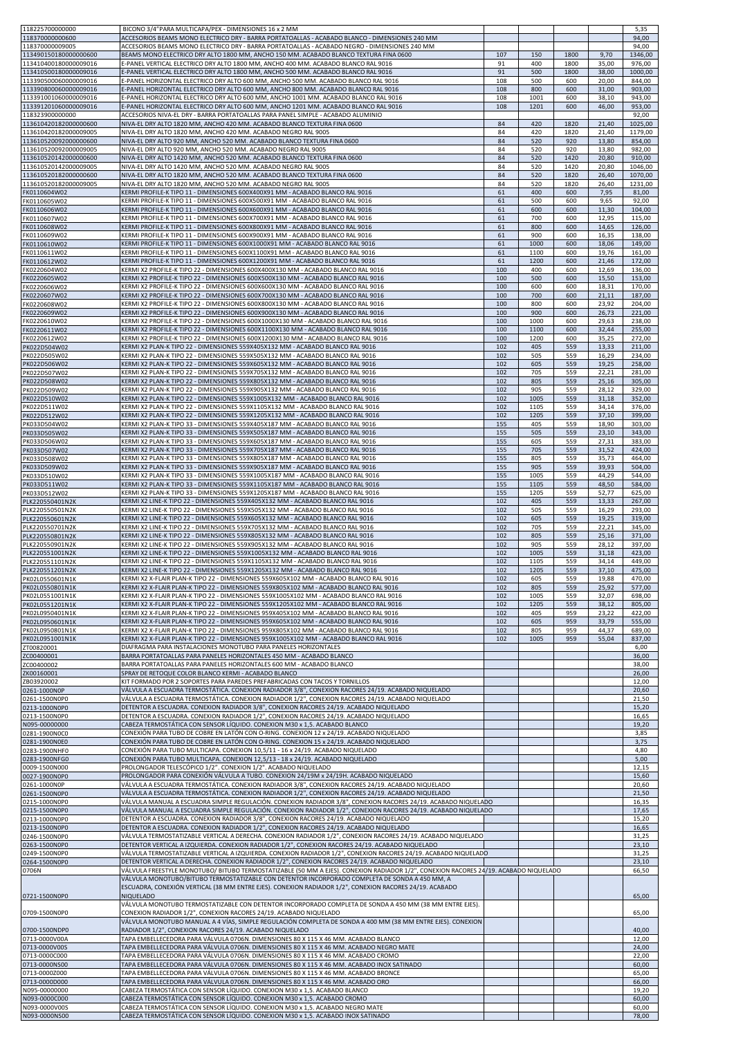| | | | | | | |
|---|---|---|---|---|---|---|
| 118225700000000 | BICONO 3/4"PARA MULTICAPA/PEX - DIMENSIONES 16 x 2 MM | | | | | 5,35 |
| 118370000000600 | ACCESORIOS BEAMS MONO ELECTRICO DRY - BARRA PORTATOALLAS - ACABADO BLANCO - DIMENSIONES 240 MM | | | | | 94,00 |
| 118370000009005 | ACCESORIOS BEAMS MONO ELECTRICO DRY - BARRA PORTATOALLAS - ACABADO NEGRO - DIMENSIONES 240 MM | | | | | 94,00 |
| 113490150180000000600 | BEAMS MONO ELECTRICO DRY ALTO 1800 MM, ANCHO 150 MM. ACABADO BLANCO TEXTURA FINA 0600 | 107 | 150 | 1800 | 9,70 | 1346,00 |
| 113410400180000009016 | E-PANEL VERTICAL ELECTRICO DRY ALTO 1800 MM, ANCHO 400 MM. ACABADO BLANCO RAL 9016 | 91 | 400 | 1800 | 35,00 | 976,00 |
| 113410500180000009016 | E-PANEL VERTICAL ELECTRICO DRY ALTO 1800 MM, ANCHO 500 MM. ACABADO BLANCO RAL 9016 | 91 | 500 | 1800 | 38,00 | 1000,00 |
| 113390500060000009016 | E-PANEL HORIZONTAL ELECTRICO DRY ALTO 600 MM, ANCHO 500 MM. ACABADO BLANCO RAL 9016 | 108 | 500 | 600 | 20,00 | 844,00 |
| 113390800060000009016 | E-PANEL HORIZONTAL ELECTRICO DRY ALTO 600 MM, ANCHO 800 MM. ACABADO BLANCO RAL 9016 | 108 | 800 | 600 | 31,00 | 903,00 |
| 113391001060000009016 | E-PANEL HORIZONTAL ELECTRICO DRY ALTO 600 MM, ANCHO 1001 MM. ACABADO BLANCO RAL 9016 | 108 | 1001 | 600 | 38,10 | 943,00 |
| 113391201060000009016 | E-PANEL HORIZONTAL ELECTRICO DRY ALTO 600 MM, ANCHO 1201 MM. ACABADO BLANCO RAL 9016 | 108 | 1201 | 600 | 46,00 | 953,00 |
| 118323900000000 | ACCESORIOS NIVA-EL DRY - BARRA PORTATOALLAS PARA PANEL SIMPLE - ACABADO ALUMINIO | | | | | 92,00 |
| 113610420182000000600 | NIVA-EL DRY ALTO 1820 MM, ANCHO 420 MM. ACABADO BLANCO TEXTURA FINA 0600 | 84 | 420 | 1820 | 21,40 | 1025,00 |
| 113610420182000009005 | NIVA-EL DRY ALTO 1820 MM, ANCHO 420 MM. ACABADO NEGRO RAL 9005 | 84 | 420 | 1820 | 21,40 | 1179,00 |
| 113610520092000000600 | NIVA-EL DRY ALTO 920 MM, ANCHO 520 MM. ACABADO BLANCO TEXTURA FINA 0600 | 84 | 520 | 920 | 13,80 | 854,00 |
| 113610520092000009005 | NIVA-EL DRY ALTO 920 MM, ANCHO 520 MM. ACABADO NEGRO RAL 9005 | 84 | 520 | 920 | 13,80 | 982,00 |
| 113610520142000000600 | NIVA-EL DRY ALTO 1420 MM, ANCHO 520 MM. ACABADO BLANCO TEXTURA FINA 0600 | 84 | 520 | 1420 | 20,80 | 910,00 |
| 113610520142000009005 | NIVA-EL DRY ALTO 1420 MM, ANCHO 520 MM. ACABADO NEGRO RAL 9005 | 84 | 520 | 1420 | 20,80 | 1046,00 |
| 113610520182000000600 | NIVA-EL DRY ALTO 1820 MM, ANCHO 520 MM. ACABADO BLANCO TEXTURA FINA 0600 | 84 | 520 | 1820 | 26,40 | 1070,00 |
| 113610520182000009005 | NIVA-EL DRY ALTO 1820 MM, ANCHO 520 MM. ACABADO NEGRO RAL 9005 | 84 | 520 | 1820 | 26,40 | 1231,00 |
| FK0110604W02 | KERMI PROFILE-K TIPO 11 - DIMENSIONES 600X400X91 MM - ACABADO BLANCO RAL 9016 | 61 | 400 | 600 | 7,95 | 81,00 |
| FK0110605W02 | KERMI PROFILE-K TIPO 11 - DIMENSIONES 600X500X91 MM - ACABADO BLANCO RAL 9016 | 61 | 500 | 600 | 9,65 | 92,00 |
| FK0110606W02 | KERMI PROFILE-K TIPO 11 - DIMENSIONES 600X600X91 MM - ACABADO BLANCO RAL 9016 | 61 | 600 | 600 | 11,30 | 104,00 |
| FK0110607W02 | KERMI PROFILE-K TIPO 11 - DIMENSIONES 600X700X91 MM - ACABADO BLANCO RAL 9016 | 61 | 700 | 600 | 12,95 | 115,00 |
| FK0110608W02 | KERMI PROFILE-K TIPO 11 - DIMENSIONES 600X800X91 MM - ACABADO BLANCO RAL 9016 | 61 | 800 | 600 | 14,65 | 126,00 |
| FK0110609W02 | KERMI PROFILE-K TIPO 11 - DIMENSIONES 600X900X91 MM - ACABADO BLANCO RAL 9016 | 61 | 900 | 600 | 16,35 | 138,00 |
| FK0110610W02 | KERMI PROFILE-K TIPO 11 - DIMENSIONES 600X1000X91 MM - ACABADO BLANCO RAL 9016 | 61 | 1000 | 600 | 18,06 | 149,00 |
| FK0110611W02 | KERMI PROFILE-K TIPO 11 - DIMENSIONES 600X1100X91 MM - ACABADO BLANCO RAL 9016 | 61 | 1100 | 600 | 19,76 | 161,00 |
| FK0110612W02 | KERMI PROFILE-K TIPO 11 - DIMENSIONES 600X1200X91 MM - ACABADO BLANCO RAL 9016 | 61 | 1200 | 600 | 21,46 | 172,00 |
| FK0220604W02 | KERMI X2 PROFILE-K TIPO 22 - DIMENSIONES 600X400X130 MM - ACABADO BLANCO RAL 9016 | 100 | 400 | 600 | 12,69 | 136,00 |
| FK0220605W02 | KERMI X2 PROFILE-K TIPO 22 - DIMENSIONES 600X500X130 MM - ACABADO BLANCO RAL 9016 | 100 | 500 | 600 | 15,50 | 153,00 |
| FK0220606W02 | KERMI X2 PROFILE-K TIPO 22 - DIMENSIONES 600X600X130 MM - ACABADO BLANCO RAL 9016 | 100 | 600 | 600 | 18,31 | 170,00 |
| FK0220607W02 | KERMI X2 PROFILE-K TIPO 22 - DIMENSIONES 600X700X130 MM - ACABADO BLANCO RAL 9016 | 100 | 700 | 600 | 21,11 | 187,00 |
| FK0220608W02 | KERMI X2 PROFILE-K TIPO 22 - DIMENSIONES 600X800X130 MM - ACABADO BLANCO RAL 9016 | 100 | 800 | 600 | 23,92 | 204,00 |
| FK0220609W02 | KERMI X2 PROFILE-K TIPO 22 - DIMENSIONES 600X900X130 MM - ACABADO BLANCO RAL 9016 | 100 | 900 | 600 | 26,73 | 221,00 |
| FK0220610W02 | KERMI X2 PROFILE-K TIPO 22 - DIMENSIONES 600X1000X130 MM - ACABADO BLANCO RAL 9016 | 100 | 1000 | 600 | 29,63 | 238,00 |
| FK0220611W02 | KERMI X2 PROFILE-K TIPO 22 - DIMENSIONES 600X1100X130 MM - ACABADO BLANCO RAL 9016 | 100 | 1100 | 600 | 32,44 | 255,00 |
| FK0220612W02 | KERMI X2 PROFILE-K TIPO 22 - DIMENSIONES 600X1200X130 MM - ACABADO BLANCO RAL 9016 | 100 | 1200 | 600 | 35,25 | 272,00 |
| PK022D504W02 | KERMI X2 PLAN-K TIPO 22 - DIMENSIONES 559X405X132 MM - ACABADO BLANCO RAL 9016 | 102 | 405 | 559 | 13,33 | 211,00 |
| PK022D505W02 | KERMI X2 PLAN-K TIPO 22 - DIMENSIONES 559X505X132 MM - ACABADO BLANCO RAL 9016 | 102 | 505 | 559 | 16,29 | 234,00 |
| PK022D506W02 | KERMI X2 PLAN-K TIPO 22 - DIMENSIONES 559X605X132 MM - ACABADO BLANCO RAL 9016 | 102 | 605 | 559 | 19,25 | 258,00 |
| PK022D507W02 | KERMI X2 PLAN-K TIPO 22 - DIMENSIONES 559X705X132 MM - ACABADO BLANCO RAL 9016 | 102 | 705 | 559 | 22,21 | 281,00 |
| PK022D508W02 | KERMI X2 PLAN-K TIPO 22 - DIMENSIONES 559X805X132 MM - ACABADO BLANCO RAL 9016 | 102 | 805 | 559 | 25,16 | 305,00 |
| PK022D509W02 | KERMI X2 PLAN-K TIPO 22 - DIMENSIONES 559X905X132 MM - ACABADO BLANCO RAL 9016 | 102 | 905 | 559 | 28,12 | 329,00 |
| PK022D510W02 | KERMI X2 PLAN-K TIPO 22 - DIMENSIONES 559X1005X132 MM - ACABADO BLANCO RAL 9016 | 102 | 1005 | 559 | 31,18 | 352,00 |
| PK022D511W02 | KERMI X2 PLAN-K TIPO 22 - DIMENSIONES 559X1105X132 MM - ACABADO BLANCO RAL 9016 | 102 | 1105 | 559 | 34,14 | 376,00 |
| PK022D512W02 | KERMI X2 PLAN-K TIPO 22 - DIMENSIONES 559X1205X132 MM - ACABADO BLANCO RAL 9016 | 102 | 1205 | 559 | 37,10 | 399,00 |
| PK033D504W02 | KERMI X2 PLAN-K TIPO 33 - DIMENSIONES 559X405X187 MM - ACABADO BLANCO RAL 9016 | 155 | 405 | 559 | 18,90 | 303,00 |
| PK033D505W02 | KERMI X2 PLAN-K TIPO 33 - DIMENSIONES 559X505X187 MM - ACABADO BLANCO RAL 9016 | 155 | 505 | 559 | 23,10 | 343,00 |
| PK033D506W02 | KERMI X2 PLAN-K TIPO 33 - DIMENSIONES 559X605X187 MM - ACABADO BLANCO RAL 9016 | 155 | 605 | 559 | 27,31 | 383,00 |
| PK033D507W02 | KERMI X2 PLAN-K TIPO 33 - DIMENSIONES 559X705X187 MM - ACABADO BLANCO RAL 9016 | 155 | 705 | 559 | 31,52 | 424,00 |
| PK033D508W02 | KERMI X2 PLAN-K TIPO 33 - DIMENSIONES 559X805X187 MM - ACABADO BLANCO RAL 9016 | 155 | 805 | 559 | 35,73 | 464,00 |
| PK033D509W02 | KERMI X2 PLAN-K TIPO 33 - DIMENSIONES 559X905X187 MM - ACABADO BLANCO RAL 9016 | 155 | 905 | 559 | 39,93 | 504,00 |
| PK033D510W02 | KERMI X2 PLAN-K TIPO 33 - DIMENSIONES 559X1005X187 MM - ACABADO BLANCO RAL 9016 | 155 | 1005 | 559 | 44,29 | 544,00 |
| PK033D511W02 | KERMI X2 PLAN-K TIPO 33 - DIMENSIONES 559X1105X187 MM - ACABADO BLANCO RAL 9016 | 155 | 1105 | 559 | 48,50 | 584,00 |
| PK033D512W02 | KERMI X2 PLAN-K TIPO 33 - DIMENSIONES 559X1205X187 MM - ACABADO BLANCO RAL 9016 | 155 | 1205 | 559 | 52,77 | 625,00 |
| PLK220550401N2K | KERMI X2 LINE-K TIPO 22 - DIMENSIONES 559X405X132 MM - ACABADO BLANCO RAL 9016 | 102 | 405 | 559 | 13,33 | 267,00 |
| PLK220550501N2K | KERMI X2 LINE-K TIPO 22 - DIMENSIONES 559X505X132 MM - ACABADO BLANCO RAL 9016 | 102 | 505 | 559 | 16,29 | 293,00 |
| PLK220550601N2K | KERMI X2 LINE-K TIPO 22 - DIMENSIONES 559X605X132 MM - ACABADO BLANCO RAL 9016 | 102 | 605 | 559 | 19,25 | 319,00 |
| PLK220550701N2K | KERMI X2 LINE-K TIPO 22 - DIMENSIONES 559X705X132 MM - ACABADO BLANCO RAL 9016 | 102 | 705 | 559 | 22,21 | 345,00 |
| PLK220550801N2K | KERMI X2 LINE-K TIPO 22 - DIMENSIONES 559X805X132 MM - ACABADO BLANCO RAL 9016 | 102 | 805 | 559 | 25,16 | 371,00 |
| PLK220550901N2K | KERMI X2 LINE-K TIPO 22 - DIMENSIONES 559X905X132 MM - ACABADO BLANCO RAL 9016 | 102 | 905 | 559 | 28,12 | 397,00 |
| PLK220551001N2K | KERMI X2 LINE-K TIPO 22 - DIMENSIONES 559X1005X132 MM - ACABADO BLANCO RAL 9016 | 102 | 1005 | 559 | 31,18 | 423,00 |
| PLK220551101N2K | KERMI X2 LINE-K TIPO 22 - DIMENSIONES 559X1105X132 MM - ACABADO BLANCO RAL 9016 | 102 | 1105 | 559 | 34,14 | 449,00 |
| PLK220551201N2K | KERMI X2 LINE-K TIPO 22 - DIMENSIONES 559X1205X132 MM - ACABADO BLANCO RAL 9016 | 102 | 1205 | 559 | 37,10 | 475,00 |
| PK02L0550601N1K | KERMI X2 X-FLAIR PLAN-K TIPO 22 - DIMENSIONES 559X605X102 MM - ACABADO BLANCO RAL 9016 | 102 | 605 | 559 | 19,88 | 470,00 |
| PK02L0550801N1K | KERMI X2 X-FLAIR PLAN-K TIPO 22 - DIMENSIONES 559X805X102 MM - ACABADO BLANCO RAL 9016 | 102 | 805 | 559 | 25,92 | 577,00 |
| PK02L0551001N1K | KERMI X2 X-FLAIR PLAN-K TIPO 22 - DIMENSIONES 559X1005X102 MM - ACABADO BLANCO RAL 9016 | 102 | 1005 | 559 | 32,07 | 698,00 |
| PK02L0551201N1K | KERMI X2 X-FLAIR PLAN-K TIPO 22 - DIMENSIONES 559X1205X102 MM - ACABADO BLANCO RAL 9016 | 102 | 1205 | 559 | 38,12 | 805,00 |
| PK02L0950401N1K | KERMI X2 X-FLAIR PLAN-K TIPO 22 - DIMENSIONES 959X405X102 MM - ACABADO BLANCO RAL 9016 | 102 | 405 | 959 | 23,22 | 422,00 |
| PK02L0950601N1K | KERMI X2 X-FLAIR PLAN-K TIPO 22 - DIMENSIONES 959X605X102 MM - ACABADO BLANCO RAL 9016 | 102 | 605 | 959 | 33,79 | 555,00 |
| PK02L0950801N1K | KERMI X2 X-FLAIR PLAN-K TIPO 22 - DIMENSIONES 959X805X102 MM - ACABADO BLANCO RAL 9016 | 102 | 805 | 959 | 44,37 | 689,00 |
| PK02L0951001N1K | KERMI X2 X-FLAIR PLAN-K TIPO 22 - DIMENSIONES 959X1005X102 MM - ACABADO BLANCO RAL 9016 | 102 | 1005 | 959 | 55,04 | 837,00 |
| ZT00820001 | DIAFRAGMA PARA INSTALACIONES MONOTUBO PARA PANELES HORIZONTALES | | | | | 6,00 |
| ZC00400001 | BARRA PORTATOALLAS PARA PANELES HORIZONTALES 450 MM - ACABADO BLANCO | | | | | 36,00 |
| ZC00400002 | BARRA PORTATOALLAS PARA PANELES HORIZONTALES 600 MM - ACABADO BLANCO | | | | | 38,00 |
| ZK00160001 | SPRAY DE RETOQUE COLOR BLANCO KERMI - ACABADO BLANCO | | | | | 26,00 |
| ZB03920002 | KIT FORMADO POR 2 SOPORTES PARA PAREDES PREFABRICADAS CON TACOS Y TORNILLOS | | | | | 12,00 |
| 0261-1000N0P | VÁLVULA A ESCUADRA TERMOSTÁTICA. CONEXION RADIADOR 3/8", CONEXION RACORES 24/19. ACABADO NIQUELADO | | | | | 20,60 |
| 0261-1500N0P0 | VÁLVULA A ESCUADRA TERMOSTÁTICA. CONEXION RADIADOR 1/2", CONEXION RACORES 24/19. ACABADO NIQUELADO | | | | | 21,50 |
| 0213-1000N0P0 | DETENTOR A ESCUADRA. CONEXION RADIADOR 3/8", CONEXION RACORES 24/19. ACABADO NIQUELADO | | | | | 15,20 |
| 0213-1500N0P0 | DETENTOR A ESCUADRA. CONEXION RADIADOR 1/2", CONEXION RACORES 24/19. ACABADO NIQUELADO | | | | | 16,65 |
| N095-00000000 | CABEZA TERMOSTÁTICA CON SENSOR LÍQUIDO. CONEXION M30 x 1,5. ACABADO BLANCO | | | | | 19,20 |
| 0281-1900N0C0 | CONEXIÓN PARA TUBO DE COBRE EN LATÓN CON O-RING. CONEXION 12 x 24/19. ACABADO NIQUELADO | | | | | 3,85 |
| 0281-1900N0E0 | CONEXIÓN PARA TUBO DE COBRE EN LATÓN CON O-RING. CONEXION 15 x 24/19. ACABADO NIQUELADO | | | | | 3,75 |
| 0283-1900NHF0 | CONEXIÓN PARA TUBO MULTICAPA. CONEXION 10,5/11 - 16 x 24/19. ACABADO NIQUELADO | | | | | 4,80 |
| 0283-1900NFG0 | CONEXIÓN PARA TUBO MULTICAPA. CONEXION 12,5/13 - 18 x 24/19. ACABADO NIQUELADO | | | | | 5,00 |
| 0009-1500N000 | PROLONGADOR TELESCÓPICO 1/2". CONEXION 1/2". ACABADO NIQUELADO | | | | | 12,15 |
| 0027-1900N0P0 | PROLONGADOR PARA CONEXIÓN VÁLVULA A TUBO. CONEXION 24/19M x 24/19H. ACABADO NIQUELADO | | | | | 15,60 |
| 0261-1000N0P | VÁLVULA A ESCUADRA TERMOSTÁTICA. CONEXION RADIADOR 3/8", CONEXION RACORES 24/19. ACABADO NIQUELADO | | | | | 20,60 |
| 0261-1500N0P0 | VÁLVULA A ESCUADRA TERMOSTÁTICA. CONEXION RADIADOR 1/2", CONEXION RACORES 24/19. ACABADO NIQUELADO | | | | | 21,50 |
| 0215-1000N0P0 | VÁLVULA MANUAL A ESCUADRA SIMPLE REGULACIÓN. CONEXION RADIADOR 3/8", CONEXION RACORES 24/19. ACABADO NIQUELADO | | | | | 16,35 |
| 0215-1500N0P0 | VÁLVULA MANUAL A ESCUADRA SIMPLE REGULACIÓN. CONEXION RADIADOR 1/2", CONEXION RACORES 24/19. ACABADO NIQUELADO | | | | | 17,65 |
| 0213-1000N0P0 | DETENTOR A ESCUADRA. CONEXION RADIADOR 3/8", CONEXION RACORES 24/19. ACABADO NIQUELADO | | | | | 15,20 |
| 0213-1500N0P0 | DETENTOR A ESCUADRA. CONEXION RADIADOR 1/2", CONEXION RACORES 24/19. ACABADO NIQUELADO | | | | | 16,65 |
| 0246-1500N0P0 | VÁLVULA TERMOSTATIZABLE VERTICAL A DERECHA. CONEXION RADIADOR 1/2", CONEXION RACORES 24/19. ACABADO NIQUELADO | | | | | 31,25 |
| 0263-1500N0P0 | DETENTOR VERTICAL A IZQUIERDA. CONEXION RADIADOR 1/2", CONEXION RACORES 24/19. ACABADO NIQUELADO | | | | | 23,10 |
| 0249-1500N0P0 | VÁLVULA TERMOSTATIZABLE VERTICAL A IZQUIERDA. CONEXION RADIADOR 1/2", CONEXION RACORES 24/19. ACABADO NIQUELADO | | | | | 31,25 |
| 0264-1500N0P0 | DETENTOR VERTICAL A DERECHA. CONEXION RADIADOR 1/2", CONEXION RACORES 24/19. ACABADO NIQUELADO | | | | | 23,10 |
| 0706N | VÁLVULA FREESTYLE MONOTUBO/ BITUBO TERMOSTATIZABLE (50 MM A EJES). CONEXION RADIADOR 1/2", CONEXION RACORES 24/19. ACABADO NIQUELADO | | | | | 66,50 |
| 0721-1500N0P0 | VÁLVULA MONOTUBO/BITUBO TERMOSTATIZABLE CON DETENTOR INCORPORADO COMPLETA DE SONDA A 450 MM, A ESCUADRA, CONEXIÓN VERTICAL (38 MM ENTRE EJES). CONEXION RADIADOR 1/2", CONEXION RACORES 24/19. ACABADO NIQUELADO | | | | | 65,00 |
| 0709-1500N0P0 | VÁLVULA MONOTUBO TERMOSTATIZABLE CON DETENTOR INCORPORADO COMPLETA DE SONDA A 450 MM (38 MM ENTRE EJES). CONEXION RADIADOR 1/2", CONEXION RACORES 24/19. ACABADO NIQUELADO | | | | | 65,00 |
| 0700-1500NDP0 | VÁLVULA MONOTUBO MANUAL A 4 VÍAS, SIMPLE REGULACIÓN COMPLETA DE SONDA A 400 MM (38 MM ENTRE EJES). CONEXION RADIADOR 1/2", CONEXION RACORES 24/19. ACABADO NIQUELADO | | | | | 40,00 |
| 0713-0000V00A | TAPA EMBELLECEDORA PARA VÁLVULA 0706N. DIMENSIONES 80 X 115 X 46 MM. ACABADO BLANCO | | | | | 12,00 |
| 0713-0000V00S | TAPA EMBELLECEDORA PARA VÁLVULA 0706N. DIMENSIONES 80 X 115 X 46 MM. ACABADO NEGRO MATE | | | | | 24,00 |
| 0713-0000C000 | TAPA EMBELLECEDORA PARA VÁLVULA 0706N. DIMENSIONES 80 X 115 X 46 MM. ACABADO CROMO | | | | | 22,00 |
| 0713-0000NS00 | TAPA EMBELLECEDORA PARA VÁLVULA 0706N. DIMENSIONES 80 X 115 X 46 MM. ACABADO INOX SATINADO | | | | | 60,00 |
| 0713-0000Z000 | TAPA EMBELLECEDORA PARA VÁLVULA 0706N. DIMENSIONES 80 X 115 X 46 MM. ACABADO BRONCE | | | | | 65,00 |
| 0713-0000D000 | TAPA EMBELLECEDORA PARA VÁLVULA 0706N. DIMENSIONES 80 X 115 X 46 MM. ACABADO ORO | | | | | 66,00 |
| N095-00000000 | CABEZA TERMOSTÁTICA CON SENSOR LÍQUIDO. CONEXION M30 x 1,5. ACABADO BLANCO | | | | | 19,20 |
| N093-0000C000 | CABEZA TERMOSTÁTICA CON SENSOR LÍQUIDO. CONEXION M30 x 1,5. ACABADO CROMO | | | | | 60,00 |
| N093-0000V00S | CABEZA TERMOSTÁTICA CON SENSOR LÍQUIDO. CONEXION M30 x 1,5. ACABADO NEGRO MATE | | | | | 60,00 |
| N093-0000NS00 | CABEZA TERMOSTÁTICA CON SENSOR LÍQUIDO. CONEXION M30 x 1,5. ACABADO INOX SATINADO | | | | | 78,00 |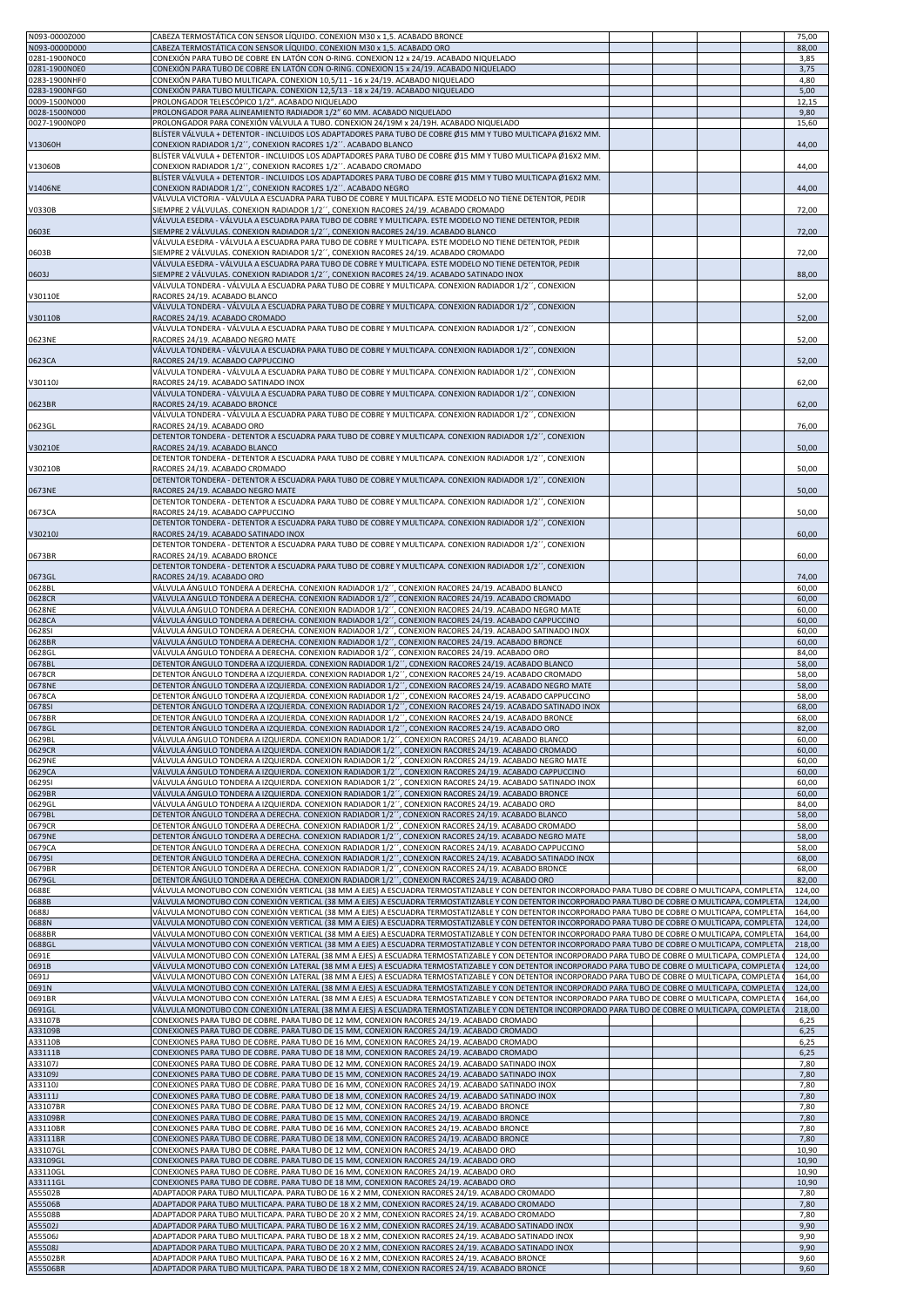| | | | | | |
|---|---|---|---|---|---|
| N093-0000Z000 | CABEZA TERMOSTÁTICA CON SENSOR LÍQUIDO. CONEXION M30 x 1,5. ACABADO BRONCE | | | | 75,00 |
| N093-0000D000 | CABEZA TERMOSTÁTICA CON SENSOR LÍQUIDO. CONEXION M30 x 1,5. ACABADO ORO | | | | 88,00 |
| 0281-1900N0C0 | CONEXIÓN PARA TUBO DE COBRE EN LATÓN CON O-RING. CONEXION 12 x 24/19. ACABADO NIQUELADO | | | | 3,85 |
| 0281-1900N0E0 | CONEXIÓN PARA TUBO DE COBRE EN LATÓN CON O-RING. CONEXION 15 x 24/19. ACABADO NIQUELADO | | | | 3,75 |
| 0283-1900NHF0 | CONEXIÓN PARA TUBO MULTICAPA. CONEXION 10,5/11 - 16 x 24/19. ACABADO NIQUELADO | | | | 4,80 |
| 0283-1900NFG0 | CONEXIÓN PARA TUBO MULTICAPA. CONEXION 12,5/13 - 18 x 24/19. ACABADO NIQUELADO | | | | 5,00 |
| 0009-1500N000 | PROLONGADOR TELESCÓPICO 1/2". ACABADO NIQUELADO | | | | 12,15 |
| 0028-1500N000 | PROLONGADOR PARA ALINEAMIENTO RADIADOR 1/2" 60 MM. ACABADO NIQUELADO | | | | 9,80 |
| 0027-1900N0P0 | PROLONGADOR PARA CONEXIÓN VÁLVULA A TUBO. CONEXION 24/19M x 24/19H. ACABADO NIQUELADO | | | | 15,60 |
| V13060H | BLÍSTER VÁLVULA + DETENTOR - INCLUIDOS LOS ADAPTADORES PARA TUBO DE COBRE Ø15 MM Y TUBO MULTICAPA Ø16X2 MM. CONEXION RADIADOR 1/2´´, CONEXION RACORES 1/2´´. ACABADO BLANCO | | | | 44,00 |
| V13060B | BLÍSTER VÁLVULA + DETENTOR - INCLUIDOS LOS ADAPTADORES PARA TUBO DE COBRE Ø15 MM Y TUBO MULTICAPA Ø16X2 MM. CONEXION RADIADOR 1/2´´, CONEXION RACORES 1/2´´. ACABADO CROMADO | | | | 44,00 |
| V1406NE | BLÍSTER VÁLVULA + DETENTOR - INCLUIDOS LOS ADAPTADORES PARA TUBO DE COBRE Ø15 MM Y TUBO MULTICAPA Ø16X2 MM. CONEXION RADIADOR 1/2´´, CONEXION RACORES 1/2´´. ACABADO NEGRO | | | | 44,00 |
| V0330B | VÁLVULA VICTORIA - VÁLVULA A ESCUADRA PARA TUBO DE COBRE Y MULTICAPA. ESTE MODELO NO TIENE DETENTOR, PEDIR SIEMPRE 2 VÁLVULAS. CONEXION RADIADOR 1/2´´, CONEXION RACORES 24/19. ACABADO CROMADO | | | | 72,00 |
| 0603E | VÁLVULA ESEDRA - VÁLVULA A ESCUADRA PARA TUBO DE COBRE Y MULTICAPA. ESTE MODELO NO TIENE DETENTOR, PEDIR SIEMPRE 2 VÁLVULAS. CONEXION RADIADOR 1/2´´, CONEXION RACORES 24/19. ACABADO BLANCO | | | | 72,00 |
| 0603B | VÁLVULA ESEDRA - VÁLVULA A ESCUADRA PARA TUBO DE COBRE Y MULTICAPA. ESTE MODELO NO TIENE DETENTOR, PEDIR SIEMPRE 2 VÁLVULAS. CONEXION RADIADOR 1/2´´, CONEXION RACORES 24/19. ACABADO CROMADO | | | | 72,00 |
| 0603J | VÁLVULA ESEDRA - VÁLVULA A ESCUADRA PARA TUBO DE COBRE Y MULTICAPA. ESTE MODELO NO TIENE DETENTOR, PEDIR SIEMPRE 2 VÁLVULAS. CONEXION RADIADOR 1/2´´, CONEXION RACORES 24/19. ACABADO SATINADO INOX | | | | 88,00 |
| V30110E | VÁLVULA TONDERA - VÁLVULA A ESCUADRA PARA TUBO DE COBRE Y MULTICAPA. CONEXION RADIADOR 1/2´´, CONEXION RACORES 24/19. ACABADO BLANCO | | | | 52,00 |
| V30110B | VÁLVULA TONDERA - VÁLVULA A ESCUADRA PARA TUBO DE COBRE Y MULTICAPA. CONEXION RADIADOR 1/2´´, CONEXION RACORES 24/19. ACABADO CROMADO | | | | 52,00 |
| 0623NE | VÁLVULA TONDERA - VÁLVULA A ESCUADRA PARA TUBO DE COBRE Y MULTICAPA. CONEXION RADIADOR 1/2´´, CONEXION RACORES 24/19. ACABADO NEGRO MATE | | | | 52,00 |
| 0623CA | VÁLVULA TONDERA - VÁLVULA A ESCUADRA PARA TUBO DE COBRE Y MULTICAPA. CONEXION RADIADOR 1/2´´, CONEXION RACORES 24/19. ACABADO CAPPUCCINO | | | | 52,00 |
| V30110J | VÁLVULA TONDERA - VÁLVULA A ESCUADRA PARA TUBO DE COBRE Y MULTICAPA. CONEXION RADIADOR 1/2´´, CONEXION RACORES 24/19. ACABADO SATINADO INOX | | | | 62,00 |
| 0623BR | VÁLVULA TONDERA - VÁLVULA A ESCUADRA PARA TUBO DE COBRE Y MULTICAPA. CONEXION RADIADOR 1/2´´, CONEXION RACORES 24/19. ACABADO BRONCE | | | | 62,00 |
| 0623GL | VÁLVULA TONDERA - VÁLVULA A ESCUADRA PARA TUBO DE COBRE Y MULTICAPA. CONEXION RADIADOR 1/2´´, CONEXION RACORES 24/19. ACABADO ORO | | | | 76,00 |
| V30210E | DETENTOR TONDERA - DETENTOR A ESCUADRA PARA TUBO DE COBRE Y MULTICAPA. CONEXION RADIADOR 1/2´´, CONEXION RACORES 24/19. ACABADO BLANCO | | | | 50,00 |
| V30210B | DETENTOR TONDERA - DETENTOR A ESCUADRA PARA TUBO DE COBRE Y MULTICAPA. CONEXION RADIADOR 1/2´´, CONEXION RACORES 24/19. ACABADO CROMADO | | | | 50,00 |
| 0673NE | DETENTOR TONDERA - DETENTOR A ESCUADRA PARA TUBO DE COBRE Y MULTICAPA. CONEXION RADIADOR 1/2´´, CONEXION RACORES 24/19. ACABADO NEGRO MATE | | | | 50,00 |
| 0673CA | DETENTOR TONDERA - DETENTOR A ESCUADRA PARA TUBO DE COBRE Y MULTICAPA. CONEXION RADIADOR 1/2´´, CONEXION RACORES 24/19. ACABADO CAPPUCCINO | | | | 50,00 |
| V30210J | DETENTOR TONDERA - DETENTOR A ESCUADRA PARA TUBO DE COBRE Y MULTICAPA. CONEXION RADIADOR 1/2´´, CONEXION RACORES 24/19. ACABADO SATINADO INOX | | | | 60,00 |
| 0673BR | DETENTOR TONDERA - DETENTOR A ESCUADRA PARA TUBO DE COBRE Y MULTICAPA. CONEXION RADIADOR 1/2´´, CONEXION RACORES 24/19. ACABADO BRONCE | | | | 60,00 |
| 0673GL | DETENTOR TONDERA - DETENTOR A ESCUADRA PARA TUBO DE COBRE Y MULTICAPA. CONEXION RADIADOR 1/2´´, CONEXION RACORES 24/19. ACABADO ORO | | | | 74,00 |
| 0628BL | VÁLVULA ÁNGULO TONDERA A DERECHA. CONEXION RADIADOR 1/2´´, CONEXION RACORES 24/19. ACABADO BLANCO | | | | 60,00 |
| 0628CR | VÁLVULA ÁNGULO TONDERA A DERECHA. CONEXION RADIADOR 1/2´´, CONEXION RACORES 24/19. ACABADO CROMADO | | | | 60,00 |
| 0628NE | VÁLVULA ÁNGULO TONDERA A DERECHA. CONEXION RADIADOR 1/2´´, CONEXION RACORES 24/19. ACABADO NEGRO MATE | | | | 60,00 |
| 0628CA | VÁLVULA ÁNGULO TONDERA A DERECHA. CONEXION RADIADOR 1/2´´, CONEXION RACORES 24/19. ACABADO CAPPUCCINO | | | | 60,00 |
| 0628SI | VÁLVULA ÁNGULO TONDERA A DERECHA. CONEXION RADIADOR 1/2´´, CONEXION RACORES 24/19. ACABADO SATINADO INOX | | | | 60,00 |
| 0628BR | VÁLVULA ÁNGULO TONDERA A DERECHA. CONEXION RADIADOR 1/2´´, CONEXION RACORES 24/19. ACABADO BRONCE | | | | 60,00 |
| 0628GL | VÁLVULA ÁNGULO TONDERA A DERECHA. CONEXION RADIADOR 1/2´´, CONEXION RACORES 24/19. ACABADO ORO | | | | 84,00 |
| 0678BL | DETENTOR ÁNGULO TONDERA A IZQUIERDA. CONEXION RADIADOR 1/2´´, CONEXION RACORES 24/19. ACABADO BLANCO | | | | 58,00 |
| 0678CR | DETENTOR ÁNGULO TONDERA A IZQUIERDA. CONEXION RADIADOR 1/2´´, CONEXION RACORES 24/19. ACABADO CROMADO | | | | 58,00 |
| 0678NE | DETENTOR ÁNGULO TONDERA A IZQUIERDA. CONEXION RADIADOR 1/2´´, CONEXION RACORES 24/19. ACABADO NEGRO MATE | | | | 58,00 |
| 0678CA | DETENTOR ÁNGULO TONDERA A IZQUIERDA. CONEXION RADIADOR 1/2´´, CONEXION RACORES 24/19. ACABADO CAPPUCCINO | | | | 58,00 |
| 0678SI | DETENTOR ÁNGULO TONDERA A IZQUIERDA. CONEXION RADIADOR 1/2´´, CONEXION RACORES 24/19. ACABADO SATINADO INOX | | | | 68,00 |
| 0678BR | DETENTOR ÁNGULO TONDERA A IZQUIERDA. CONEXION RADIADOR 1/2´´, CONEXION RACORES 24/19. ACABADO BRONCE | | | | 68,00 |
| 0678GL | DETENTOR ÁNGULO TONDERA A IZQUIERDA. CONEXION RADIADOR 1/2´´, CONEXION RACORES 24/19. ACABADO ORO | | | | 82,00 |
| 0629BL | VÁLVULA ÁNGULO TONDERA A IZQUIERDA. CONEXION RADIADOR 1/2´´, CONEXION RACORES 24/19. ACABADO BLANCO | | | | 60,00 |
| 0629CR | VÁLVULA ÁNGULO TONDERA A IZQUIERDA. CONEXION RADIADOR 1/2´´, CONEXION RACORES 24/19. ACABADO CROMADO | | | | 60,00 |
| 0629NE | VÁLVULA ÁNGULO TONDERA A IZQUIERDA. CONEXION RADIADOR 1/2´´, CONEXION RACORES 24/19. ACABADO NEGRO MATE | | | | 60,00 |
| 0629CA | VÁLVULA ÁNGULO TONDERA A IZQUIERDA. CONEXION RADIADOR 1/2´´, CONEXION RACORES 24/19. ACABADO CAPPUCCINO | | | | 60,00 |
| 0629SI | VÁLVULA ÁNGULO TONDERA A IZQUIERDA. CONEXION RADIADOR 1/2´´, CONEXION RACORES 24/19. ACABADO SATINADO INOX | | | | 60,00 |
| 0629BR | VÁLVULA ÁNGULO TONDERA A IZQUIERDA. CONEXION RADIADOR 1/2´´, CONEXION RACORES 24/19. ACABADO BRONCE | | | | 60,00 |
| 0629GL | VÁLVULA ÁNGULO TONDERA A IZQUIERDA. CONEXION RADIADOR 1/2´´, CONEXION RACORES 24/19. ACABADO ORO | | | | 84,00 |
| 0679BL | DETENTOR ÁNGULO TONDERA A DERECHA. CONEXION RADIADOR 1/2´´, CONEXION RACORES 24/19. ACABADO BLANCO | | | | 58,00 |
| 0679CR | DETENTOR ÁNGULO TONDERA A DERECHA. CONEXION RADIADOR 1/2´´, CONEXION RACORES 24/19. ACABADO CROMADO | | | | 58,00 |
| 0679NE | DETENTOR ÁNGULO TONDERA A DERECHA. CONEXION RADIADOR 1/2´´, CONEXION RACORES 24/19. ACABADO NEGRO MATE | | | | 58,00 |
| 0679CA | DETENTOR ÁNGULO TONDERA A DERECHA. CONEXION RADIADOR 1/2´´, CONEXION RACORES 24/19. ACABADO CAPPUCCINO | | | | 58,00 |
| 0679SI | DETENTOR ÁNGULO TONDERA A DERECHA. CONEXION RADIADOR 1/2´´, CONEXION RACORES 24/19. ACABADO SATINADO INOX | | | | 68,00 |
| 0679BR | DETENTOR ÁNGULO TONDERA A DERECHA. CONEXION RADIADOR 1/2´´, CONEXION RACORES 24/19. ACABADO BRONCE | | | | 68,00 |
| 0679GL | DETENTOR ÁNGULO TONDERA A DERECHA. CONEXION RADIADOR 1/2´´, CONEXION RACORES 24/19. ACABADO ORO | | | | 82,00 |
| 0688E | VÁLVULA MONOTUBO CON CONEXIÓN VERTICAL (38 MM A EJES) A ESCUADRA TERMOSTATIZABLE Y CON DETENTOR INCORPORADO PARA TUBO DE COBRE O MULTICAPA, COMPLETA | | | | 124,00 |
| 0688B | VÁLVULA MONOTUBO CON CONEXIÓN VERTICAL (38 MM A EJES) A ESCUADRA TERMOSTATIZABLE Y CON DETENTOR INCORPORADO PARA TUBO DE COBRE O MULTICAPA, COMPLETA | | | | 124,00 |
| 0688J | VÁLVULA MONOTUBO CON CONEXIÓN VERTICAL (38 MM A EJES) A ESCUADRA TERMOSTATIZABLE Y CON DETENTOR INCORPORADO PARA TUBO DE COBRE O MULTICAPA, COMPLETA | | | | 164,00 |
| 0688N | VÁLVULA MONOTUBO CON CONEXIÓN VERTICAL (38 MM A EJES) A ESCUADRA TERMOSTATIZABLE Y CON DETENTOR INCORPORADO PARA TUBO DE COBRE O MULTICAPA, COMPLETA | | | | 124,00 |
| 0688BR | VÁLVULA MONOTUBO CON CONEXIÓN VERTICAL (38 MM A EJES) A ESCUADRA TERMOSTATIZABLE Y CON DETENTOR INCORPORADO PARA TUBO DE COBRE O MULTICAPA, COMPLETA | | | | 164,00 |
| 0688GL | VÁLVULA MONOTUBO CON CONEXIÓN VERTICAL (38 MM A EJES) A ESCUADRA TERMOSTATIZABLE Y CON DETENTOR INCORPORADO PARA TUBO DE COBRE O MULTICAPA, COMPLETA | | | | 218,00 |
| 0691E | VÁLVULA MONOTUBO CON CONEXIÓN LATERAL (38 MM A EJES) A ESCUADRA TERMOSTATIZABLE Y CON DETENTOR INCORPORADO PARA TUBO DE COBRE O MULTICAPA, COMPLETA | | | | 124,00 |
| 0691B | VÁLVULA MONOTUBO CON CONEXIÓN LATERAL (38 MM A EJES) A ESCUADRA TERMOSTATIZABLE Y CON DETENTOR INCORPORADO PARA TUBO DE COBRE O MULTICAPA, COMPLETA | | | | 124,00 |
| 0691J | VÁLVULA MONOTUBO CON CONEXIÓN LATERAL (38 MM A EJES) A ESCUADRA TERMOSTATIZABLE Y CON DETENTOR INCORPORADO PARA TUBO DE COBRE O MULTICAPA, COMPLETA | | | | 164,00 |
| 0691N | VÁLVULA MONOTUBO CON CONEXIÓN LATERAL (38 MM A EJES) A ESCUADRA TERMOSTATIZABLE Y CON DETENTOR INCORPORADO PARA TUBO DE COBRE O MULTICAPA, COMPLETA | | | | 124,00 |
| 0691BR | VÁLVULA MONOTUBO CON CONEXIÓN LATERAL (38 MM A EJES) A ESCUADRA TERMOSTATIZABLE Y CON DETENTOR INCORPORADO PARA TUBO DE COBRE O MULTICAPA, COMPLETA | | | | 164,00 |
| 0691GL | VÁLVULA MONOTUBO CON CONEXIÓN LATERAL (38 MM A EJES) A ESCUADRA TERMOSTATIZABLE Y CON DETENTOR INCORPORADO PARA TUBO DE COBRE O MULTICAPA, COMPLETA | | | | 218,00 |
| A33107B | CONEXIONES PARA TUBO DE COBRE. PARA TUBO DE 12 MM, CONEXION RACORES 24/19. ACABADO CROMADO | | | | 6,25 |
| A33109B | CONEXIONES PARA TUBO DE COBRE. PARA TUBO DE 15 MM, CONEXION RACORES 24/19. ACABADO CROMADO | | | | 6,25 |
| A33110B | CONEXIONES PARA TUBO DE COBRE. PARA TUBO DE 16 MM, CONEXION RACORES 24/19. ACABADO CROMADO | | | | 6,25 |
| A33111B | CONEXIONES PARA TUBO DE COBRE. PARA TUBO DE 18 MM, CONEXION RACORES 24/19. ACABADO CROMADO | | | | 6,25 |
| A33107J | CONEXIONES PARA TUBO DE COBRE. PARA TUBO DE 12 MM, CONEXION RACORES 24/19. ACABADO SATINADO INOX | | | | 7,80 |
| A33109J | CONEXIONES PARA TUBO DE COBRE. PARA TUBO DE 15 MM, CONEXION RACORES 24/19. ACABADO SATINADO INOX | | | | 7,80 |
| A33110J | CONEXIONES PARA TUBO DE COBRE. PARA TUBO DE 16 MM, CONEXION RACORES 24/19. ACABADO SATINADO INOX | | | | 7,80 |
| A33111J | CONEXIONES PARA TUBO DE COBRE. PARA TUBO DE 18 MM, CONEXION RACORES 24/19. ACABADO SATINADO INOX | | | | 7,80 |
| A33107BR | CONEXIONES PARA TUBO DE COBRE. PARA TUBO DE 12 MM, CONEXION RACORES 24/19. ACABADO BRONCE | | | | 7,80 |
| A33109BR | CONEXIONES PARA TUBO DE COBRE. PARA TUBO DE 15 MM, CONEXION RACORES 24/19. ACABADO BRONCE | | | | 7,80 |
| A33110BR | CONEXIONES PARA TUBO DE COBRE. PARA TUBO DE 16 MM, CONEXION RACORES 24/19. ACABADO BRONCE | | | | 7,80 |
| A33111BR | CONEXIONES PARA TUBO DE COBRE. PARA TUBO DE 18 MM, CONEXION RACORES 24/19. ACABADO BRONCE | | | | 7,80 |
| A33107GL | CONEXIONES PARA TUBO DE COBRE. PARA TUBO DE 12 MM, CONEXION RACORES 24/19. ACABADO ORO | | | | 10,90 |
| A33109GL | CONEXIONES PARA TUBO DE COBRE. PARA TUBO DE 15 MM, CONEXION RACORES 24/19. ACABADO ORO | | | | 10,90 |
| A33110GL | CONEXIONES PARA TUBO DE COBRE. PARA TUBO DE 16 MM, CONEXION RACORES 24/19. ACABADO ORO | | | | 10,90 |
| A33111GL | CONEXIONES PARA TUBO DE COBRE. PARA TUBO DE 18 MM, CONEXION RACORES 24/19. ACABADO ORO | | | | 10,90 |
| A55502B | ADAPTADOR PARA TUBO MULTICAPA. PARA TUBO DE 16 X 2 MM, CONEXION RACORES 24/19. ACABADO CROMADO | | | | 7,80 |
| A55506B | ADAPTADOR PARA TUBO MULTICAPA. PARA TUBO DE 18 X 2 MM, CONEXION RACORES 24/19. ACABADO CROMADO | | | | 7,80 |
| A55508B | ADAPTADOR PARA TUBO MULTICAPA. PARA TUBO DE 20 X 2 MM, CONEXION RACORES 24/19. ACABADO CROMADO | | | | 7,80 |
| A55502J | ADAPTADOR PARA TUBO MULTICAPA. PARA TUBO DE 16 X 2 MM, CONEXION RACORES 24/19. ACABADO SATINADO INOX | | | | 9,90 |
| A55506J | ADAPTADOR PARA TUBO MULTICAPA. PARA TUBO DE 18 X 2 MM, CONEXION RACORES 24/19. ACABADO SATINADO INOX | | | | 9,90 |
| A55508J | ADAPTADOR PARA TUBO MULTICAPA. PARA TUBO DE 20 X 2 MM, CONEXION RACORES 24/19. ACABADO SATINADO INOX | | | | 9,90 |
| A55502BR | ADAPTADOR PARA TUBO MULTICAPA. PARA TUBO DE 16 X 2 MM, CONEXION RACORES 24/19. ACABADO BRONCE | | | | 9,60 |
| A55506BR | ADAPTADOR PARA TUBO MULTICAPA. PARA TUBO DE 18 X 2 MM, CONEXION RACORES 24/19. ACABADO BRONCE | | | | 9,60 |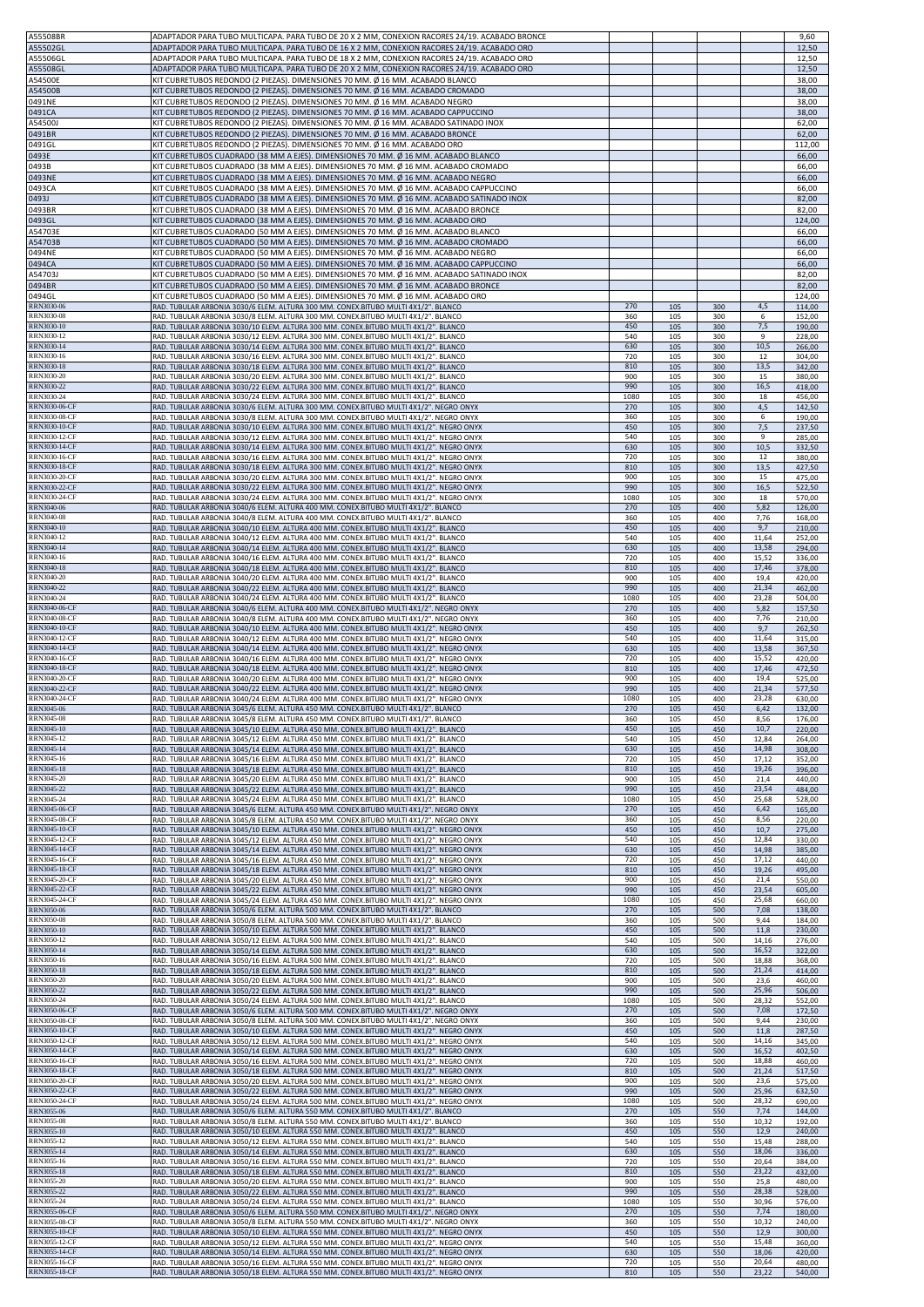| | | | | | | |
|---|---|---|---|---|---|---|
| A55508BR | ADAPTADOR PARA TUBO MULTICAPA. PARA TUBO DE 20 X 2 MM, CONEXION RACORES 24/19. ACABADO BRONCE | | | | | 9,60 |
| A55502GL | ADAPTADOR PARA TUBO MULTICAPA. PARA TUBO DE 16 X 2 MM, CONEXION RACORES 24/19. ACABADO ORO | | | | | 12,50 |
| A55506GL | ADAPTADOR PARA TUBO MULTICAPA. PARA TUBO DE 18 X 2 MM, CONEXION RACORES 24/19. ACABADO ORO | | | | | 12,50 |
| A55508GL | ADAPTADOR PARA TUBO MULTICAPA. PARA TUBO DE 20 X 2 MM, CONEXION RACORES 24/19. ACABADO ORO | | | | | 12,50 |
| A54500E | KIT CUBRETUBOS REDONDO (2 PIEZAS). DIMENSIONES 70 MM. Ø 16 MM. ACABADO BLANCO | | | | | 38,00 |
| A54500B | KIT CUBRETUBOS REDONDO (2 PIEZAS). DIMENSIONES 70 MM. Ø 16 MM. ACABADO CROMADO | | | | | 38,00 |
| 0491NE | KIT CUBRETUBOS REDONDO (2 PIEZAS). DIMENSIONES 70 MM. Ø 16 MM. ACABADO NEGRO | | | | | 38,00 |
| 0491CA | KIT CUBRETUBOS REDONDO (2 PIEZAS). DIMENSIONES 70 MM. Ø 16 MM. ACABADO CAPPUCCINO | | | | | 38,00 |
| A54500J | KIT CUBRETUBOS REDONDO (2 PIEZAS). DIMENSIONES 70 MM. Ø 16 MM. ACABADO SATINADO INOX | | | | | 62,00 |
| 0491BR | KIT CUBRETUBOS REDONDO (2 PIEZAS). DIMENSIONES 70 MM. Ø 16 MM. ACABADO BRONCE | | | | | 62,00 |
| 0491GL | KIT CUBRETUBOS REDONDO (2 PIEZAS). DIMENSIONES 70 MM. Ø 16 MM. ACABADO ORO | | | | | 112,00 |
| 0493E | KIT CUBRETUBOS CUADRADO (38 MM A EJES). DIMENSIONES 70 MM. Ø 16 MM. ACABADO BLANCO | | | | | 66,00 |
| 0493B | KIT CUBRETUBOS CUADRADO (38 MM A EJES). DIMENSIONES 70 MM. Ø 16 MM. ACABADO CROMADO | | | | | 66,00 |
| 0493NE | KIT CUBRETUBOS CUADRADO (38 MM A EJES). DIMENSIONES 70 MM. Ø 16 MM. ACABADO NEGRO | | | | | 66,00 |
| 0493CA | KIT CUBRETUBOS CUADRADO (38 MM A EJES). DIMENSIONES 70 MM. Ø 16 MM. ACABADO CAPPUCCINO | | | | | 66,00 |
| 0493J | KIT CUBRETUBOS CUADRADO (38 MM A EJES). DIMENSIONES 70 MM. Ø 16 MM. ACABADO SATINADO INOX | | | | | 82,00 |
| 0493BR | KIT CUBRETUBOS CUADRADO (38 MM A EJES). DIMENSIONES 70 MM. Ø 16 MM. ACABADO BRONCE | | | | | 82,00 |
| 0493GL | KIT CUBRETUBOS CUADRADO (38 MM A EJES). DIMENSIONES 70 MM. Ø 16 MM. ACABADO ORO | | | | | 124,00 |
| A54703E | KIT CUBRETUBOS CUADRADO (50 MM A EJES). DIMENSIONES 70 MM. Ø 16 MM. ACABADO BLANCO | | | | | 66,00 |
| A54703B | KIT CUBRETUBOS CUADRADO (50 MM A EJES). DIMENSIONES 70 MM. Ø 16 MM. ACABADO CROMADO | | | | | 66,00 |
| 0494NE | KIT CUBRETUBOS CUADRADO (50 MM A EJES). DIMENSIONES 70 MM. Ø 16 MM. ACABADO NEGRO | | | | | 66,00 |
| 0494CA | KIT CUBRETUBOS CUADRADO (50 MM A EJES). DIMENSIONES 70 MM. Ø 16 MM. ACABADO CAPPUCCINO | | | | | 66,00 |
| A54703J | KIT CUBRETUBOS CUADRADO (50 MM A EJES). DIMENSIONES 70 MM. Ø 16 MM. ACABADO SATINADO INOX | | | | | 82,00 |
| 0494BR | KIT CUBRETUBOS CUADRADO (50 MM A EJES). DIMENSIONES 70 MM. Ø 16 MM. ACABADO BRONCE | | | | | 82,00 |
| 0494GL | KIT CUBRETUBOS CUADRADO (50 MM A EJES). DIMENSIONES 70 MM. Ø 16 MM. ACABADO ORO | | | | | 124,00 |
| RRN3030-06 | RAD. TUBULAR ARBONIA 3030/6 ELEM. ALTURA 300 MM. CONEX.BITUBO MULTI 4X1/2". BLANCO | 270 | 105 | 300 | 4,5 | 114,00 |
| RRN3030-08 | RAD. TUBULAR ARBONIA 3030/8 ELEM. ALTURA 300 MM. CONEX.BITUBO MULTI 4X1/2". BLANCO | 360 | 105 | 300 | 6 | 152,00 |
| RRN3030-10 | RAD. TUBULAR ARBONIA 3030/10 ELEM. ALTURA 300 MM. CONEX.BITUBO MULTI 4X1/2". BLANCO | 450 | 105 | 300 | 7,5 | 190,00 |
| RRN3030-12 | RAD. TUBULAR ARBONIA 3030/12 ELEM. ALTURA 300 MM. CONEX.BITUBO MULTI 4X1/2". BLANCO | 540 | 105 | 300 | 9 | 228,00 |
| RRN3030-14 | RAD. TUBULAR ARBONIA 3030/14 ELEM. ALTURA 300 MM. CONEX.BITUBO MULTI 4X1/2". BLANCO | 630 | 105 | 300 | 10,5 | 266,00 |
| RRN3030-16 | RAD. TUBULAR ARBONIA 3030/16 ELEM. ALTURA 300 MM. CONEX.BITUBO MULTI 4X1/2". BLANCO | 720 | 105 | 300 | 12 | 304,00 |
| RRN3030-18 | RAD. TUBULAR ARBONIA 3030/18 ELEM. ALTURA 300 MM. CONEX.BITUBO MULTI 4X1/2". BLANCO | 810 | 105 | 300 | 13,5 | 342,00 |
| RRN3030-20 | RAD. TUBULAR ARBONIA 3030/20 ELEM. ALTURA 300 MM. CONEX.BITUBO MULTI 4X1/2". BLANCO | 900 | 105 | 300 | 15 | 380,00 |
| RRN3030-22 | RAD. TUBULAR ARBONIA 3030/22 ELEM. ALTURA 300 MM. CONEX.BITUBO MULTI 4X1/2". BLANCO | 990 | 105 | 300 | 16,5 | 418,00 |
| RRN3030-24 | RAD. TUBULAR ARBONIA 3030/24 ELEM. ALTURA 300 MM. CONEX.BITUBO MULTI 4X1/2". BLANCO | 1080 | 105 | 300 | 18 | 456,00 |
| RRN3030-06-CF | RAD. TUBULAR ARBONIA 3030/6 ELEM. ALTURA 300 MM. CONEX.BITUBO MULTI 4X1/2". NEGRO ONYX | 270 | 105 | 300 | 4,5 | 142,50 |
| RRN3030-08-CF | RAD. TUBULAR ARBONIA 3030/8 ELEM. ALTURA 300 MM. CONEX.BITUBO MULTI 4X1/2". NEGRO ONYX | 360 | 105 | 300 | 6 | 190,00 |
| RRN3030-10-CF | RAD. TUBULAR ARBONIA 3030/10 ELEM. ALTURA 300 MM. CONEX.BITUBO MULTI 4X1/2". NEGRO ONYX | 450 | 105 | 300 | 7,5 | 237,50 |
| RRN3030-12-CF | RAD. TUBULAR ARBONIA 3030/12 ELEM. ALTURA 300 MM. CONEX.BITUBO MULTI 4X1/2". NEGRO ONYX | 540 | 105 | 300 | 9 | 285,00 |
| RRN3030-14-CF | RAD. TUBULAR ARBONIA 3030/14 ELEM. ALTURA 300 MM. CONEX.BITUBO MULTI 4X1/2". NEGRO ONYX | 630 | 105 | 300 | 10,5 | 332,50 |
| RRN3030-16-CF | RAD. TUBULAR ARBONIA 3030/16 ELEM. ALTURA 300 MM. CONEX.BITUBO MULTI 4X1/2". NEGRO ONYX | 720 | 105 | 300 | 12 | 380,00 |
| RRN3030-18-CF | RAD. TUBULAR ARBONIA 3030/18 ELEM. ALTURA 300 MM. CONEX.BITUBO MULTI 4X1/2". NEGRO ONYX | 810 | 105 | 300 | 13,5 | 427,50 |
| RRN3030-20-CF | RAD. TUBULAR ARBONIA 3030/20 ELEM. ALTURA 300 MM. CONEX.BITUBO MULTI 4X1/2". NEGRO ONYX | 900 | 105 | 300 | 15 | 475,00 |
| RRN3030-22-CF | RAD. TUBULAR ARBONIA 3030/22 ELEM. ALTURA 300 MM. CONEX.BITUBO MULTI 4X1/2". NEGRO ONYX | 990 | 105 | 300 | 16,5 | 522,50 |
| RRN3030-24-CF | RAD. TUBULAR ARBONIA 3030/24 ELEM. ALTURA 300 MM. CONEX.BITUBO MULTI 4X1/2". NEGRO ONYX | 1080 | 105 | 300 | 18 | 570,00 |
| RRN3040-06 | RAD. TUBULAR ARBONIA 3040/6 ELEM. ALTURA 400 MM. CONEX.BITUBO MULTI 4X1/2". BLANCO | 270 | 105 | 400 | 5,82 | 126,00 |
| RRN3040-08 | RAD. TUBULAR ARBONIA 3040/8 ELEM. ALTURA 400 MM. CONEX.BITUBO MULTI 4X1/2". BLANCO | 360 | 105 | 400 | 7,76 | 168,00 |
| RRN3040-10 | RAD. TUBULAR ARBONIA 3040/10 ELEM. ALTURA 400 MM. CONEX.BITUBO MULTI 4X1/2". BLANCO | 450 | 105 | 400 | 9,7 | 210,00 |
| RRN3040-12 | RAD. TUBULAR ARBONIA 3040/12 ELEM. ALTURA 400 MM. CONEX.BITUBO MULTI 4X1/2". BLANCO | 540 | 105 | 400 | 11,64 | 252,00 |
| RRN3040-14 | RAD. TUBULAR ARBONIA 3040/14 ELEM. ALTURA 400 MM. CONEX.BITUBO MULTI 4X1/2". BLANCO | 630 | 105 | 400 | 13,58 | 294,00 |
| RRN3040-16 | RAD. TUBULAR ARBONIA 3040/16 ELEM. ALTURA 400 MM. CONEX.BITUBO MULTI 4X1/2". BLANCO | 720 | 105 | 400 | 15,52 | 336,00 |
| RRN3040-18 | RAD. TUBULAR ARBONIA 3040/18 ELEM. ALTURA 400 MM. CONEX.BITUBO MULTI 4X1/2". BLANCO | 810 | 105 | 400 | 17,46 | 378,00 |
| RRN3040-20 | RAD. TUBULAR ARBONIA 3040/20 ELEM. ALTURA 400 MM. CONEX.BITUBO MULTI 4X1/2". BLANCO | 900 | 105 | 400 | 19,4 | 420,00 |
| RRN3040-22 | RAD. TUBULAR ARBONIA 3040/22 ELEM. ALTURA 400 MM. CONEX.BITUBO MULTI 4X1/2". BLANCO | 990 | 105 | 400 | 21,34 | 462,00 |
| RRN3040-24 | RAD. TUBULAR ARBONIA 3040/24 ELEM. ALTURA 400 MM. CONEX.BITUBO MULTI 4X1/2". BLANCO | 1080 | 105 | 400 | 23,28 | 504,00 |
| RRN3040-06-CF | RAD. TUBULAR ARBONIA 3040/6 ELEM. ALTURA 400 MM. CONEX.BITUBO MULTI 4X1/2". NEGRO ONYX | 270 | 105 | 400 | 5,82 | 157,50 |
| RRN3040-08-CF | RAD. TUBULAR ARBONIA 3040/8 ELEM. ALTURA 400 MM. CONEX.BITUBO MULTI 4X1/2". NEGRO ONYX | 360 | 105 | 400 | 7,76 | 210,00 |
| RRN3040-10-CF | RAD. TUBULAR ARBONIA 3040/10 ELEM. ALTURA 400 MM. CONEX.BITUBO MULTI 4X1/2". NEGRO ONYX | 450 | 105 | 400 | 9,7 | 262,50 |
| RRN3040-12-CF | RAD. TUBULAR ARBONIA 3040/12 ELEM. ALTURA 400 MM. CONEX.BITUBO MULTI 4X1/2". NEGRO ONYX | 540 | 105 | 400 | 11,64 | 315,00 |
| RRN3040-14-CF | RAD. TUBULAR ARBONIA 3040/14 ELEM. ALTURA 400 MM. CONEX.BITUBO MULTI 4X1/2". NEGRO ONYX | 630 | 105 | 400 | 13,58 | 367,50 |
| RRN3040-16-CF | RAD. TUBULAR ARBONIA 3040/16 ELEM. ALTURA 400 MM. CONEX.BITUBO MULTI 4X1/2". NEGRO ONYX | 720 | 105 | 400 | 15,52 | 420,00 |
| RRN3040-18-CF | RAD. TUBULAR ARBONIA 3040/18 ELEM. ALTURA 400 MM. CONEX.BITUBO MULTI 4X1/2". NEGRO ONYX | 810 | 105 | 400 | 17,46 | 472,50 |
| RRN3040-20-CF | RAD. TUBULAR ARBONIA 3040/20 ELEM. ALTURA 400 MM. CONEX.BITUBO MULTI 4X1/2". NEGRO ONYX | 900 | 105 | 400 | 19,4 | 525,00 |
| RRN3040-22-CF | RAD. TUBULAR ARBONIA 3040/22 ELEM. ALTURA 400 MM. CONEX.BITUBO MULTI 4X1/2". NEGRO ONYX | 990 | 105 | 400 | 21,34 | 577,50 |
| RRN3040-24-CF | RAD. TUBULAR ARBONIA 3040/24 ELEM. ALTURA 400 MM. CONEX.BITUBO MULTI 4X1/2". NEGRO ONYX | 1080 | 105 | 400 | 23,28 | 630,00 |
| RRN3045-06 | RAD. TUBULAR ARBONIA 3045/6 ELEM. ALTURA 450 MM. CONEX.BITUBO MULTI 4X1/2". BLANCO | 270 | 105 | 450 | 6,42 | 132,00 |
| RRN3045-08 | RAD. TUBULAR ARBONIA 3045/8 ELEM. ALTURA 450 MM. CONEX.BITUBO MULTI 4X1/2". BLANCO | 360 | 105 | 450 | 8,56 | 176,00 |
| RRN3045-10 | RAD. TUBULAR ARBONIA 3045/10 ELEM. ALTURA 450 MM. CONEX.BITUBO MULTI 4X1/2". BLANCO | 450 | 105 | 450 | 10,7 | 220,00 |
| RRN3045-12 | RAD. TUBULAR ARBONIA 3045/12 ELEM. ALTURA 450 MM. CONEX.BITUBO MULTI 4X1/2". BLANCO | 540 | 105 | 450 | 12,84 | 264,00 |
| RRN3045-14 | RAD. TUBULAR ARBONIA 3045/14 ELEM. ALTURA 450 MM. CONEX.BITUBO MULTI 4X1/2". BLANCO | 630 | 105 | 450 | 14,98 | 308,00 |
| RRN3045-16 | RAD. TUBULAR ARBONIA 3045/16 ELEM. ALTURA 450 MM. CONEX.BITUBO MULTI 4X1/2". BLANCO | 720 | 105 | 450 | 17,12 | 352,00 |
| RRN3045-18 | RAD. TUBULAR ARBONIA 3045/18 ELEM. ALTURA 450 MM. CONEX.BITUBO MULTI 4X1/2". BLANCO | 810 | 105 | 450 | 19,26 | 396,00 |
| RRN3045-20 | RAD. TUBULAR ARBONIA 3045/20 ELEM. ALTURA 450 MM. CONEX.BITUBO MULTI 4X1/2". BLANCO | 900 | 105 | 450 | 21,4 | 440,00 |
| RRN3045-22 | RAD. TUBULAR ARBONIA 3045/22 ELEM. ALTURA 450 MM. CONEX.BITUBO MULTI 4X1/2". BLANCO | 990 | 105 | 450 | 23,54 | 484,00 |
| RRN3045-24 | RAD. TUBULAR ARBONIA 3045/24 ELEM. ALTURA 450 MM. CONEX.BITUBO MULTI 4X1/2". BLANCO | 1080 | 105 | 450 | 25,68 | 528,00 |
| RRN3045-06-CF | RAD. TUBULAR ARBONIA 3045/6 ELEM. ALTURA 450 MM. CONEX.BITUBO MULTI 4X1/2". NEGRO ONYX | 270 | 105 | 450 | 6,42 | 165,00 |
| RRN3045-08-CF | RAD. TUBULAR ARBONIA 3045/8 ELEM. ALTURA 450 MM. CONEX.BITUBO MULTI 4X1/2". NEGRO ONYX | 360 | 105 | 450 | 8,56 | 220,00 |
| RRN3045-10-CF | RAD. TUBULAR ARBONIA 3045/10 ELEM. ALTURA 450 MM. CONEX.BITUBO MULTI 4X1/2". NEGRO ONYX | 450 | 105 | 450 | 10,7 | 275,00 |
| RRN3045-12-CF | RAD. TUBULAR ARBONIA 3045/12 ELEM. ALTURA 450 MM. CONEX.BITUBO MULTI 4X1/2". NEGRO ONYX | 540 | 105 | 450 | 12,84 | 330,00 |
| RRN3045-14-CF | RAD. TUBULAR ARBONIA 3045/14 ELEM. ALTURA 450 MM. CONEX.BITUBO MULTI 4X1/2". NEGRO ONYX | 630 | 105 | 450 | 14,98 | 385,00 |
| RRN3045-16-CF | RAD. TUBULAR ARBONIA 3045/16 ELEM. ALTURA 450 MM. CONEX.BITUBO MULTI 4X1/2". NEGRO ONYX | 720 | 105 | 450 | 17,12 | 440,00 |
| RRN3045-18-CF | RAD. TUBULAR ARBONIA 3045/18 ELEM. ALTURA 450 MM. CONEX.BITUBO MULTI 4X1/2". NEGRO ONYX | 810 | 105 | 450 | 19,26 | 495,00 |
| RRN3045-20-CF | RAD. TUBULAR ARBONIA 3045/20 ELEM. ALTURA 450 MM. CONEX.BITUBO MULTI 4X1/2". NEGRO ONYX | 900 | 105 | 450 | 21,4 | 550,00 |
| RRN3045-22-CF | RAD. TUBULAR ARBONIA 3045/22 ELEM. ALTURA 450 MM. CONEX.BITUBO MULTI 4X1/2". NEGRO ONYX | 990 | 105 | 450 | 23,54 | 605,00 |
| RRN3045-24-CF | RAD. TUBULAR ARBONIA 3045/24 ELEM. ALTURA 450 MM. CONEX.BITUBO MULTI 4X1/2". NEGRO ONYX | 1080 | 105 | 450 | 25,68 | 660,00 |
| RRN3050-06 | RAD. TUBULAR ARBONIA 3050/6 ELEM. ALTURA 500 MM. CONEX.BITUBO MULTI 4X1/2". BLANCO | 270 | 105 | 500 | 7,08 | 138,00 |
| RRN3050-08 | RAD. TUBULAR ARBONIA 3050/8 ELEM. ALTURA 500 MM. CONEX.BITUBO MULTI 4X1/2". BLANCO | 360 | 105 | 500 | 9,44 | 184,00 |
| RRN3050-10 | RAD. TUBULAR ARBONIA 3050/10 ELEM. ALTURA 500 MM. CONEX.BITUBO MULTI 4X1/2". BLANCO | 450 | 105 | 500 | 11,8 | 230,00 |
| RRN3050-12 | RAD. TUBULAR ARBONIA 3050/12 ELEM. ALTURA 500 MM. CONEX.BITUBO MULTI 4X1/2". BLANCO | 540 | 105 | 500 | 14,16 | 276,00 |
| RRN3050-14 | RAD. TUBULAR ARBONIA 3050/14 ELEM. ALTURA 500 MM. CONEX.BITUBO MULTI 4X1/2". BLANCO | 630 | 105 | 500 | 16,52 | 322,00 |
| RRN3050-16 | RAD. TUBULAR ARBONIA 3050/16 ELEM. ALTURA 500 MM. CONEX.BITUBO MULTI 4X1/2". BLANCO | 720 | 105 | 500 | 18,88 | 368,00 |
| RRN3050-18 | RAD. TUBULAR ARBONIA 3050/18 ELEM. ALTURA 500 MM. CONEX.BITUBO MULTI 4X1/2". BLANCO | 810 | 105 | 500 | 21,24 | 414,00 |
| RRN3050-20 | RAD. TUBULAR ARBONIA 3050/20 ELEM. ALTURA 500 MM. CONEX.BITUBO MULTI 4X1/2". BLANCO | 900 | 105 | 500 | 23,6 | 460,00 |
| RRN3050-22 | RAD. TUBULAR ARBONIA 3050/22 ELEM. ALTURA 500 MM. CONEX.BITUBO MULTI 4X1/2". BLANCO | 990 | 105 | 500 | 25,96 | 506,00 |
| RRN3050-24 | RAD. TUBULAR ARBONIA 3050/24 ELEM. ALTURA 500 MM. CONEX.BITUBO MULTI 4X1/2". BLANCO | 1080 | 105 | 500 | 28,32 | 552,00 |
| RRN3050-06-CF | RAD. TUBULAR ARBONIA 3050/6 ELEM. ALTURA 500 MM. CONEX.BITUBO MULTI 4X1/2". NEGRO ONYX | 270 | 105 | 500 | 7,08 | 172,50 |
| RRN3050-08-CF | RAD. TUBULAR ARBONIA 3050/8 ELEM. ALTURA 500 MM. CONEX.BITUBO MULTI 4X1/2". NEGRO ONYX | 360 | 105 | 500 | 9,44 | 230,00 |
| RRN3050-10-CF | RAD. TUBULAR ARBONIA 3050/10 ELEM. ALTURA 500 MM. CONEX.BITUBO MULTI 4X1/2". NEGRO ONYX | 450 | 105 | 500 | 11,8 | 287,50 |
| RRN3050-12-CF | RAD. TUBULAR ARBONIA 3050/12 ELEM. ALTURA 500 MM. CONEX.BITUBO MULTI 4X1/2". NEGRO ONYX | 540 | 105 | 500 | 14,16 | 345,00 |
| RRN3050-14-CF | RAD. TUBULAR ARBONIA 3050/14 ELEM. ALTURA 500 MM. CONEX.BITUBO MULTI 4X1/2". NEGRO ONYX | 630 | 105 | 500 | 16,52 | 402,50 |
| RRN3050-16-CF | RAD. TUBULAR ARBONIA 3050/16 ELEM. ALTURA 500 MM. CONEX.BITUBO MULTI 4X1/2". NEGRO ONYX | 720 | 105 | 500 | 18,88 | 460,00 |
| RRN3050-18-CF | RAD. TUBULAR ARBONIA 3050/18 ELEM. ALTURA 500 MM. CONEX.BITUBO MULTI 4X1/2". NEGRO ONYX | 810 | 105 | 500 | 21,24 | 517,50 |
| RRN3050-20-CF | RAD. TUBULAR ARBONIA 3050/20 ELEM. ALTURA 500 MM. CONEX.BITUBO MULTI 4X1/2". NEGRO ONYX | 900 | 105 | 500 | 23,6 | 575,00 |
| RRN3050-22-CF | RAD. TUBULAR ARBONIA 3050/22 ELEM. ALTURA 500 MM. CONEX.BITUBO MULTI 4X1/2". NEGRO ONYX | 990 | 105 | 500 | 25,96 | 632,50 |
| RRN3050-24-CF | RAD. TUBULAR ARBONIA 3050/24 ELEM. ALTURA 500 MM. CONEX.BITUBO MULTI 4X1/2". NEGRO ONYX | 1080 | 105 | 500 | 28,32 | 690,00 |
| RRN3055-06 | RAD. TUBULAR ARBONIA 3050/6 ELEM. ALTURA 550 MM. CONEX.BITUBO MULTI 4X1/2". BLANCO | 270 | 105 | 550 | 7,74 | 144,00 |
| RRN3055-08 | RAD. TUBULAR ARBONIA 3050/8 ELEM. ALTURA 550 MM. CONEX.BITUBO MULTI 4X1/2". BLANCO | 360 | 105 | 550 | 10,32 | 192,00 |
| RRN3055-10 | RAD. TUBULAR ARBONIA 3050/10 ELEM. ALTURA 550 MM. CONEX.BITUBO MULTI 4X1/2". BLANCO | 450 | 105 | 550 | 12,9 | 240,00 |
| RRN3055-12 | RAD. TUBULAR ARBONIA 3050/12 ELEM. ALTURA 550 MM. CONEX.BITUBO MULTI 4X1/2". BLANCO | 540 | 105 | 550 | 15,48 | 288,00 |
| RRN3055-14 | RAD. TUBULAR ARBONIA 3050/14 ELEM. ALTURA 550 MM. CONEX.BITUBO MULTI 4X1/2". BLANCO | 630 | 105 | 550 | 18,06 | 336,00 |
| RRN3055-16 | RAD. TUBULAR ARBONIA 3050/16 ELEM. ALTURA 550 MM. CONEX.BITUBO MULTI 4X1/2". BLANCO | 720 | 105 | 550 | 20,64 | 384,00 |
| RRN3055-18 | RAD. TUBULAR ARBONIA 3050/18 ELEM. ALTURA 550 MM. CONEX.BITUBO MULTI 4X1/2". BLANCO | 810 | 105 | 550 | 23,22 | 432,00 |
| RRN3055-20 | RAD. TUBULAR ARBONIA 3050/20 ELEM. ALTURA 550 MM. CONEX.BITUBO MULTI 4X1/2". BLANCO | 900 | 105 | 550 | 25,8 | 480,00 |
| RRN3055-22 | RAD. TUBULAR ARBONIA 3050/22 ELEM. ALTURA 550 MM. CONEX.BITUBO MULTI 4X1/2". BLANCO | 990 | 105 | 550 | 28,38 | 528,00 |
| RRN3055-24 | RAD. TUBULAR ARBONIA 3050/24 ELEM. ALTURA 550 MM. CONEX.BITUBO MULTI 4X1/2". BLANCO | 1080 | 105 | 550 | 30,96 | 576,00 |
| RRN3055-06-CF | RAD. TUBULAR ARBONIA 3050/6 ELEM. ALTURA 550 MM. CONEX.BITUBO MULTI 4X1/2". NEGRO ONYX | 270 | 105 | 550 | 7,74 | 180,00 |
| RRN3055-08-CF | RAD. TUBULAR ARBONIA 3050/8 ELEM. ALTURA 550 MM. CONEX.BITUBO MULTI 4X1/2". NEGRO ONYX | 360 | 105 | 550 | 10,32 | 240,00 |
| RRN3055-10-CF | RAD. TUBULAR ARBONIA 3050/10 ELEM. ALTURA 550 MM. CONEX.BITUBO MULTI 4X1/2". NEGRO ONYX | 450 | 105 | 550 | 12,9 | 300,00 |
| RRN3055-12-CF | RAD. TUBULAR ARBONIA 3050/12 ELEM. ALTURA 550 MM. CONEX.BITUBO MULTI 4X1/2". NEGRO ONYX | 540 | 105 | 550 | 15,48 | 360,00 |
| RRN3055-14-CF | RAD. TUBULAR ARBONIA 3050/14 ELEM. ALTURA 550 MM. CONEX.BITUBO MULTI 4X1/2". NEGRO ONYX | 630 | 105 | 550 | 18,06 | 420,00 |
| RRN3055-16-CF | RAD. TUBULAR ARBONIA 3050/16 ELEM. ALTURA 550 MM. CONEX.BITUBO MULTI 4X1/2". NEGRO ONYX | 720 | 105 | 550 | 20,64 | 480,00 |
| RRN3055-18-CF | RAD. TUBULAR ARBONIA 3050/18 ELEM. ALTURA 550 MM. CONEX.BITUBO MULTI 4X1/2". NEGRO ONYX | 810 | 105 | 550 | 23,22 | 540,00 |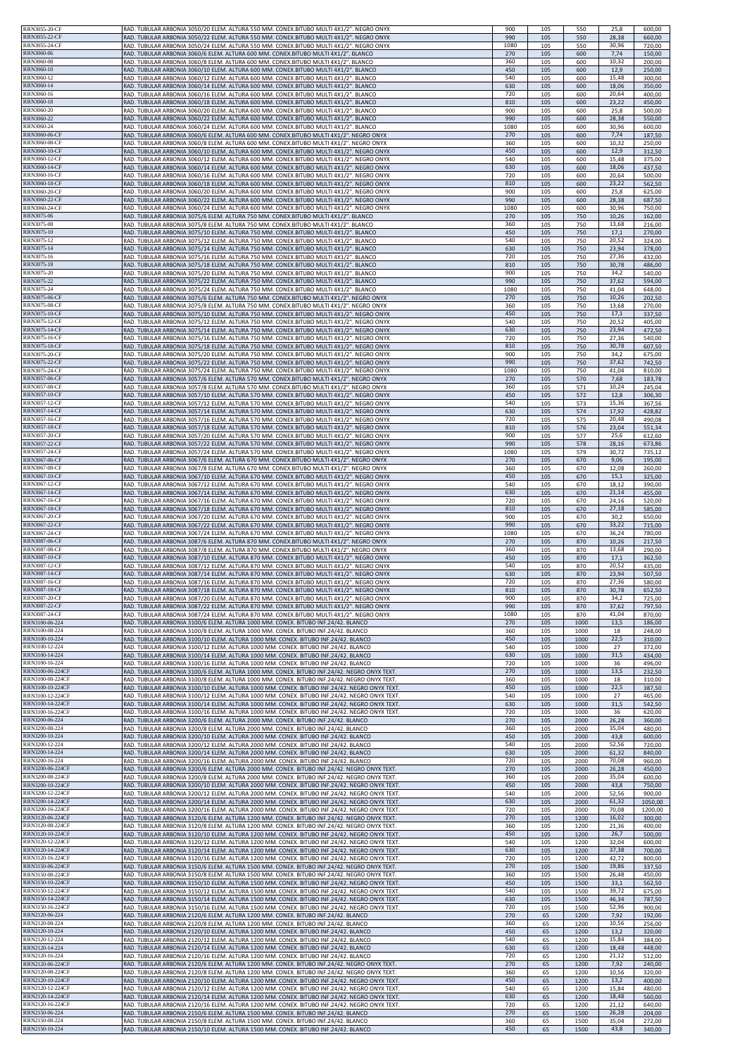| | | | | | | |
|---|---|---|---|---|---|---|
| RRN3055-20-CF | RAD. TUBULAR ARBONIA 3050/20 ELEM. ALTURA 550 MM. CONEX.BITUBO MULTI 4X1/2". NEGRO ONYX | 900 | 105 | 550 | 25,8 | 600,00 |
| RRN3055-22-CF | RAD. TUBULAR ARBONIA 3050/22 ELEM. ALTURA 550 MM. CONEX.BITUBO MULTI 4X1/2". NEGRO ONYX | 990 | 105 | 550 | 28,38 | 660,00 |
| RRN3055-24-CF | RAD. TUBULAR ARBONIA 3050/24 ELEM. ALTURA 550 MM. CONEX.BITUBO MULTI 4X1/2". NEGRO ONYX | 1080 | 105 | 550 | 30,96 | 720,00 |
| RRN3060-06 | RAD. TUBULAR ARBONIA 3060/6 ELEM. ALTURA 600 MM. CONEX.BITUBO MULTI 4X1/2". BLANCO | 270 | 105 | 600 | 7,74 | 150,00 |
| RRN3060-08 | RAD. TUBULAR ARBONIA 3060/8 ELEM. ALTURA 600 MM. CONEX.BITUBO MULTI 4X1/2". BLANCO | 360 | 105 | 600 | 10,32 | 200,00 |
| RRN3060-10 | RAD. TUBULAR ARBONIA 3060/10 ELEM. ALTURA 600 MM. CONEX.BITUBO MULTI 4X1/2". BLANCO | 450 | 105 | 600 | 12,9 | 250,00 |
| RRN3060-12 | RAD. TUBULAR ARBONIA 3060/12 ELEM. ALTURA 600 MM. CONEX.BITUBO MULTI 4X1/2". BLANCO | 540 | 105 | 600 | 15,48 | 300,00 |
| RRN3060-14 | RAD. TUBULAR ARBONIA 3060/14 ELEM. ALTURA 600 MM. CONEX.BITUBO MULTI 4X1/2". BLANCO | 630 | 105 | 600 | 18,06 | 350,00 |
| RRN3060-16 | RAD. TUBULAR ARBONIA 3060/16 ELEM. ALTURA 600 MM. CONEX.BITUBO MULTI 4X1/2". BLANCO | 720 | 105 | 600 | 20,64 | 400,00 |
| RRN3060-18 | RAD. TUBULAR ARBONIA 3060/18 ELEM. ALTURA 600 MM. CONEX.BITUBO MULTI 4X1/2". BLANCO | 810 | 105 | 600 | 23,22 | 450,00 |
| RRN3060-20 | RAD. TUBULAR ARBONIA 3060/20 ELEM. ALTURA 600 MM. CONEX.BITUBO MULTI 4X1/2". BLANCO | 900 | 105 | 600 | 25,8 | 500,00 |
| RRN3060-22 | RAD. TUBULAR ARBONIA 3060/22 ELEM. ALTURA 600 MM. CONEX.BITUBO MULTI 4X1/2". BLANCO | 990 | 105 | 600 | 28,38 | 550,00 |
| RRN3060-24 | RAD. TUBULAR ARBONIA 3060/24 ELEM. ALTURA 600 MM. CONEX.BITUBO MULTI 4X1/2". BLANCO | 1080 | 105 | 600 | 30,96 | 600,00 |
| RRN3060-06-CF | RAD. TUBULAR ARBONIA 3060/6 ELEM. ALTURA 600 MM. CONEX.BITUBO MULTI 4X1/2". NEGRO ONYX | 270 | 105 | 600 | 7,74 | 187,50 |
| RRN3060-08-CF | RAD. TUBULAR ARBONIA 3060/8 ELEM. ALTURA 600 MM. CONEX.BITUBO MULTI 4X1/2". NEGRO ONYX | 360 | 105 | 600 | 10,32 | 250,00 |
| RRN3060-10-CF | RAD. TUBULAR ARBONIA 3060/10 ELEM. ALTURA 600 MM. CONEX.BITUBO MULTI 4X1/2". NEGRO ONYX | 450 | 105 | 600 | 12,9 | 312,50 |
| RRN3060-12-CF | RAD. TUBULAR ARBONIA 3060/12 ELEM. ALTURA 600 MM. CONEX.BITUBO MULTI 4X1/2". NEGRO ONYX | 540 | 105 | 600 | 15,48 | 375,00 |
| RRN3060-14-CF | RAD. TUBULAR ARBONIA 3060/14 ELEM. ALTURA 600 MM. CONEX.BITUBO MULTI 4X1/2". NEGRO ONYX | 630 | 105 | 600 | 18,06 | 437,50 |
| RRN3060-16-CF | RAD. TUBULAR ARBONIA 3060/16 ELEM. ALTURA 600 MM. CONEX.BITUBO MULTI 4X1/2". NEGRO ONYX | 720 | 105 | 600 | 20,64 | 500,00 |
| RRN3060-18-CF | RAD. TUBULAR ARBONIA 3060/18 ELEM. ALTURA 600 MM. CONEX.BITUBO MULTI 4X1/2". NEGRO ONYX | 810 | 105 | 600 | 23,22 | 562,50 |
| RRN3060-20-CF | RAD. TUBULAR ARBONIA 3060/20 ELEM. ALTURA 600 MM. CONEX.BITUBO MULTI 4X1/2". NEGRO ONYX | 900 | 105 | 600 | 25,8 | 625,00 |
| RRN3060-22-CF | RAD. TUBULAR ARBONIA 3060/22 ELEM. ALTURA 600 MM. CONEX.BITUBO MULTI 4X1/2". NEGRO ONYX | 990 | 105 | 600 | 28,38 | 687,50 |
| RRN3060-24-CF | RAD. TUBULAR ARBONIA 3060/24 ELEM. ALTURA 600 MM. CONEX.BITUBO MULTI 4X1/2". NEGRO ONYX | 1080 | 105 | 600 | 30,96 | 750,00 |
| RRN3075-06 | RAD. TUBULAR ARBONIA 3075/6 ELEM. ALTURA 750 MM. CONEX.BITUBO MULTI 4X1/2". BLANCO | 270 | 105 | 750 | 10,26 | 162,00 |
| RRN3075-08 | RAD. TUBULAR ARBONIA 3075/8 ELEM. ALTURA 750 MM. CONEX.BITUBO MULTI 4X1/2". BLANCO | 360 | 105 | 750 | 13,68 | 216,00 |
| RRN3075-10 | RAD. TUBULAR ARBONIA 3075/10 ELEM. ALTURA 750 MM. CONEX.BITUBO MULTI 4X1/2". BLANCO | 450 | 105 | 750 | 17,1 | 270,00 |
| RRN3075-12 | RAD. TUBULAR ARBONIA 3075/12 ELEM. ALTURA 750 MM. CONEX.BITUBO MULTI 4X1/2". BLANCO | 540 | 105 | 750 | 20,52 | 324,00 |
| RRN3075-14 | RAD. TUBULAR ARBONIA 3075/14 ELEM. ALTURA 750 MM. CONEX.BITUBO MULTI 4X1/2". BLANCO | 630 | 105 | 750 | 23,94 | 378,00 |
| RRN3075-16 | RAD. TUBULAR ARBONIA 3075/16 ELEM. ALTURA 750 MM. CONEX.BITUBO MULTI 4X1/2". BLANCO | 720 | 105 | 750 | 27,36 | 432,00 |
| RRN3075-18 | RAD. TUBULAR ARBONIA 3075/18 ELEM. ALTURA 750 MM. CONEX.BITUBO MULTI 4X1/2". BLANCO | 810 | 105 | 750 | 30,78 | 486,00 |
| RRN3075-20 | RAD. TUBULAR ARBONIA 3075/20 ELEM. ALTURA 750 MM. CONEX.BITUBO MULTI 4X1/2". BLANCO | 900 | 105 | 750 | 34,2 | 540,00 |
| RRN3075-22 | RAD. TUBULAR ARBONIA 3075/22 ELEM. ALTURA 750 MM. CONEX.BITUBO MULTI 4X1/2". BLANCO | 990 | 105 | 750 | 37,62 | 594,00 |
| RRN3075-24 | RAD. TUBULAR ARBONIA 3075/24 ELEM. ALTURA 750 MM. CONEX.BITUBO MULTI 4X1/2". BLANCO | 1080 | 105 | 750 | 41,04 | 648,00 |
| RRN3075-06-CF | RAD. TUBULAR ARBONIA 3075/6 ELEM. ALTURA 750 MM. CONEX.BITUBO MULTI 4X1/2". NEGRO ONYX | 270 | 105 | 750 | 10,26 | 202,50 |
| RRN3075-08-CF | RAD. TUBULAR ARBONIA 3075/8 ELEM. ALTURA 750 MM. CONEX.BITUBO MULTI 4X1/2". NEGRO ONYX | 360 | 105 | 750 | 13,68 | 270,00 |
| RRN3075-10-CF | RAD. TUBULAR ARBONIA 3075/10 ELEM. ALTURA 750 MM. CONEX.BITUBO MULTI 4X1/2". NEGRO ONYX | 450 | 105 | 750 | 17,1 | 337,50 |
| RRN3075-12-CF | RAD. TUBULAR ARBONIA 3075/12 ELEM. ALTURA 750 MM. CONEX.BITUBO MULTI 4X1/2". NEGRO ONYX | 540 | 105 | 750 | 20,52 | 405,00 |
| RRN3075-14-CF | RAD. TUBULAR ARBONIA 3075/14 ELEM. ALTURA 750 MM. CONEX.BITUBO MULTI 4X1/2". NEGRO ONYX | 630 | 105 | 750 | 23,94 | 472,50 |
| RRN3075-16-CF | RAD. TUBULAR ARBONIA 3075/16 ELEM. ALTURA 750 MM. CONEX.BITUBO MULTI 4X1/2". NEGRO ONYX | 720 | 105 | 750 | 27,36 | 540,00 |
| RRN3075-18-CF | RAD. TUBULAR ARBONIA 3075/18 ELEM. ALTURA 750 MM. CONEX.BITUBO MULTI 4X1/2". NEGRO ONYX | 810 | 105 | 750 | 30,78 | 607,50 |
| RRN3075-20-CF | RAD. TUBULAR ARBONIA 3075/20 ELEM. ALTURA 750 MM. CONEX.BITUBO MULTI 4X1/2". NEGRO ONYX | 900 | 105 | 750 | 34,2 | 675,00 |
| RRN3075-22-CF | RAD. TUBULAR ARBONIA 3075/22 ELEM. ALTURA 750 MM. CONEX.BITUBO MULTI 4X1/2". NEGRO ONYX | 990 | 105 | 750 | 37,62 | 742,50 |
| RRN3075-24-CF | RAD. TUBULAR ARBONIA 3075/24 ELEM. ALTURA 750 MM. CONEX.BITUBO MULTI 4X1/2". NEGRO ONYX | 1080 | 105 | 750 | 41,04 | 810,00 |
| RRN3057-06-CF | RAD. TUBULAR ARBONIA 3057/6 ELEM. ALTURA 570 MM. CONEX.BITUBO MULTI 4X1/2". NEGRO ONYX | 270 | 105 | 570 | 7,68 | 183,78 |
| RRN3057-08-CF | RAD. TUBULAR ARBONIA 3057/8 ELEM. ALTURA 570 MM. CONEX.BITUBO MULTI 4X1/2". NEGRO ONYX | 360 | 105 | 571 | 10,24 | 245,04 |
| RRN3057-10-CF | RAD. TUBULAR ARBONIA 3057/10 ELEM. ALTURA 570 MM. CONEX.BITUBO MULTI 4X1/2". NEGRO ONYX | 450 | 105 | 572 | 12,8 | 306,30 |
| RRN3057-12-CF | RAD. TUBULAR ARBONIA 3057/12 ELEM. ALTURA 570 MM. CONEX.BITUBO MULTI 4X1/2". NEGRO ONYX | 540 | 105 | 573 | 15,36 | 367,56 |
| RRN3057-14-CF | RAD. TUBULAR ARBONIA 3057/14 ELEM. ALTURA 570 MM. CONEX.BITUBO MULTI 4X1/2". NEGRO ONYX | 630 | 105 | 574 | 17,92 | 428,82 |
| RRN3057-16-CF | RAD. TUBULAR ARBONIA 3057/16 ELEM. ALTURA 570 MM. CONEX.BITUBO MULTI 4X1/2". NEGRO ONYX | 720 | 105 | 575 | 20,48 | 490,08 |
| RRN3057-18-CF | RAD. TUBULAR ARBONIA 3057/18 ELEM. ALTURA 570 MM. CONEX.BITUBO MULTI 4X1/2". NEGRO ONYX | 810 | 105 | 576 | 23,04 | 551,34 |
| RRN3057-20-CF | RAD. TUBULAR ARBONIA 3057/20 ELEM. ALTURA 570 MM. CONEX.BITUBO MULTI 4X1/2". NEGRO ONYX | 900 | 105 | 577 | 25,6 | 612,60 |
| RRN3057-22-CF | RAD. TUBULAR ARBONIA 3057/22 ELEM. ALTURA 570 MM. CONEX.BITUBO MULTI 4X1/2". NEGRO ONYX | 990 | 105 | 578 | 28,16 | 673,86 |
| RRN3057-24-CF | RAD. TUBULAR ARBONIA 3057/24 ELEM. ALTURA 570 MM. CONEX.BITUBO MULTI 4X1/2". NEGRO ONYX | 1080 | 105 | 579 | 30,72 | 735,12 |
| RRN3067-06-CF | RAD. TUBULAR ARBONIA 3067/6 ELEM. ALTURA 670 MM. CONEX.BITUBO MULTI 4X1/2". NEGRO ONYX | 270 | 105 | 670 | 9,06 | 195,00 |
| RRN3067-08-CF | RAD. TUBULAR ARBONIA 3067/8 ELEM. ALTURA 670 MM. CONEX.BITUBO MULTI 4X1/2". NEGRO ONYX | 360 | 105 | 670 | 12,08 | 260,00 |
| RRN3067-10-CF | RAD. TUBULAR ARBONIA 3067/10 ELEM. ALTURA 670 MM. CONEX.BITUBO MULTI 4X1/2". NEGRO ONYX | 450 | 105 | 670 | 15,1 | 325,00 |
| RRN3067-12-CF | RAD. TUBULAR ARBONIA 3067/12 ELEM. ALTURA 670 MM. CONEX.BITUBO MULTI 4X1/2". NEGRO ONYX | 540 | 105 | 670 | 18,12 | 390,00 |
| RRN3067-14-CF | RAD. TUBULAR ARBONIA 3067/14 ELEM. ALTURA 670 MM. CONEX.BITUBO MULTI 4X1/2". NEGRO ONYX | 630 | 105 | 670 | 21,14 | 455,00 |
| RRN3067-16-CF | RAD. TUBULAR ARBONIA 3067/16 ELEM. ALTURA 670 MM. CONEX.BITUBO MULTI 4X1/2". NEGRO ONYX | 720 | 105 | 670 | 24,16 | 520,00 |
| RRN3067-18-CF | RAD. TUBULAR ARBONIA 3067/18 ELEM. ALTURA 670 MM. CONEX.BITUBO MULTI 4X1/2". NEGRO ONYX | 810 | 105 | 670 | 27,18 | 585,00 |
| RRN3067-20-CF | RAD. TUBULAR ARBONIA 3067/20 ELEM. ALTURA 670 MM. CONEX.BITUBO MULTI 4X1/2". NEGRO ONYX | 900 | 105 | 670 | 30,2 | 650,00 |
| RRN3067-22-CF | RAD. TUBULAR ARBONIA 3067/22 ELEM. ALTURA 670 MM. CONEX.BITUBO MULTI 4X1/2". NEGRO ONYX | 990 | 105 | 670 | 33,22 | 715,00 |
| RRN3067-24-CF | RAD. TUBULAR ARBONIA 3067/24 ELEM. ALTURA 670 MM. CONEX.BITUBO MULTI 4X1/2". NEGRO ONYX | 1080 | 105 | 670 | 36,24 | 780,00 |
| RRN3087-06-CF | RAD. TUBULAR ARBONIA 3087/6 ELEM. ALTURA 870 MM. CONEX.BITUBO MULTI 4X1/2". NEGRO ONYX | 270 | 105 | 870 | 10,26 | 217,50 |
| RRN3087-08-CF | RAD. TUBULAR ARBONIA 3087/8 ELEM. ALTURA 870 MM. CONEX.BITUBO MULTI 4X1/2". NEGRO ONYX | 360 | 105 | 870 | 13,68 | 290,00 |
| RRN3087-10-CF | RAD. TUBULAR ARBONIA 3087/10 ELEM. ALTURA 870 MM. CONEX.BITUBO MULTI 4X1/2". NEGRO ONYX | 450 | 105 | 870 | 17,1 | 362,50 |
| RRN3087-12-CF | RAD. TUBULAR ARBONIA 3087/12 ELEM. ALTURA 870 MM. CONEX.BITUBO MULTI 4X1/2". NEGRO ONYX | 540 | 105 | 870 | 20,52 | 435,00 |
| RRN3087-14-CF | RAD. TUBULAR ARBONIA 3087/14 ELEM. ALTURA 870 MM. CONEX.BITUBO MULTI 4X1/2". NEGRO ONYX | 630 | 105 | 870 | 23,94 | 507,50 |
| RRN3087-16-CF | RAD. TUBULAR ARBONIA 3087/16 ELEM. ALTURA 870 MM. CONEX.BITUBO MULTI 4X1/2". NEGRO ONYX | 720 | 105 | 870 | 27,36 | 580,00 |
| RRN3087-18-CF | RAD. TUBULAR ARBONIA 3087/18 ELEM. ALTURA 870 MM. CONEX.BITUBO MULTI 4X1/2". NEGRO ONYX | 810 | 105 | 870 | 30,78 | 652,50 |
| RRN3087-20-CF | RAD. TUBULAR ARBONIA 3087/20 ELEM. ALTURA 870 MM. CONEX.BITUBO MULTI 4X1/2". NEGRO ONYX | 900 | 105 | 870 | 34,2 | 725,00 |
| RRN3087-22-CF | RAD. TUBULAR ARBONIA 3087/22 ELEM. ALTURA 870 MM. CONEX.BITUBO MULTI 4X1/2". NEGRO ONYX | 990 | 105 | 870 | 37,62 | 797,50 |
| RRN3087-24-CF | RAD. TUBULAR ARBONIA 3087/24 ELEM. ALTURA 870 MM. CONEX.BITUBO MULTI 4X1/2". NEGRO ONYX | 1080 | 105 | 870 | 41,04 | 870,00 |
| RRN3100-06-224 | RAD. TUBULAR ARBONIA 3100/6 ELEM. ALTURA 1000 MM. CONEX. BITUBO INF.24/42. BLANCO | 270 | 105 | 1000 | 13,5 | 186,00 |
| RRN3100-08-224 | RAD. TUBULAR ARBONIA 3100/8 ELEM. ALTURA 1000 MM. CONEX. BITUBO INF.24/42. BLANCO | 360 | 105 | 1000 | 18 | 248,00 |
| RRN3100-10-224 | RAD. TUBULAR ARBONIA 3100/10 ELEM. ALTURA 1000 MM. CONEX. BITUBO INF.24/42. BLANCO | 450 | 105 | 1000 | 22,5 | 310,00 |
| RRN3100-12-224 | RAD. TUBULAR ARBONIA 3100/12 ELEM. ALTURA 1000 MM. CONEX. BITUBO INF.24/42. BLANCO | 540 | 105 | 1000 | 27 | 372,00 |
| RRN3100-14-224 | RAD. TUBULAR ARBONIA 3100/14 ELEM. ALTURA 1000 MM. CONEX. BITUBO INF.24/42. BLANCO | 630 | 105 | 1000 | 31,5 | 434,00 |
| RRN3100-16-224 | RAD. TUBULAR ARBONIA 3100/16 ELEM. ALTURA 1000 MM. CONEX. BITUBO INF.24/42. BLANCO | 720 | 105 | 1000 | 36 | 496,00 |
| RRN3100-06-224CF | RAD. TUBULAR ARBONIA 3100/6 ELEM. ALTURA 1000 MM. CONEX. BITUBO INF.24/42. NEGRO ONYX TEXT. | 270 | 105 | 1000 | 13,5 | 232,50 |
| RRN3100-08-224CF | RAD. TUBULAR ARBONIA 3100/8 ELEM. ALTURA 1000 MM. CONEX. BITUBO INF.24/42. NEGRO ONYX TEXT. | 360 | 105 | 1000 | 18 | 310,00 |
| RRN3100-10-224CF | RAD. TUBULAR ARBONIA 3100/10 ELEM. ALTURA 1000 MM. CONEX. BITUBO INF.24/42. NEGRO ONYX TEXT. | 450 | 105 | 1000 | 22,5 | 387,50 |
| RRN3100-12-224CF | RAD. TUBULAR ARBONIA 3100/12 ELEM. ALTURA 1000 MM. CONEX. BITUBO INF.24/42. NEGRO ONYX TEXT. | 540 | 105 | 1000 | 27 | 465,00 |
| RRN3100-14-224CF | RAD. TUBULAR ARBONIA 3100/14 ELEM. ALTURA 1000 MM. CONEX. BITUBO INF.24/42. NEGRO ONYX TEXT. | 630 | 105 | 1000 | 31,5 | 542,50 |
| RRN3100-16-224CF | RAD. TUBULAR ARBONIA 3100/16 ELEM. ALTURA 1000 MM. CONEX. BITUBO INF.24/42. NEGRO ONYX TEXT. | 720 | 105 | 1000 | 36 | 620,00 |
| RRN3200-06-224 | RAD. TUBULAR ARBONIA 3200/6 ELEM. ALTURA 2000 MM. CONEX. BITUBO INF.24/42. BLANCO | 270 | 105 | 2000 | 26,28 | 360,00 |
| RRN3200-08-224 | RAD. TUBULAR ARBONIA 3200/8 ELEM. ALTURA 2000 MM. CONEX. BITUBO INF.24/42. BLANCO | 360 | 105 | 2000 | 35,04 | 480,00 |
| RRN3200-10-224 | RAD. TUBULAR ARBONIA 3200/10 ELEM. ALTURA 2000 MM. CONEX. BITUBO INF.24/42. BLANCO | 450 | 105 | 2000 | 43,8 | 600,00 |
| RRN3200-12-224 | RAD. TUBULAR ARBONIA 3200/12 ELEM. ALTURA 2000 MM. CONEX. BITUBO INF.24/42. BLANCO | 540 | 105 | 2000 | 52,56 | 720,00 |
| RRN3200-14-224 | RAD. TUBULAR ARBONIA 3200/14 ELEM. ALTURA 2000 MM. CONEX. BITUBO INF.24/42. BLANCO | 630 | 105 | 2000 | 61,32 | 840,00 |
| RRN3200-16-224 | RAD. TUBULAR ARBONIA 3200/16 ELEM. ALTURA 2000 MM. CONEX. BITUBO INF.24/42. BLANCO | 720 | 105 | 2000 | 70,08 | 960,00 |
| RRN3200-06-224CF | RAD. TUBULAR ARBONIA 3200/6 ELEM. ALTURA 2000 MM. CONEX. BITUBO INF.24/42. NEGRO ONYX TEXT. | 270 | 105 | 2000 | 26,28 | 450,00 |
| RRN3200-08-224CF | RAD. TUBULAR ARBONIA 3200/8 ELEM. ALTURA 2000 MM. CONEX. BITUBO INF.24/42. NEGRO ONYX TEXT. | 360 | 105 | 2000 | 35,04 | 600,00 |
| RRN3200-10-224CF | RAD. TUBULAR ARBONIA 3200/10 ELEM. ALTURA 2000 MM. CONEX. BITUBO INF.24/42. NEGRO ONYX TEXT. | 450 | 105 | 2000 | 43,8 | 750,00 |
| RRN3200-12-224CF | RAD. TUBULAR ARBONIA 3200/12 ELEM. ALTURA 2000 MM. CONEX. BITUBO INF.24/42. NEGRO ONYX TEXT. | 540 | 105 | 2000 | 52,56 | 900,00 |
| RRN3200-14-224CF | RAD. TUBULAR ARBONIA 3200/14 ELEM. ALTURA 2000 MM. CONEX. BITUBO INF.24/42. NEGRO ONYX TEXT. | 630 | 105 | 2000 | 61,32 | 1050,00 |
| RRN3200-16-224CF | RAD. TUBULAR ARBONIA 3200/16 ELEM. ALTURA 2000 MM. CONEX. BITUBO INF.24/42. NEGRO ONYX TEXT. | 720 | 105 | 2000 | 70,08 | 1200,00 |
| RRN3120-06-224CF | RAD. TUBULAR ARBONIA 3120/6 ELEM. ALTURA 1200 MM. CONEX. BITUBO INF.24/42. NEGRO ONYX TEXT. | 270 | 105 | 1200 | 16,02 | 300,00 |
| RRN3120-08-224CF | RAD. TUBULAR ARBONIA 3120/8 ELEM. ALTURA 1200 MM. CONEX. BITUBO INF.24/42. NEGRO ONYX TEXT. | 360 | 105 | 1200 | 21,36 | 400,00 |
| RRN3120-10-224CF | RAD. TUBULAR ARBONIA 3120/10 ELEM. ALTURA 1200 MM. CONEX. BITUBO INF.24/42. NEGRO ONYX TEXT. | 450 | 105 | 1200 | 26,7 | 500,00 |
| RRN3120-12-224CF | RAD. TUBULAR ARBONIA 3120/12 ELEM. ALTURA 1200 MM. CONEX. BITUBO INF.24/42. NEGRO ONYX TEXT. | 540 | 105 | 1200 | 32,04 | 600,00 |
| RRN3120-14-224CF | RAD. TUBULAR ARBONIA 3120/14 ELEM. ALTURA 1200 MM. CONEX. BITUBO INF.24/42. NEGRO ONYX TEXT. | 630 | 105 | 1200 | 37,38 | 700,00 |
| RRN3120-16-224CF | RAD. TUBULAR ARBONIA 3120/16 ELEM. ALTURA 1200 MM. CONEX. BITUBO INF.24/42. NEGRO ONYX TEXT. | 720 | 105 | 1200 | 42,72 | 800,00 |
| RRN3150-06-224CF | RAD. TUBULAR ARBONIA 3150/6 ELEM. ALTURA 1500 MM. CONEX. BITUBO INF.24/42. NEGRO ONYX TEXT. | 270 | 105 | 1500 | 19,86 | 337,50 |
| RRN3150-08-224CF | RAD. TUBULAR ARBONIA 3150/8 ELEM. ALTURA 1500 MM. CONEX. BITUBO INF.24/42. NEGRO ONYX TEXT. | 360 | 105 | 1500 | 26,48 | 450,00 |
| RRN3150-10-224CF | RAD. TUBULAR ARBONIA 3150/10 ELEM. ALTURA 1500 MM. CONEX. BITUBO INF.24/42. NEGRO ONYX TEXT. | 450 | 105 | 1500 | 33,1 | 562,50 |
| RRN3150-12-224CF | RAD. TUBULAR ARBONIA 3150/12 ELEM. ALTURA 1500 MM. CONEX. BITUBO INF.24/42. NEGRO ONYX TEXT. | 540 | 105 | 1500 | 39,72 | 675,00 |
| RRN3150-14-224CF | RAD. TUBULAR ARBONIA 3150/14 ELEM. ALTURA 1500 MM. CONEX. BITUBO INF.24/42. NEGRO ONYX TEXT. | 630 | 105 | 1500 | 46,34 | 787,50 |
| RRN3150-16-224CF | RAD. TUBULAR ARBONIA 3150/16 ELEM. ALTURA 1500 MM. CONEX. BITUBO INF.24/42. NEGRO ONYX TEXT. | 720 | 105 | 1500 | 52,96 | 900,00 |
| RRN2120-06-224 | RAD. TUBULAR ARBONIA 2120/6 ELEM. ALTURA 1200 MM. CONEX. BITUBO INF.24/42. BLANCO | 270 | 65 | 1200 | 7,92 | 192,00 |
| RRN2120-08-224 | RAD. TUBULAR ARBONIA 2120/8 ELEM. ALTURA 1200 MM. CONEX. BITUBO INF.24/42. BLANCO | 360 | 65 | 1200 | 10,56 | 256,00 |
| RRN2120-10-224 | RAD. TUBULAR ARBONIA 2120/10 ELEM. ALTURA 1200 MM. CONEX. BITUBO INF.24/42. BLANCO | 450 | 65 | 1200 | 13,2 | 320,00 |
| RRN2120-12-224 | RAD. TUBULAR ARBONIA 2120/12 ELEM. ALTURA 1200 MM. CONEX. BITUBO INF.24/42. BLANCO | 540 | 65 | 1200 | 15,84 | 384,00 |
| RRN2120-14-224 | RAD. TUBULAR ARBONIA 2120/14 ELEM. ALTURA 1200 MM. CONEX. BITUBO INF.24/42. BLANCO | 630 | 65 | 1200 | 18,48 | 448,00 |
| RRN2120-16-224 | RAD. TUBULAR ARBONIA 2120/16 ELEM. ALTURA 1200 MM. CONEX. BITUBO INF.24/42. BLANCO | 720 | 65 | 1200 | 21,12 | 512,00 |
| RRN2120-06-224CF | RAD. TUBULAR ARBONIA 2120/6 ELEM. ALTURA 1200 MM. CONEX. BITUBO INF.24/42. NEGRO ONYX TEXT. | 270 | 65 | 1200 | 7,92 | 240,00 |
| RRN2120-08-224CF | RAD. TUBULAR ARBONIA 2120/8 ELEM. ALTURA 1200 MM. CONEX. BITUBO INF.24/42. NEGRO ONYX TEXT. | 360 | 65 | 1200 | 10,56 | 320,00 |
| RRN2120-10-224CF | RAD. TUBULAR ARBONIA 2120/10 ELEM. ALTURA 1200 MM. CONEX. BITUBO INF.24/42. NEGRO ONYX TEXT. | 450 | 65 | 1200 | 13,2 | 400,00 |
| RRN2120-12-224CF | RAD. TUBULAR ARBONIA 2120/12 ELEM. ALTURA 1200 MM. CONEX. BITUBO INF.24/42. NEGRO ONYX TEXT. | 540 | 65 | 1200 | 15,84 | 480,00 |
| RRN2120-14-224CF | RAD. TUBULAR ARBONIA 2120/14 ELEM. ALTURA 1200 MM. CONEX. BITUBO INF.24/42. NEGRO ONYX TEXT. | 630 | 65 | 1200 | 18,48 | 560,00 |
| RRN2120-16-224CF | RAD. TUBULAR ARBONIA 2120/16 ELEM. ALTURA 1200 MM. CONEX. BITUBO INF.24/42. NEGRO ONYX TEXT. | 720 | 65 | 1200 | 21,12 | 640,00 |
| RRN2150-06-224 | RAD. TUBULAR ARBONIA 2150/6 ELEM. ALTURA 1500 MM. CONEX. BITUBO INF.24/42. BLANCO | 270 | 65 | 1500 | 26,28 | 204,00 |
| RRN2150-08-224 | RAD. TUBULAR ARBONIA 2150/8 ELEM. ALTURA 1500 MM. CONEX. BITUBO INF.24/42. BLANCO | 360 | 65 | 1500 | 35,04 | 272,00 |
| RRN2150-10-224 | RAD. TUBULAR ARBONIA 2150/10 ELEM. ALTURA 1500 MM. CONEX. BITUBO INF.24/42. BLANCO | 450 | 65 | 1500 | 43,8 | 340,00 |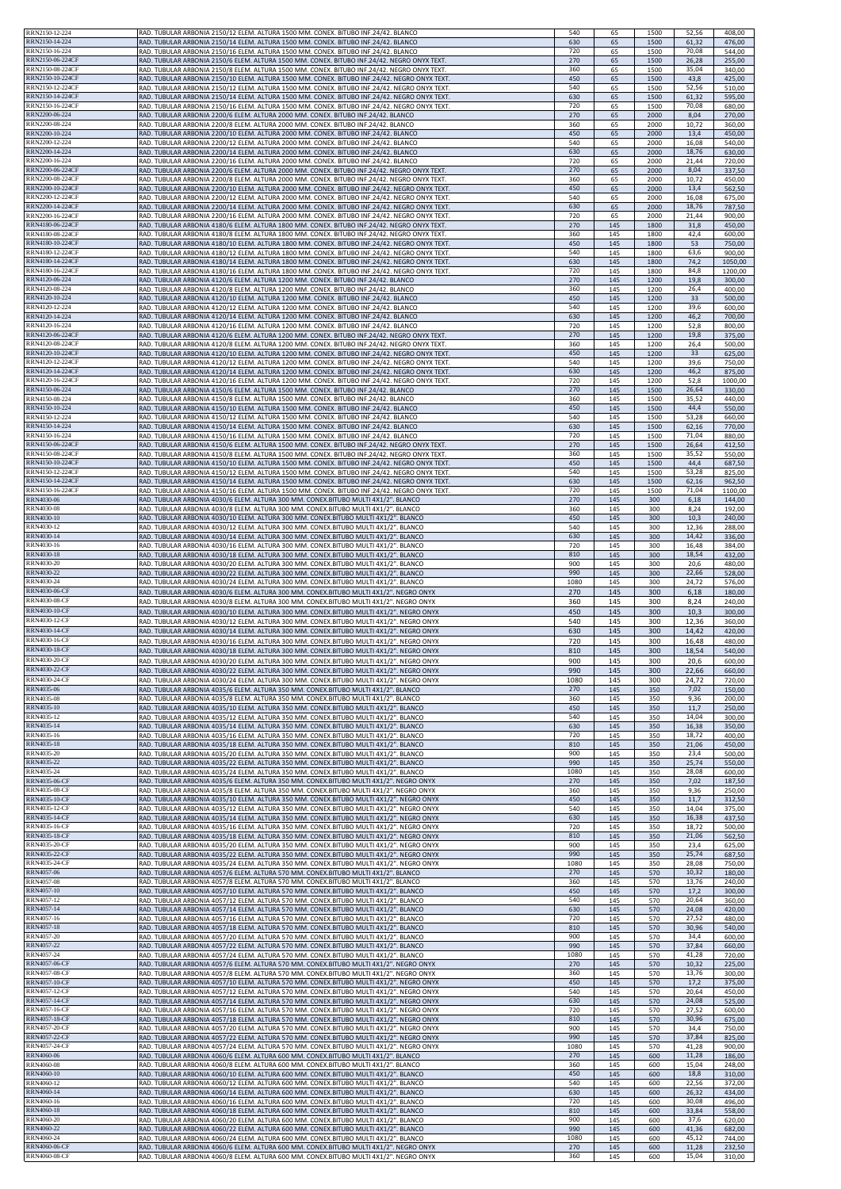| | | | | | | |
|---|---|---|---|---|---|---|
| RRN2150-12-224 | RAD. TUBULAR ARBONIA 2150/12 ELEM. ALTURA 1500 MM. CONEX. BITUBO INF.24/42. BLANCO | 540 | 65 | 1500 | 52,56 | 408,00 |
| RRN2150-14-224 | RAD. TUBULAR ARBONIA 2150/14 ELEM. ALTURA 1500 MM. CONEX. BITUBO INF.24/42. BLANCO | 630 | 65 | 1500 | 61,32 | 476,00 |
| RRN2150-16-224 | RAD. TUBULAR ARBONIA 2150/16 ELEM. ALTURA 1500 MM. CONEX. BITUBO INF.24/42. BLANCO | 720 | 65 | 1500 | 70,08 | 544,00 |
| RRN2150-06-224CF | RAD. TUBULAR ARBONIA 2150/6 ELEM. ALTURA 1500 MM. CONEX. BITUBO INF.24/42. NEGRO ONYX TEXT. | 270 | 65 | 1500 | 26,28 | 255,00 |
| RRN2150-08-224CF | RAD. TUBULAR ARBONIA 2150/8 ELEM. ALTURA 1500 MM. CONEX. BITUBO INF.24/42. NEGRO ONYX TEXT. | 360 | 65 | 1500 | 35,04 | 340,00 |
| RRN2150-10-224CF | RAD. TUBULAR ARBONIA 2150/10 ELEM. ALTURA 1500 MM. CONEX. BITUBO INF.24/42. NEGRO ONYX TEXT. | 450 | 65 | 1500 | 43,8 | 425,00 |
| RRN2150-12-224CF | RAD. TUBULAR ARBONIA 2150/12 ELEM. ALTURA 1500 MM. CONEX. BITUBO INF.24/42. NEGRO ONYX TEXT. | 540 | 65 | 1500 | 52,56 | 510,00 |
| RRN2150-14-224CF | RAD. TUBULAR ARBONIA 2150/14 ELEM. ALTURA 1500 MM. CONEX. BITUBO INF.24/42. NEGRO ONYX TEXT. | 630 | 65 | 1500 | 61,32 | 595,00 |
| RRN2150-16-224CF | RAD. TUBULAR ARBONIA 2150/16 ELEM. ALTURA 1500 MM. CONEX. BITUBO INF.24/42. NEGRO ONYX TEXT. | 720 | 65 | 1500 | 70,08 | 680,00 |
| RRN2200-06-224 | RAD. TUBULAR ARBONIA 2200/6 ELEM. ALTURA 2000 MM. CONEX. BITUBO INF.24/42. BLANCO | 270 | 65 | 2000 | 8,04 | 270,00 |
| RRN2200-08-224 | RAD. TUBULAR ARBONIA 2200/8 ELEM. ALTURA 2000 MM. CONEX. BITUBO INF.24/42. BLANCO | 360 | 65 | 2000 | 10,72 | 360,00 |
| RRN2200-10-224 | RAD. TUBULAR ARBONIA 2200/10 ELEM. ALTURA 2000 MM. CONEX. BITUBO INF.24/42. BLANCO | 450 | 65 | 2000 | 13,4 | 450,00 |
| RRN2200-12-224 | RAD. TUBULAR ARBONIA 2200/12 ELEM. ALTURA 2000 MM. CONEX. BITUBO INF.24/42. BLANCO | 540 | 65 | 2000 | 16,08 | 540,00 |
| RRN2200-14-224 | RAD. TUBULAR ARBONIA 2200/14 ELEM. ALTURA 2000 MM. CONEX. BITUBO INF.24/42. BLANCO | 630 | 65 | 2000 | 18,76 | 630,00 |
| RRN2200-16-224 | RAD. TUBULAR ARBONIA 2200/16 ELEM. ALTURA 2000 MM. CONEX. BITUBO INF.24/42. BLANCO | 720 | 65 | 2000 | 21,44 | 720,00 |
| RRN2200-06-224CF | RAD. TUBULAR ARBONIA 2200/6 ELEM. ALTURA 2000 MM. CONEX. BITUBO INF.24/42. NEGRO ONYX TEXT. | 270 | 65 | 2000 | 8,04 | 337,50 |
| RRN2200-08-224CF | RAD. TUBULAR ARBONIA 2200/8 ELEM. ALTURA 2000 MM. CONEX. BITUBO INF.24/42. NEGRO ONYX TEXT. | 360 | 65 | 2000 | 10,72 | 450,00 |
| RRN2200-10-224CF | RAD. TUBULAR ARBONIA 2200/10 ELEM. ALTURA 2000 MM. CONEX. BITUBO INF.24/42. NEGRO ONYX TEXT. | 450 | 65 | 2000 | 13,4 | 562,50 |
| RRN2200-12-224CF | RAD. TUBULAR ARBONIA 2200/12 ELEM. ALTURA 2000 MM. CONEX. BITUBO INF.24/42. NEGRO ONYX TEXT. | 540 | 65 | 2000 | 16,08 | 675,00 |
| RRN2200-14-224CF | RAD. TUBULAR ARBONIA 2200/14 ELEM. ALTURA 2000 MM. CONEX. BITUBO INF.24/42. NEGRO ONYX TEXT. | 630 | 65 | 2000 | 18,76 | 787,50 |
| RRN2200-16-224CF | RAD. TUBULAR ARBONIA 2200/16 ELEM. ALTURA 2000 MM. CONEX. BITUBO INF.24/42. NEGRO ONYX TEXT. | 720 | 65 | 2000 | 21,44 | 900,00 |
| RRN4180-06-224CF | RAD. TUBULAR ARBONIA 4180/6 ELEM. ALTURA 1800 MM. CONEX. BITUBO INF.24/42. NEGRO ONYX TEXT. | 270 | 145 | 1800 | 31,8 | 450,00 |
| RRN4180-08-224CF | RAD. TUBULAR ARBONIA 4180/8 ELEM. ALTURA 1800 MM. CONEX. BITUBO INF.24/42. NEGRO ONYX TEXT. | 360 | 145 | 1800 | 42,4 | 600,00 |
| RRN4180-10-224CF | RAD. TUBULAR ARBONIA 4180/10 ELEM. ALTURA 1800 MM. CONEX. BITUBO INF.24/42. NEGRO ONYX TEXT. | 450 | 145 | 1800 | 53 | 750,00 |
| RRN4180-12-224CF | RAD. TUBULAR ARBONIA 4180/12 ELEM. ALTURA 1800 MM. CONEX. BITUBO INF.24/42. NEGRO ONYX TEXT. | 540 | 145 | 1800 | 63,6 | 900,00 |
| RRN4180-14-224CF | RAD. TUBULAR ARBONIA 4180/14 ELEM. ALTURA 1800 MM. CONEX. BITUBO INF.24/42. NEGRO ONYX TEXT. | 630 | 145 | 1800 | 74,2 | 1050,00 |
| RRN4180-16-224CF | RAD. TUBULAR ARBONIA 4180/16 ELEM. ALTURA 1800 MM. CONEX. BITUBO INF.24/42. NEGRO ONYX TEXT. | 720 | 145 | 1800 | 84,8 | 1200,00 |
| RRN4120-06-224 | RAD. TUBULAR ARBONIA 4120/6 ELEM. ALTURA 1200 MM. CONEX. BITUBO INF.24/42. BLANCO | 270 | 145 | 1200 | 19,8 | 300,00 |
| RRN4120-08-224 | RAD. TUBULAR ARBONIA 4120/8 ELEM. ALTURA 1200 MM. CONEX. BITUBO INF.24/42. BLANCO | 360 | 145 | 1200 | 26,4 | 400,00 |
| RRN4120-10-224 | RAD. TUBULAR ARBONIA 4120/10 ELEM. ALTURA 1200 MM. CONEX. BITUBO INF.24/42. BLANCO | 450 | 145 | 1200 | 33 | 500,00 |
| RRN4120-12-224 | RAD. TUBULAR ARBONIA 4120/12 ELEM. ALTURA 1200 MM. CONEX. BITUBO INF.24/42. BLANCO | 540 | 145 | 1200 | 39,6 | 600,00 |
| RRN4120-14-224 | RAD. TUBULAR ARBONIA 4120/14 ELEM. ALTURA 1200 MM. CONEX. BITUBO INF.24/42. BLANCO | 630 | 145 | 1200 | 46,2 | 700,00 |
| RRN4120-16-224 | RAD. TUBULAR ARBONIA 4120/16 ELEM. ALTURA 1200 MM. CONEX. BITUBO INF.24/42. BLANCO | 720 | 145 | 1200 | 52,8 | 800,00 |
| RRN4120-06-224CF | RAD. TUBULAR ARBONIA 4120/6 ELEM. ALTURA 1200 MM. CONEX. BITUBO INF.24/42. NEGRO ONYX TEXT. | 270 | 145 | 1200 | 19,8 | 375,00 |
| RRN4120-08-224CF | RAD. TUBULAR ARBONIA 4120/8 ELEM. ALTURA 1200 MM. CONEX. BITUBO INF.24/42. NEGRO ONYX TEXT. | 360 | 145 | 1200 | 26,4 | 500,00 |
| RRN4120-10-224CF | RAD. TUBULAR ARBONIA 4120/10 ELEM. ALTURA 1200 MM. CONEX. BITUBO INF.24/42. NEGRO ONYX TEXT. | 450 | 145 | 1200 | 33 | 625,00 |
| RRN4120-12-224CF | RAD. TUBULAR ARBONIA 4120/12 ELEM. ALTURA 1200 MM. CONEX. BITUBO INF.24/42. NEGRO ONYX TEXT. | 540 | 145 | 1200 | 39,6 | 750,00 |
| RRN4120-14-224CF | RAD. TUBULAR ARBONIA 4120/14 ELEM. ALTURA 1200 MM. CONEX. BITUBO INF.24/42. NEGRO ONYX TEXT. | 630 | 145 | 1200 | 46,2 | 875,00 |
| RRN4120-16-224CF | RAD. TUBULAR ARBONIA 4120/16 ELEM. ALTURA 1200 MM. CONEX. BITUBO INF.24/42. NEGRO ONYX TEXT. | 720 | 145 | 1200 | 52,8 | 1000,00 |
| RRN4150-06-224 | RAD. TUBULAR ARBONIA 4150/6 ELEM. ALTURA 1500 MM. CONEX. BITUBO INF.24/42. BLANCO | 270 | 145 | 1500 | 26,64 | 330,00 |
| RRN4150-08-224 | RAD. TUBULAR ARBONIA 4150/8 ELEM. ALTURA 1500 MM. CONEX. BITUBO INF.24/42. BLANCO | 360 | 145 | 1500 | 35,52 | 440,00 |
| RRN4150-10-224 | RAD. TUBULAR ARBONIA 4150/10 ELEM. ALTURA 1500 MM. CONEX. BITUBO INF.24/42. BLANCO | 450 | 145 | 1500 | 44,4 | 550,00 |
| RRN4150-12-224 | RAD. TUBULAR ARBONIA 4150/12 ELEM. ALTURA 1500 MM. CONEX. BITUBO INF.24/42. BLANCO | 540 | 145 | 1500 | 53,28 | 660,00 |
| RRN4150-14-224 | RAD. TUBULAR ARBONIA 4150/14 ELEM. ALTURA 1500 MM. CONEX. BITUBO INF.24/42. BLANCO | 630 | 145 | 1500 | 62,16 | 770,00 |
| RRN4150-16-224 | RAD. TUBULAR ARBONIA 4150/16 ELEM. ALTURA 1500 MM. CONEX. BITUBO INF.24/42. BLANCO | 720 | 145 | 1500 | 71,04 | 880,00 |
| RRN4150-06-224CF | RAD. TUBULAR ARBONIA 4150/6 ELEM. ALTURA 1500 MM. CONEX. BITUBO INF.24/42. NEGRO ONYX TEXT. | 270 | 145 | 1500 | 26,64 | 412,50 |
| RRN4150-08-224CF | RAD. TUBULAR ARBONIA 4150/8 ELEM. ALTURA 1500 MM. CONEX. BITUBO INF.24/42. NEGRO ONYX TEXT. | 360 | 145 | 1500 | 35,52 | 550,00 |
| RRN4150-10-224CF | RAD. TUBULAR ARBONIA 4150/10 ELEM. ALTURA 1500 MM. CONEX. BITUBO INF.24/42. NEGRO ONYX TEXT. | 450 | 145 | 1500 | 44,4 | 687,50 |
| RRN4150-12-224CF | RAD. TUBULAR ARBONIA 4150/12 ELEM. ALTURA 1500 MM. CONEX. BITUBO INF.24/42. NEGRO ONYX TEXT. | 540 | 145 | 1500 | 53,28 | 825,00 |
| RRN4150-14-224CF | RAD. TUBULAR ARBONIA 4150/14 ELEM. ALTURA 1500 MM. CONEX. BITUBO INF.24/42. NEGRO ONYX TEXT. | 630 | 145 | 1500 | 62,16 | 962,50 |
| RRN4150-16-224CF | RAD. TUBULAR ARBONIA 4150/16 ELEM. ALTURA 1500 MM. CONEX. BITUBO INF.24/42. NEGRO ONYX TEXT. | 720 | 145 | 1500 | 71,04 | 1100,00 |
| RRN4030-06 | RAD. TUBULAR ARBONIA 4030/6 ELEM. ALTURA 300 MM. CONEX.BITUBO MULTI 4X1/2". BLANCO | 270 | 145 | 300 | 6,18 | 144,00 |
| RRN4030-08 | RAD. TUBULAR ARBONIA 4030/8 ELEM. ALTURA 300 MM. CONEX.BITUBO MULTI 4X1/2". BLANCO | 360 | 145 | 300 | 8,24 | 192,00 |
| RRN4030-10 | RAD. TUBULAR ARBONIA 4030/10 ELEM. ALTURA 300 MM. CONEX.BITUBO MULTI 4X1/2". BLANCO | 450 | 145 | 300 | 10,3 | 240,00 |
| RRN4030-12 | RAD. TUBULAR ARBONIA 4030/12 ELEM. ALTURA 300 MM. CONEX.BITUBO MULTI 4X1/2". BLANCO | 540 | 145 | 300 | 12,36 | 288,00 |
| RRN4030-14 | RAD. TUBULAR ARBONIA 4030/14 ELEM. ALTURA 300 MM. CONEX.BITUBO MULTI 4X1/2". BLANCO | 630 | 145 | 300 | 14,42 | 336,00 |
| RRN4030-16 | RAD. TUBULAR ARBONIA 4030/16 ELEM. ALTURA 300 MM. CONEX.BITUBO MULTI 4X1/2". BLANCO | 720 | 145 | 300 | 16,48 | 384,00 |
| RRN4030-18 | RAD. TUBULAR ARBONIA 4030/18 ELEM. ALTURA 300 MM. CONEX.BITUBO MULTI 4X1/2". BLANCO | 810 | 145 | 300 | 18,54 | 432,00 |
| RRN4030-20 | RAD. TUBULAR ARBONIA 4030/20 ELEM. ALTURA 300 MM. CONEX.BITUBO MULTI 4X1/2". BLANCO | 900 | 145 | 300 | 20,6 | 480,00 |
| RRN4030-22 | RAD. TUBULAR ARBONIA 4030/22 ELEM. ALTURA 300 MM. CONEX.BITUBO MULTI 4X1/2". BLANCO | 990 | 145 | 300 | 22,66 | 528,00 |
| RRN4030-24 | RAD. TUBULAR ARBONIA 4030/24 ELEM. ALTURA 300 MM. CONEX.BITUBO MULTI 4X1/2". BLANCO | 1080 | 145 | 300 | 24,72 | 576,00 |
| RRN4030-06-CF | RAD. TUBULAR ARBONIA 4030/6 ELEM. ALTURA 300 MM. CONEX.BITUBO MULTI 4X1/2". NEGRO ONYX | 270 | 145 | 300 | 6,18 | 180,00 |
| RRN4030-08-CF | RAD. TUBULAR ARBONIA 4030/8 ELEM. ALTURA 300 MM. CONEX.BITUBO MULTI 4X1/2". NEGRO ONYX | 360 | 145 | 300 | 8,24 | 240,00 |
| RRN4030-10-CF | RAD. TUBULAR ARBONIA 4030/10 ELEM. ALTURA 300 MM. CONEX.BITUBO MULTI 4X1/2". NEGRO ONYX | 450 | 145 | 300 | 10,3 | 300,00 |
| RRN4030-12-CF | RAD. TUBULAR ARBONIA 4030/12 ELEM. ALTURA 300 MM. CONEX.BITUBO MULTI 4X1/2". NEGRO ONYX | 540 | 145 | 300 | 12,36 | 360,00 |
| RRN4030-14-CF | RAD. TUBULAR ARBONIA 4030/14 ELEM. ALTURA 300 MM. CONEX.BITUBO MULTI 4X1/2". NEGRO ONYX | 630 | 145 | 300 | 14,42 | 420,00 |
| RRN4030-16-CF | RAD. TUBULAR ARBONIA 4030/16 ELEM. ALTURA 300 MM. CONEX.BITUBO MULTI 4X1/2". NEGRO ONYX | 720 | 145 | 300 | 16,48 | 480,00 |
| RRN4030-18-CF | RAD. TUBULAR ARBONIA 4030/18 ELEM. ALTURA 300 MM. CONEX.BITUBO MULTI 4X1/2". NEGRO ONYX | 810 | 145 | 300 | 18,54 | 540,00 |
| RRN4030-20-CF | RAD. TUBULAR ARBONIA 4030/20 ELEM. ALTURA 300 MM. CONEX.BITUBO MULTI 4X1/2". NEGRO ONYX | 900 | 145 | 300 | 20,6 | 600,00 |
| RRN4030-22-CF | RAD. TUBULAR ARBONIA 4030/22 ELEM. ALTURA 300 MM. CONEX.BITUBO MULTI 4X1/2". NEGRO ONYX | 990 | 145 | 300 | 22,66 | 660,00 |
| RRN4030-24-CF | RAD. TUBULAR ARBONIA 4030/24 ELEM. ALTURA 300 MM. CONEX.BITUBO MULTI 4X1/2". NEGRO ONYX | 1080 | 145 | 300 | 24,72 | 720,00 |
| RRN4035-06 | RAD. TUBULAR ARBONIA 4035/6 ELEM. ALTURA 350 MM. CONEX.BITUBO MULTI 4X1/2". BLANCO | 270 | 145 | 350 | 7,02 | 150,00 |
| RRN4035-08 | RAD. TUBULAR ARBONIA 4035/8 ELEM. ALTURA 350 MM. CONEX.BITUBO MULTI 4X1/2". BLANCO | 360 | 145 | 350 | 9,36 | 200,00 |
| RRN4035-10 | RAD. TUBULAR ARBONIA 4035/10 ELEM. ALTURA 350 MM. CONEX.BITUBO MULTI 4X1/2". BLANCO | 450 | 145 | 350 | 11,7 | 250,00 |
| RRN4035-12 | RAD. TUBULAR ARBONIA 4035/12 ELEM. ALTURA 350 MM. CONEX.BITUBO MULTI 4X1/2". BLANCO | 540 | 145 | 350 | 14,04 | 300,00 |
| RRN4035-14 | RAD. TUBULAR ARBONIA 4035/14 ELEM. ALTURA 350 MM. CONEX.BITUBO MULTI 4X1/2". BLANCO | 630 | 145 | 350 | 16,38 | 350,00 |
| RRN4035-16 | RAD. TUBULAR ARBONIA 4035/16 ELEM. ALTURA 350 MM. CONEX.BITUBO MULTI 4X1/2". BLANCO | 720 | 145 | 350 | 18,72 | 400,00 |
| RRN4035-18 | RAD. TUBULAR ARBONIA 4035/18 ELEM. ALTURA 350 MM. CONEX.BITUBO MULTI 4X1/2". BLANCO | 810 | 145 | 350 | 21,06 | 450,00 |
| RRN4035-20 | RAD. TUBULAR ARBONIA 4035/20 ELEM. ALTURA 350 MM. CONEX.BITUBO MULTI 4X1/2". BLANCO | 900 | 145 | 350 | 23,4 | 500,00 |
| RRN4035-22 | RAD. TUBULAR ARBONIA 4035/22 ELEM. ALTURA 350 MM. CONEX.BITUBO MULTI 4X1/2". BLANCO | 990 | 145 | 350 | 25,74 | 550,00 |
| RRN4035-24 | RAD. TUBULAR ARBONIA 4035/24 ELEM. ALTURA 350 MM. CONEX.BITUBO MULTI 4X1/2". BLANCO | 1080 | 145 | 350 | 28,08 | 600,00 |
| RRN4035-06-CF | RAD. TUBULAR ARBONIA 4035/6 ELEM. ALTURA 350 MM. CONEX.BITUBO MULTI 4X1/2". NEGRO ONYX | 270 | 145 | 350 | 7,02 | 187,50 |
| RRN4035-08-CF | RAD. TUBULAR ARBONIA 4035/8 ELEM. ALTURA 350 MM. CONEX.BITUBO MULTI 4X1/2". NEGRO ONYX | 360 | 145 | 350 | 9,36 | 250,00 |
| RRN4035-10-CF | RAD. TUBULAR ARBONIA 4035/10 ELEM. ALTURA 350 MM. CONEX.BITUBO MULTI 4X1/2". NEGRO ONYX | 450 | 145 | 350 | 11,7 | 312,50 |
| RRN4035-12-CF | RAD. TUBULAR ARBONIA 4035/12 ELEM. ALTURA 350 MM. CONEX.BITUBO MULTI 4X1/2". NEGRO ONYX | 540 | 145 | 350 | 14,04 | 375,00 |
| RRN4035-14-CF | RAD. TUBULAR ARBONIA 4035/14 ELEM. ALTURA 350 MM. CONEX.BITUBO MULTI 4X1/2". NEGRO ONYX | 630 | 145 | 350 | 16,38 | 437,50 |
| RRN4035-16-CF | RAD. TUBULAR ARBONIA 4035/16 ELEM. ALTURA 350 MM. CONEX.BITUBO MULTI 4X1/2". NEGRO ONYX | 720 | 145 | 350 | 18,72 | 500,00 |
| RRN4035-18-CF | RAD. TUBULAR ARBONIA 4035/18 ELEM. ALTURA 350 MM. CONEX.BITUBO MULTI 4X1/2". NEGRO ONYX | 810 | 145 | 350 | 21,06 | 562,50 |
| RRN4035-20-CF | RAD. TUBULAR ARBONIA 4035/20 ELEM. ALTURA 350 MM. CONEX.BITUBO MULTI 4X1/2". NEGRO ONYX | 900 | 145 | 350 | 23,4 | 625,00 |
| RRN4035-22-CF | RAD. TUBULAR ARBONIA 4035/22 ELEM. ALTURA 350 MM. CONEX.BITUBO MULTI 4X1/2". NEGRO ONYX | 990 | 145 | 350 | 25,74 | 687,50 |
| RRN4035-24-CF | RAD. TUBULAR ARBONIA 4035/24 ELEM. ALTURA 350 MM. CONEX.BITUBO MULTI 4X1/2". NEGRO ONYX | 1080 | 145 | 350 | 28,08 | 750,00 |
| RRN4057-06 | RAD. TUBULAR ARBONIA 4057/6 ELEM. ALTURA 570 MM. CONEX.BITUBO MULTI 4X1/2". BLANCO | 270 | 145 | 570 | 10,32 | 180,00 |
| RRN4057-08 | RAD. TUBULAR ARBONIA 4057/8 ELEM. ALTURA 570 MM. CONEX.BITUBO MULTI 4X1/2". BLANCO | 360 | 145 | 570 | 13,76 | 240,00 |
| RRN4057-10 | RAD. TUBULAR ARBONIA 4057/10 ELEM. ALTURA 570 MM. CONEX.BITUBO MULTI 4X1/2". BLANCO | 450 | 145 | 570 | 17,2 | 300,00 |
| RRN4057-12 | RAD. TUBULAR ARBONIA 4057/12 ELEM. ALTURA 570 MM. CONEX.BITUBO MULTI 4X1/2". BLANCO | 540 | 145 | 570 | 20,64 | 360,00 |
| RRN4057-14 | RAD. TUBULAR ARBONIA 4057/14 ELEM. ALTURA 570 MM. CONEX.BITUBO MULTI 4X1/2". BLANCO | 630 | 145 | 570 | 24,08 | 420,00 |
| RRN4057-16 | RAD. TUBULAR ARBONIA 4057/16 ELEM. ALTURA 570 MM. CONEX.BITUBO MULTI 4X1/2". BLANCO | 720 | 145 | 570 | 27,52 | 480,00 |
| RRN4057-18 | RAD. TUBULAR ARBONIA 4057/18 ELEM. ALTURA 570 MM. CONEX.BITUBO MULTI 4X1/2". BLANCO | 810 | 145 | 570 | 30,96 | 540,00 |
| RRN4057-20 | RAD. TUBULAR ARBONIA 4057/20 ELEM. ALTURA 570 MM. CONEX.BITUBO MULTI 4X1/2". BLANCO | 900 | 145 | 570 | 34,4 | 600,00 |
| RRN4057-22 | RAD. TUBULAR ARBONIA 4057/22 ELEM. ALTURA 570 MM. CONEX.BITUBO MULTI 4X1/2". BLANCO | 990 | 145 | 570 | 37,84 | 660,00 |
| RRN4057-24 | RAD. TUBULAR ARBONIA 4057/24 ELEM. ALTURA 570 MM. CONEX.BITUBO MULTI 4X1/2". BLANCO | 1080 | 145 | 570 | 41,28 | 720,00 |
| RRN4057-06-CF | RAD. TUBULAR ARBONIA 4057/6 ELEM. ALTURA 570 MM. CONEX.BITUBO MULTI 4X1/2". NEGRO ONYX | 270 | 145 | 570 | 10,32 | 225,00 |
| RRN4057-08-CF | RAD. TUBULAR ARBONIA 4057/8 ELEM. ALTURA 570 MM. CONEX.BITUBO MULTI 4X1/2". NEGRO ONYX | 360 | 145 | 570 | 13,76 | 300,00 |
| RRN4057-10-CF | RAD. TUBULAR ARBONIA 4057/10 ELEM. ALTURA 570 MM. CONEX.BITUBO MULTI 4X1/2". NEGRO ONYX | 450 | 145 | 570 | 17,2 | 375,00 |
| RRN4057-12-CF | RAD. TUBULAR ARBONIA 4057/12 ELEM. ALTURA 570 MM. CONEX.BITUBO MULTI 4X1/2". NEGRO ONYX | 540 | 145 | 570 | 20,64 | 450,00 |
| RRN4057-14-CF | RAD. TUBULAR ARBONIA 4057/14 ELEM. ALTURA 570 MM. CONEX.BITUBO MULTI 4X1/2". NEGRO ONYX | 630 | 145 | 570 | 24,08 | 525,00 |
| RRN4057-16-CF | RAD. TUBULAR ARBONIA 4057/16 ELEM. ALTURA 570 MM. CONEX.BITUBO MULTI 4X1/2". NEGRO ONYX | 720 | 145 | 570 | 27,52 | 600,00 |
| RRN4057-18-CF | RAD. TUBULAR ARBONIA 4057/18 ELEM. ALTURA 570 MM. CONEX.BITUBO MULTI 4X1/2". NEGRO ONYX | 810 | 145 | 570 | 30,96 | 675,00 |
| RRN4057-20-CF | RAD. TUBULAR ARBONIA 4057/20 ELEM. ALTURA 570 MM. CONEX.BITUBO MULTI 4X1/2". NEGRO ONYX | 900 | 145 | 570 | 34,4 | 750,00 |
| RRN4057-22-CF | RAD. TUBULAR ARBONIA 4057/22 ELEM. ALTURA 570 MM. CONEX.BITUBO MULTI 4X1/2". NEGRO ONYX | 990 | 145 | 570 | 37,84 | 825,00 |
| RRN4057-24-CF | RAD. TUBULAR ARBONIA 4057/24 ELEM. ALTURA 570 MM. CONEX.BITUBO MULTI 4X1/2". NEGRO ONYX | 1080 | 145 | 570 | 41,28 | 900,00 |
| RRN4060-06 | RAD. TUBULAR ARBONIA 4060/6 ELEM. ALTURA 600 MM. CONEX.BITUBO MULTI 4X1/2". BLANCO | 270 | 145 | 600 | 11,28 | 186,00 |
| RRN4060-08 | RAD. TUBULAR ARBONIA 4060/8 ELEM. ALTURA 600 MM. CONEX.BITUBO MULTI 4X1/2". BLANCO | 360 | 145 | 600 | 15,04 | 248,00 |
| RRN4060-10 | RAD. TUBULAR ARBONIA 4060/10 ELEM. ALTURA 600 MM. CONEX.BITUBO MULTI 4X1/2". BLANCO | 450 | 145 | 600 | 18,8 | 310,00 |
| RRN4060-12 | RAD. TUBULAR ARBONIA 4060/12 ELEM. ALTURA 600 MM. CONEX.BITUBO MULTI 4X1/2". BLANCO | 540 | 145 | 600 | 22,56 | 372,00 |
| RRN4060-14 | RAD. TUBULAR ARBONIA 4060/14 ELEM. ALTURA 600 MM. CONEX.BITUBO MULTI 4X1/2". BLANCO | 630 | 145 | 600 | 26,32 | 434,00 |
| RRN4060-16 | RAD. TUBULAR ARBONIA 4060/16 ELEM. ALTURA 600 MM. CONEX.BITUBO MULTI 4X1/2". BLANCO | 720 | 145 | 600 | 30,08 | 496,00 |
| RRN4060-18 | RAD. TUBULAR ARBONIA 4060/18 ELEM. ALTURA 600 MM. CONEX.BITUBO MULTI 4X1/2". BLANCO | 810 | 145 | 600 | 33,84 | 558,00 |
| RRN4060-20 | RAD. TUBULAR ARBONIA 4060/20 ELEM. ALTURA 600 MM. CONEX.BITUBO MULTI 4X1/2". BLANCO | 900 | 145 | 600 | 37,6 | 620,00 |
| RRN4060-22 | RAD. TUBULAR ARBONIA 4060/22 ELEM. ALTURA 600 MM. CONEX.BITUBO MULTI 4X1/2". BLANCO | 990 | 145 | 600 | 41,36 | 682,00 |
| RRN4060-24 | RAD. TUBULAR ARBONIA 4060/24 ELEM. ALTURA 600 MM. CONEX.BITUBO MULTI 4X1/2". BLANCO | 1080 | 145 | 600 | 45,12 | 744,00 |
| RRN4060-06-CF | RAD. TUBULAR ARBONIA 4060/6 ELEM. ALTURA 600 MM. CONEX.BITUBO MULTI 4X1/2". NEGRO ONYX | 270 | 145 | 600 | 11,28 | 232,50 |
| RRN4060-08-CF | RAD. TUBULAR ARBONIA 4060/8 ELEM. ALTURA 600 MM. CONEX.BITUBO MULTI 4X1/2". NEGRO ONYX | 360 | 145 | 600 | 15,04 | 310,00 |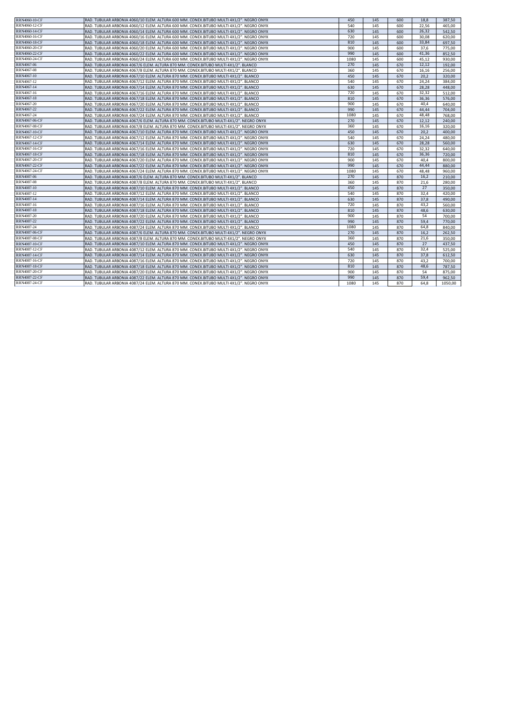| | | | | | | |
|---|---|---|---|---|---|---|
| RRN4060-10-CF | RAD. TUBULAR ARBONIA 4060/10 ELEM. ALTURA 600 MM. CONEX.BITUBO MULTI 4X1/2". NEGRO ONYX | 450 | 145 | 600 | 18,8 | 387,50 |
| RRN4060-12-CF | RAD. TUBULAR ARBONIA 4060/12 ELEM. ALTURA 600 MM. CONEX.BITUBO MULTI 4X1/2". NEGRO ONYX | 540 | 145 | 600 | 22,56 | 465,00 |
| RRN4060-14-CF | RAD. TUBULAR ARBONIA 4060/14 ELEM. ALTURA 600 MM. CONEX.BITUBO MULTI 4X1/2". NEGRO ONYX | 630 | 145 | 600 | 26,32 | 542,50 |
| RRN4060-16-CF | RAD. TUBULAR ARBONIA 4060/16 ELEM. ALTURA 600 MM. CONEX.BITUBO MULTI 4X1/2". NEGRO ONYX | 720 | 145 | 600 | 30,08 | 620,00 |
| RRN4060-18-CF | RAD. TUBULAR ARBONIA 4060/18 ELEM. ALTURA 600 MM. CONEX.BITUBO MULTI 4X1/2". NEGRO ONYX | 810 | 145 | 600 | 33,84 | 697,50 |
| RRN4060-20-CF | RAD. TUBULAR ARBONIA 4060/20 ELEM. ALTURA 600 MM. CONEX.BITUBO MULTI 4X1/2". NEGRO ONYX | 900 | 145 | 600 | 37,6 | 775,00 |
| RRN4060-22-CF | RAD. TUBULAR ARBONIA 4060/22 ELEM. ALTURA 600 MM. CONEX.BITUBO MULTI 4X1/2". NEGRO ONYX | 990 | 145 | 600 | 41,36 | 852,50 |
| RRN4060-24-CF | RAD. TUBULAR ARBONIA 4060/24 ELEM. ALTURA 600 MM. CONEX.BITUBO MULTI 4X1/2". NEGRO ONYX | 1080 | 145 | 600 | 45,12 | 930,00 |
| RRN4067-06 | RAD. TUBULAR ARBONIA 4067/6 ELEM. ALTURA 870 MM. CONEX.BITUBO MULTI 4X1/2". BLANCO | 270 | 145 | 670 | 12,12 | 192,00 |
| RRN4067-08 | RAD. TUBULAR ARBONIA 4067/8 ELEM. ALTURA 870 MM. CONEX.BITUBO MULTI 4X1/2". BLANCO | 360 | 145 | 670 | 16,16 | 256,00 |
| RRN4067-10 | RAD. TUBULAR ARBONIA 4067/10 ELEM. ALTURA 870 MM. CONEX.BITUBO MULTI 4X1/2". BLANCO | 450 | 145 | 670 | 20,2 | 320,00 |
| RRN4067-12 | RAD. TUBULAR ARBONIA 4067/12 ELEM. ALTURA 870 MM. CONEX.BITUBO MULTI 4X1/2". BLANCO | 540 | 145 | 670 | 24,24 | 384,00 |
| RRN4067-14 | RAD. TUBULAR ARBONIA 4067/14 ELEM. ALTURA 870 MM. CONEX.BITUBO MULTI 4X1/2". BLANCO | 630 | 145 | 670 | 28,28 | 448,00 |
| RRN4067-16 | RAD. TUBULAR ARBONIA 4067/16 ELEM. ALTURA 870 MM. CONEX.BITUBO MULTI 4X1/2". BLANCO | 720 | 145 | 670 | 32,32 | 512,00 |
| RRN4067-18 | RAD. TUBULAR ARBONIA 4067/18 ELEM. ALTURA 870 MM. CONEX.BITUBO MULTI 4X1/2". BLANCO | 810 | 145 | 670 | 36,36 | 576,00 |
| RRN4067-20 | RAD. TUBULAR ARBONIA 4067/20 ELEM. ALTURA 870 MM. CONEX.BITUBO MULTI 4X1/2". BLANCO | 900 | 145 | 670 | 40,4 | 640,00 |
| RRN4067-22 | RAD. TUBULAR ARBONIA 4067/22 ELEM. ALTURA 870 MM. CONEX.BITUBO MULTI 4X1/2". BLANCO | 990 | 145 | 670 | 44,44 | 704,00 |
| RRN4067-24 | RAD. TUBULAR ARBONIA 4067/24 ELEM. ALTURA 870 MM. CONEX.BITUBO MULTI 4X1/2". BLANCO | 1080 | 145 | 670 | 48,48 | 768,00 |
| RRN4067-06-CF | RAD. TUBULAR ARBONIA 4067/6 ELEM. ALTURA 870 MM. CONEX.BITUBO MULTI 4X1/2". NEGRO ONYX | 270 | 145 | 670 | 12,12 | 240,00 |
| RRN4067-08-CF | RAD. TUBULAR ARBONIA 4067/8 ELEM. ALTURA 870 MM. CONEX.BITUBO MULTI 4X1/2". NEGRO ONYX | 360 | 145 | 670 | 16,16 | 320,00 |
| RRN4067-10-CF | RAD. TUBULAR ARBONIA 4067/10 ELEM. ALTURA 870 MM. CONEX.BITUBO MULTI 4X1/2". NEGRO ONYX | 450 | 145 | 670 | 20,2 | 400,00 |
| RRN4067-12-CF | RAD. TUBULAR ARBONIA 4067/12 ELEM. ALTURA 870 MM. CONEX.BITUBO MULTI 4X1/2". NEGRO ONYX | 540 | 145 | 670 | 24,24 | 480,00 |
| RRN4067-14-CF | RAD. TUBULAR ARBONIA 4067/14 ELEM. ALTURA 870 MM. CONEX.BITUBO MULTI 4X1/2". NEGRO ONYX | 630 | 145 | 670 | 28,28 | 560,00 |
| RRN4067-16-CF | RAD. TUBULAR ARBONIA 4067/16 ELEM. ALTURA 870 MM. CONEX.BITUBO MULTI 4X1/2". NEGRO ONYX | 720 | 145 | 670 | 32,32 | 640,00 |
| RRN4067-18-CF | RAD. TUBULAR ARBONIA 4067/18 ELEM. ALTURA 870 MM. CONEX.BITUBO MULTI 4X1/2". NEGRO ONYX | 810 | 145 | 670 | 36,36 | 720,00 |
| RRN4067-20-CF | RAD. TUBULAR ARBONIA 4067/20 ELEM. ALTURA 870 MM. CONEX.BITUBO MULTI 4X1/2". NEGRO ONYX | 900 | 145 | 670 | 40,4 | 800,00 |
| RRN4067-22-CF | RAD. TUBULAR ARBONIA 4067/22 ELEM. ALTURA 870 MM. CONEX.BITUBO MULTI 4X1/2". NEGRO ONYX | 990 | 145 | 670 | 44,44 | 880,00 |
| RRN4067-24-CF | RAD. TUBULAR ARBONIA 4067/24 ELEM. ALTURA 870 MM. CONEX.BITUBO MULTI 4X1/2". NEGRO ONYX | 1080 | 145 | 670 | 48,48 | 960,00 |
| RRN4087-06 | RAD. TUBULAR ARBONIA 4087/6 ELEM. ALTURA 870 MM. CONEX.BITUBO MULTI 4X1/2". BLANCO | 270 | 145 | 870 | 16,2 | 210,00 |
| RRN4087-08 | RAD. TUBULAR ARBONIA 4087/8 ELEM. ALTURA 870 MM. CONEX.BITUBO MULTI 4X1/2". BLANCO | 360 | 145 | 870 | 21,6 | 280,00 |
| RRN4087-10 | RAD. TUBULAR ARBONIA 4087/10 ELEM. ALTURA 870 MM. CONEX.BITUBO MULTI 4X1/2". BLANCO | 450 | 145 | 870 | 27 | 350,00 |
| RRN4087-12 | RAD. TUBULAR ARBONIA 4087/12 ELEM. ALTURA 870 MM. CONEX.BITUBO MULTI 4X1/2". BLANCO | 540 | 145 | 870 | 32,4 | 420,00 |
| RRN4087-14 | RAD. TUBULAR ARBONIA 4087/14 ELEM. ALTURA 870 MM. CONEX.BITUBO MULTI 4X1/2". BLANCO | 630 | 145 | 870 | 37,8 | 490,00 |
| RRN4087-16 | RAD. TUBULAR ARBONIA 4087/16 ELEM. ALTURA 870 MM. CONEX.BITUBO MULTI 4X1/2". BLANCO | 720 | 145 | 870 | 43,2 | 560,00 |
| RRN4087-18 | RAD. TUBULAR ARBONIA 4087/18 ELEM. ALTURA 870 MM. CONEX.BITUBO MULTI 4X1/2". BLANCO | 810 | 145 | 870 | 48,6 | 630,00 |
| RRN4087-20 | RAD. TUBULAR ARBONIA 4087/20 ELEM. ALTURA 870 MM. CONEX.BITUBO MULTI 4X1/2". BLANCO | 900 | 145 | 870 | 54 | 700,00 |
| RRN4087-22 | RAD. TUBULAR ARBONIA 4087/22 ELEM. ALTURA 870 MM. CONEX.BITUBO MULTI 4X1/2". BLANCO | 990 | 145 | 870 | 59,4 | 770,00 |
| RRN4087-24 | RAD. TUBULAR ARBONIA 4087/24 ELEM. ALTURA 870 MM. CONEX.BITUBO MULTI 4X1/2". BLANCO | 1080 | 145 | 870 | 64,8 | 840,00 |
| RRN4087-06-CF | RAD. TUBULAR ARBONIA 4087/6 ELEM. ALTURA 870 MM. CONEX.BITUBO MULTI 4X1/2". NEGRO ONYX | 270 | 145 | 870 | 16,2 | 262,50 |
| RRN4087-08-CF | RAD. TUBULAR ARBONIA 4087/8 ELEM. ALTURA 870 MM. CONEX.BITUBO MULTI 4X1/2". NEGRO ONYX | 360 | 145 | 870 | 21,6 | 350,00 |
| RRN4087-10-CF | RAD. TUBULAR ARBONIA 4087/10 ELEM. ALTURA 870 MM. CONEX.BITUBO MULTI 4X1/2". NEGRO ONYX | 450 | 145 | 870 | 27 | 437,50 |
| RRN4087-12-CF | RAD. TUBULAR ARBONIA 4087/12 ELEM. ALTURA 870 MM. CONEX.BITUBO MULTI 4X1/2". NEGRO ONYX | 540 | 145 | 870 | 32,4 | 525,00 |
| RRN4087-14-CF | RAD. TUBULAR ARBONIA 4087/14 ELEM. ALTURA 870 MM. CONEX.BITUBO MULTI 4X1/2". NEGRO ONYX | 630 | 145 | 870 | 37,8 | 612,50 |
| RRN4087-16-CF | RAD. TUBULAR ARBONIA 4087/16 ELEM. ALTURA 870 MM. CONEX.BITUBO MULTI 4X1/2". NEGRO ONYX | 720 | 145 | 870 | 43,2 | 700,00 |
| RRN4087-18-CF | RAD. TUBULAR ARBONIA 4087/18 ELEM. ALTURA 870 MM. CONEX.BITUBO MULTI 4X1/2". NEGRO ONYX | 810 | 145 | 870 | 48,6 | 787,50 |
| RRN4087-20-CF | RAD. TUBULAR ARBONIA 4087/20 ELEM. ALTURA 870 MM. CONEX.BITUBO MULTI 4X1/2". NEGRO ONYX | 900 | 145 | 870 | 54 | 875,00 |
| RRN4087-22-CF | RAD. TUBULAR ARBONIA 4087/22 ELEM. ALTURA 870 MM. CONEX.BITUBO MULTI 4X1/2". NEGRO ONYX | 990 | 145 | 870 | 59,4 | 962,50 |
| RRN4087-24-CF | RAD. TUBULAR ARBONIA 4087/24 ELEM. ALTURA 870 MM. CONEX.BITUBO MULTI 4X1/2". NEGRO ONYX | 1080 | 145 | 870 | 64,8 | 1050,00 |